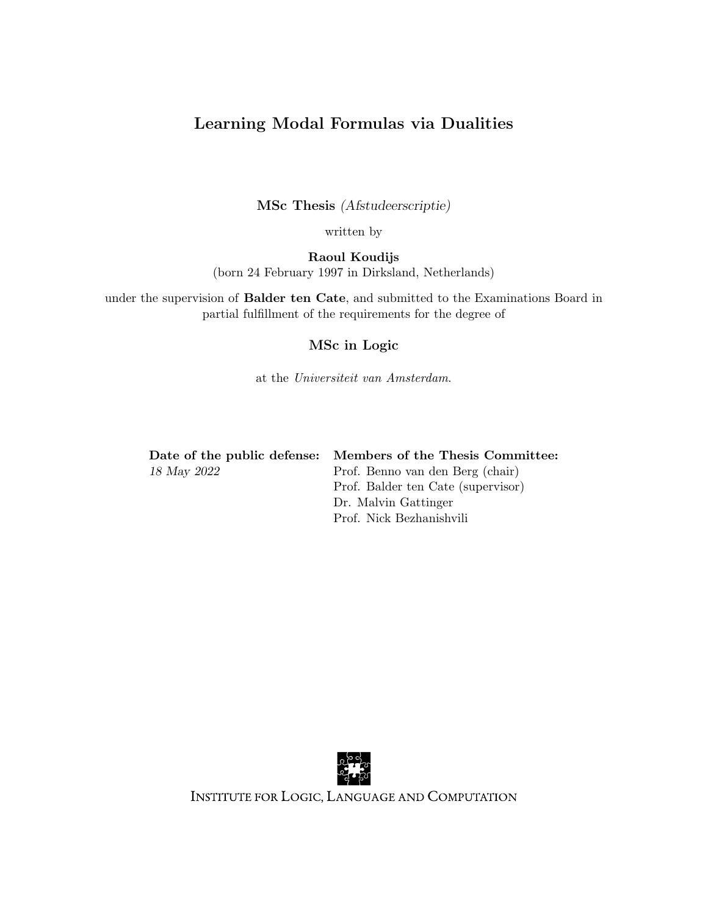# Learning Modal Formulas via Dualities

**MSc Thesis** *(Afstudeerscriptie)*

written by

**Raoul Koudijs**
(born 24 February 1997 in Dirksland, Netherlands)

under the supervision of **Balder ten Cate**, and submitted to the Examinations Board in partial fulfillment of the requirements for the degree of

**MSc in Logic**

at the *Universiteit van Amsterdam*.

| **Date of the public defense:** | **Members of the Thesis Committee:** |
| --- | --- |
| *18 May 2022* | Prof. Benno van den Berg (chair) |
| | Prof. Balder ten Cate (supervisor) |
| | Dr. Malvin Gattinger |
| | Prof. Nick Bezhanishvili |

INSTITUTE FOR LOGIC, LANGUAGE AND COMPUTATION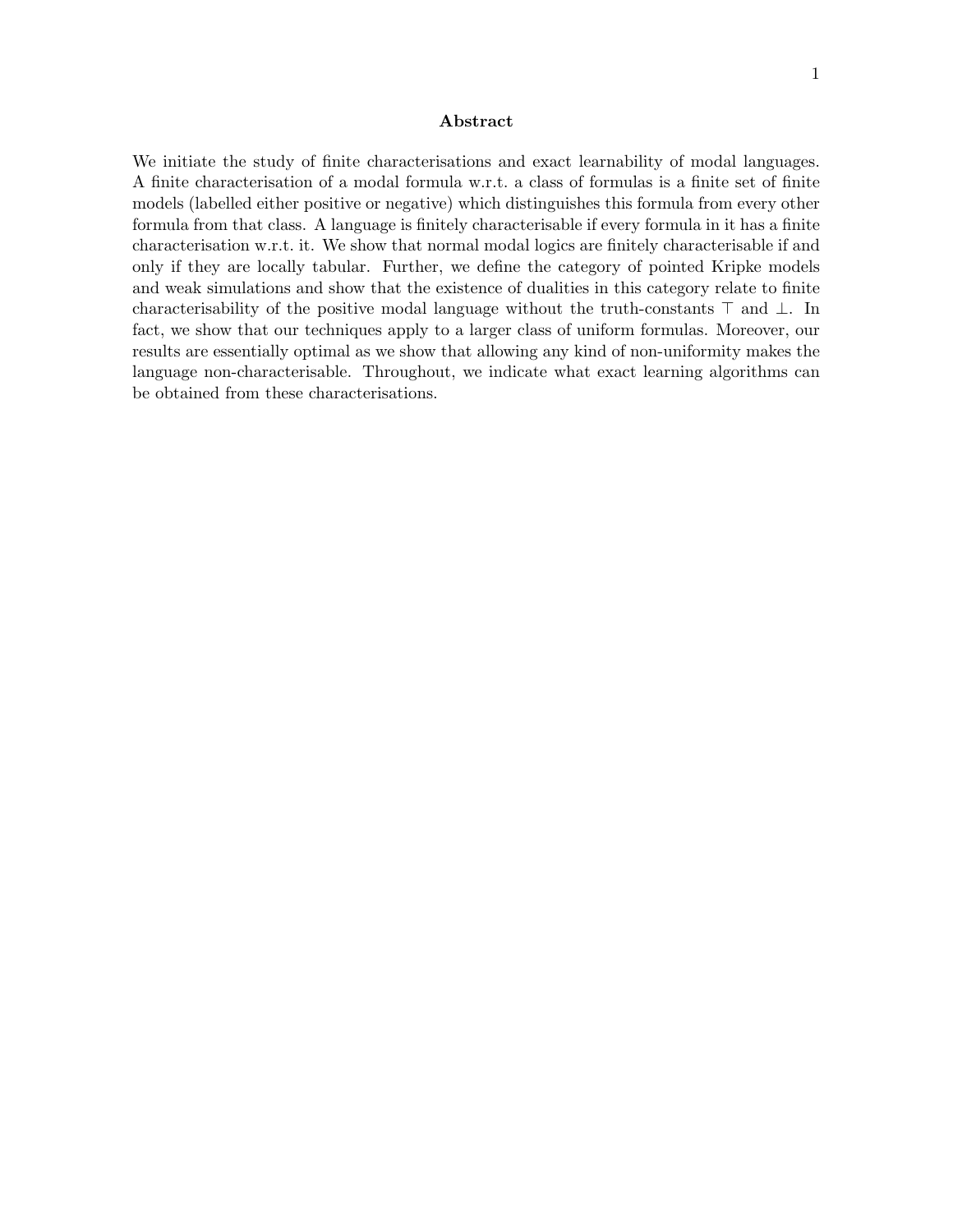## Abstract

We initiate the study of finite characterisations and exact learnability of modal languages. A finite characterisation of a modal formula w.r.t. a class of formulas is a finite set of finite models (labelled either positive or negative) which distinguishes this formula from every other formula from that class. A language is finitely characterisable if every formula in it has a finite characterisation w.r.t. it. We show that normal modal logics are finitely characterisable if and only if they are locally tabular. Further, we define the category of pointed Kripke models and weak simulations and show that the existence of dualities in this category relate to finite characterisability of the positive modal language without the truth-constants $\top$ and $\bot$. In fact, we show that our techniques apply to a larger class of uniform formulas. Moreover, our results are essentially optimal as we show that allowing any kind of non-uniformity makes the language non-characterisable. Throughout, we indicate what exact learning algorithms can be obtained from these characterisations.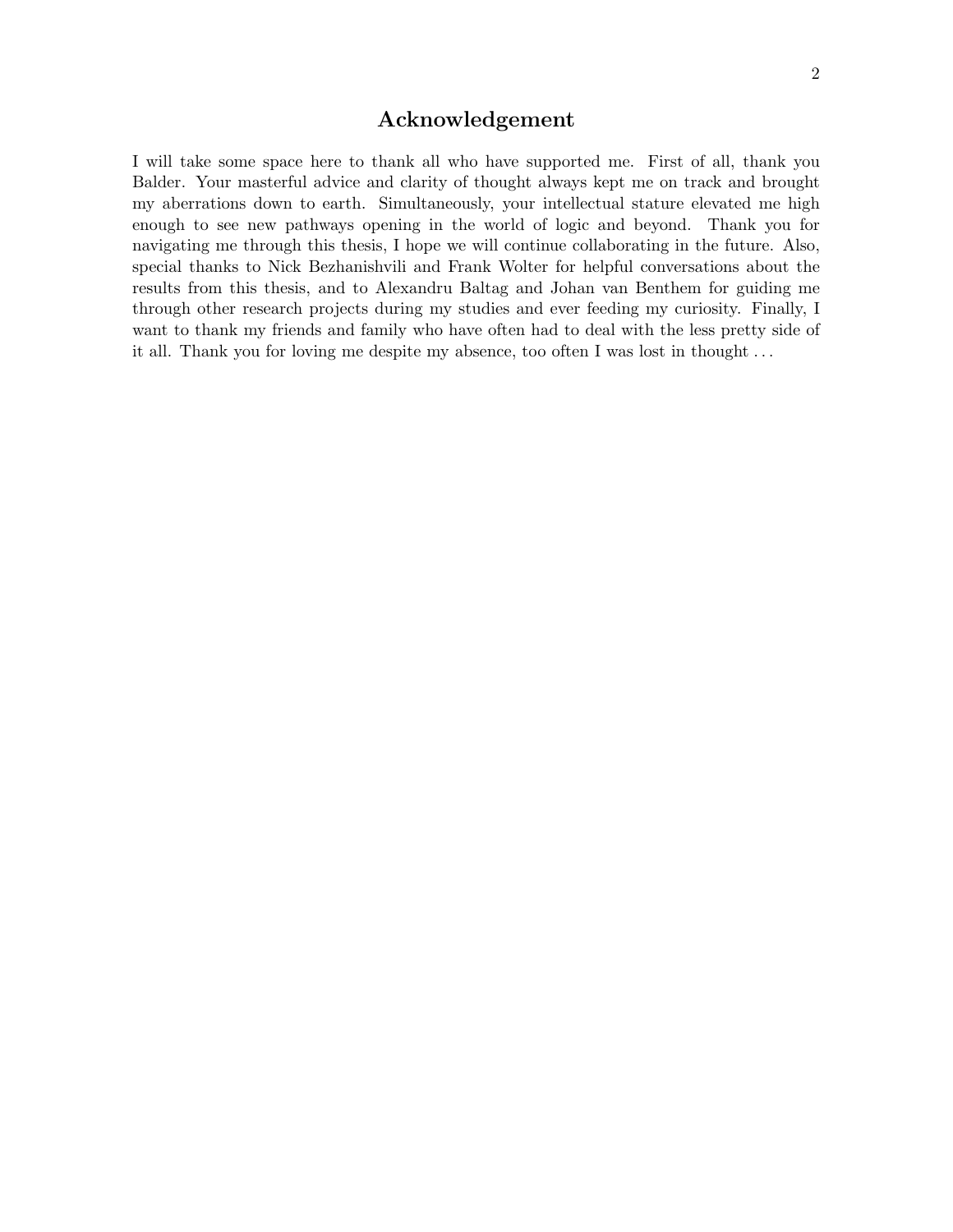## Acknowledgement

I will take some space here to thank all who have supported me. First of all, thank you Balder. Your masterful advice and clarity of thought always kept me on track and brought my aberrations down to earth. Simultaneously, your intellectual stature elevated me high enough to see new pathways opening in the world of logic and beyond. Thank you for navigating me through this thesis, I hope we will continue collaborating in the future. Also, special thanks to Nick Bezhanishvili and Frank Wolter for helpful conversations about the results from this thesis, and to Alexandru Baltag and Johan van Benthem for guiding me through other research projects during my studies and ever feeding my curiosity. Finally, I want to thank my friends and family who have often had to deal with the less pretty side of it all. Thank you for loving me despite my absence, too often I was lost in thought . . .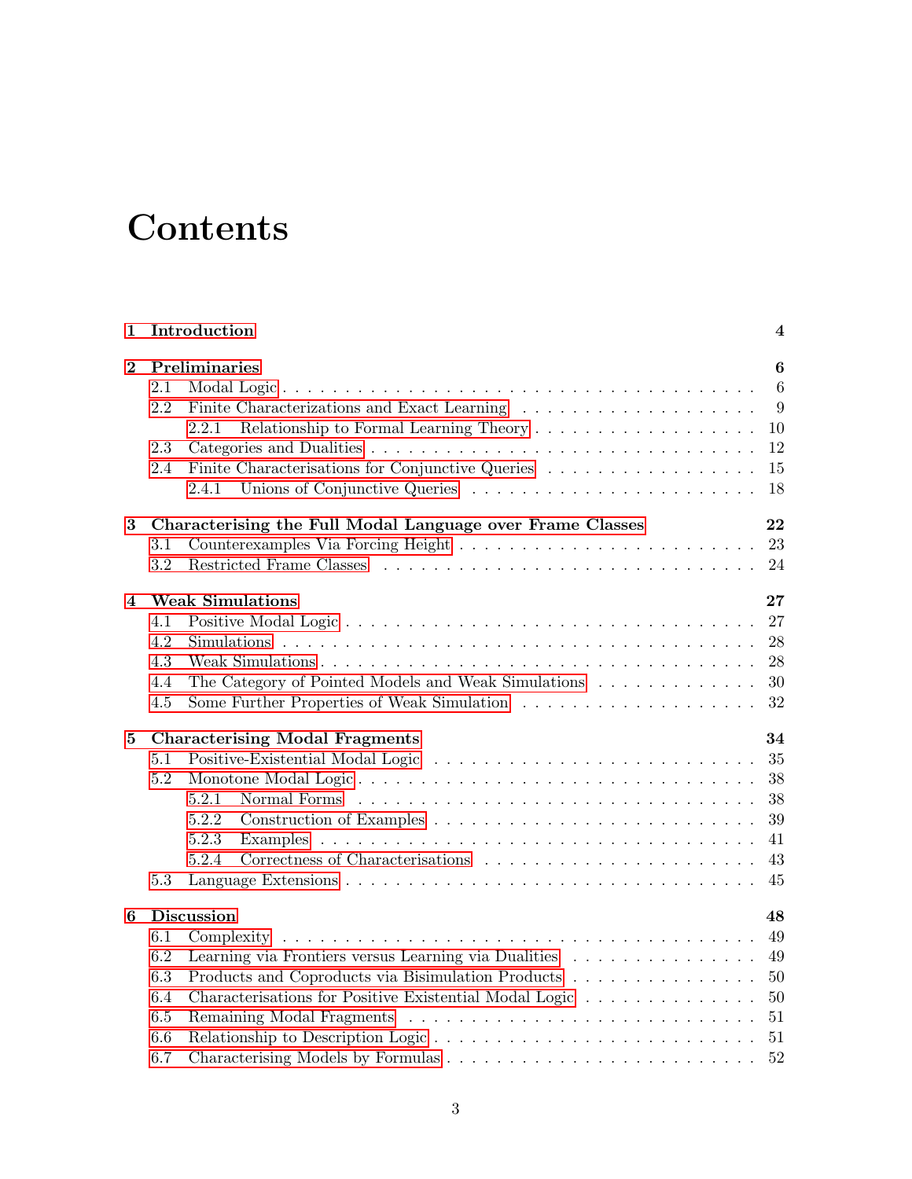# Contents

- 1 Introduction — 4
- 2 Preliminaries — 6
  - 2.1 Modal Logic — 6
  - 2.2 Finite Characterizations and Exact Learning — 9
    - 2.2.1 Relationship to Formal Learning Theory — 10
  - 2.3 Categories and Dualities — 12
  - 2.4 Finite Characterisations for Conjunctive Queries — 15
    - 2.4.1 Unions of Conjunctive Queries — 18
- 3 Characterising the Full Modal Language over Frame Classes — 22
  - 3.1 Counterexamples Via Forcing Height — 23
  - 3.2 Restricted Frame Classes — 24
- 4 Weak Simulations — 27
  - 4.1 Positive Modal Logic — 27
  - 4.2 Simulations — 28
  - 4.3 Weak Simulations — 28
  - 4.4 The Category of Pointed Models and Weak Simulations — 30
  - 4.5 Some Further Properties of Weak Simulation — 32
- 5 Characterising Modal Fragments — 34
  - 5.1 Positive-Existential Modal Logic — 35
  - 5.2 Monotone Modal Logic — 38
    - 5.2.1 Normal Forms — 38
    - 5.2.2 Construction of Examples — 39
    - 5.2.3 Examples — 41
    - 5.2.4 Correctness of Characterisations — 43
  - 5.3 Language Extensions — 45
- 6 Discussion — 48
  - 6.1 Complexity — 49
  - 6.2 Learning via Frontiers versus Learning via Dualities — 49
  - 6.3 Products and Coproducts via Bisimulation Products — 50
  - 6.4 Characterisations for Positive Existential Modal Logic — 50
  - 6.5 Remaining Modal Fragments — 51
  - 6.6 Relationship to Description Logic — 51
  - 6.7 Characterising Models by Formulas — 52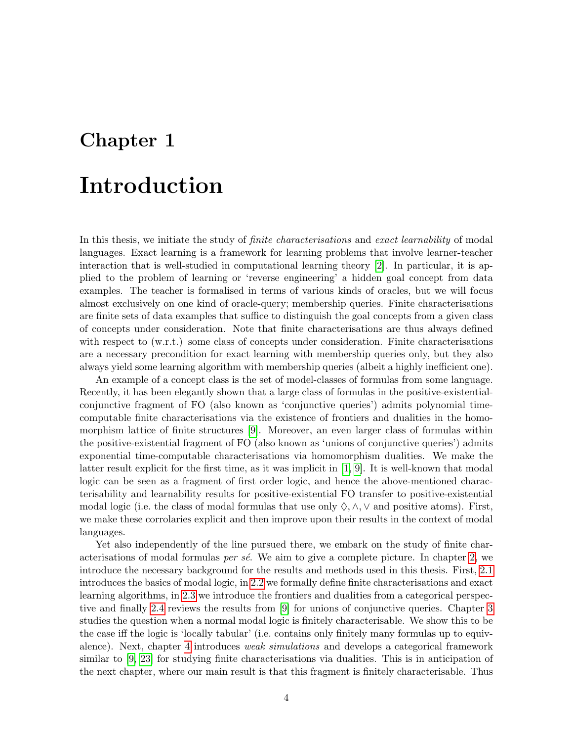# Chapter 1

# Introduction

In this thesis, we initiate the study of *finite characterisations* and *exact learnability* of modal languages. Exact learning is a framework for learning problems that involve learner-teacher interaction that is well-studied in computational learning theory [2]. In particular, it is applied to the problem of learning or 'reverse engineering' a hidden goal concept from data examples. The teacher is formalised in terms of various kinds of oracles, but we will focus almost exclusively on one kind of oracle-query; membership queries. Finite characterisations are finite sets of data examples that suffice to distinguish the goal concepts from a given class of concepts under consideration. Note that finite characterisations are thus always defined with respect to (w.r.t.) some class of concepts under consideration. Finite characterisations are a necessary precondition for exact learning with membership queries only, but they also always yield some learning algorithm with membership queries (albeit a highly inefficient one).

An example of a concept class is the set of model-classes of formulas from some language. Recently, it has been elegantly shown that a large class of formulas in the positive-existential-conjunctive fragment of FO (also known as 'conjunctive queries') admits polynomial time-computable finite characterisations via the existence of frontiers and dualities in the homomorphism lattice of finite structures [9]. Moreover, an even larger class of formulas within the positive-existential fragment of FO (also known as 'unions of conjunctive queries') admits exponential time-computable characterisations via homomorphism dualities. We make the latter result explicit for the first time, as it was implicit in [1, 9]. It is well-known that modal logic can be seen as a fragment of first order logic, and hence the above-mentioned characterisability and learnability results for positive-existential FO transfer to positive-existential modal logic (i.e. the class of modal formulas that use only $\Diamond, \wedge, \vee$ and positive atoms). First, we make these corrolaries explicit and then improve upon their results in the context of modal languages.

Yet also independently of the line pursued there, we embark on the study of finite characterisations of modal formulas *per sé*. We aim to give a complete picture. In chapter 2, we introduce the necessary background for the results and methods used in this thesis. First, 2.1 introduces the basics of modal logic, in 2.2 we formally define finite characterisations and exact learning algorithms, in 2.3 we introduce the frontiers and dualities from a categorical perspective and finally 2.4 reviews the results from [9] for unions of conjunctive queries. Chapter 3 studies the question when a normal modal logic is finitely characterisable. We show this to be the case iff the logic is 'locally tabular' (i.e. contains only finitely many formulas up to equivalence). Next, chapter 4 introduces *weak simulations* and develops a categorical framework similar to [9, 23] for studying finite characterisations via dualities. This is in anticipation of the next chapter, where our main result is that this fragment is finitely characterisable. Thus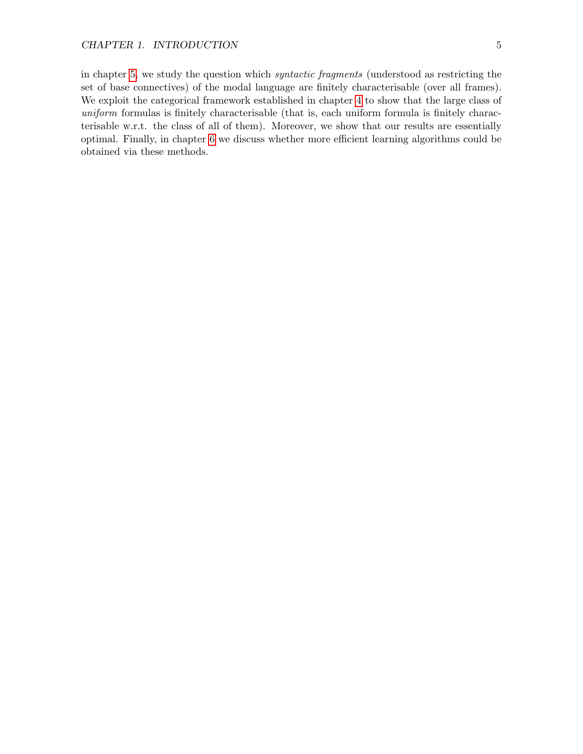in chapter 5, we study the question which *syntactic fragments* (understood as restricting the set of base connectives) of the modal language are finitely characterisable (over all frames). We exploit the categorical framework established in chapter 4 to show that the large class of *uniform* formulas is finitely characterisable (that is, each uniform formula is finitely characterisable w.r.t. the class of all of them). Moreover, we show that our results are essentially optimal. Finally, in chapter 6 we discuss whether more efficient learning algorithms could be obtained via these methods.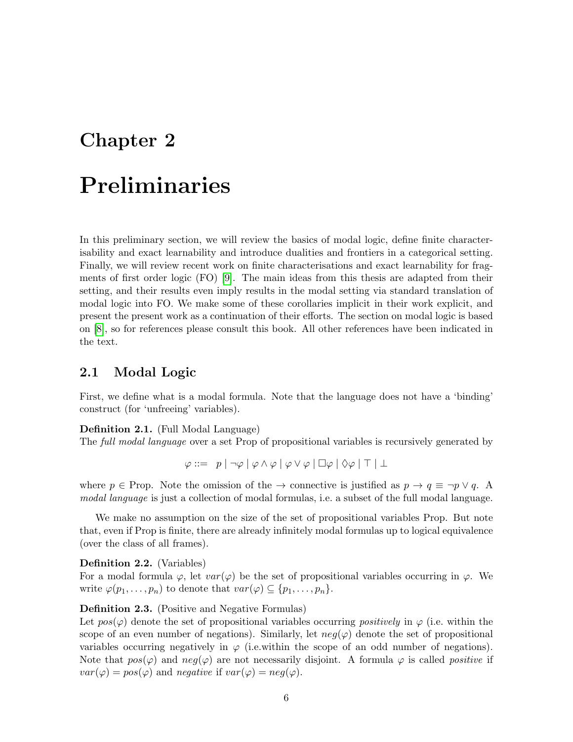# Chapter 2

# Preliminaries

In this preliminary section, we will review the basics of modal logic, define finite characterisability and exact learnability and introduce dualities and frontiers in a categorical setting. Finally, we will review recent work on finite characterisations and exact learnability for fragments of first order logic (FO) [9]. The main ideas from this thesis are adapted from their setting, and their results even imply results in the modal setting via standard translation of modal logic into FO. We make some of these corollaries implicit in their work explicit, and present the present work as a continuation of their efforts. The section on modal logic is based on [8], so for references please consult this book. All other references have been indicated in the text.

## 2.1 Modal Logic

First, we define what is a modal formula. Note that the language does not have a 'binding' construct (for 'unfreeing' variables).

**Definition 2.1.** (Full Modal Language)
The *full modal language* over a set Prop of propositional variables is recursively generated by

$$\varphi ::= \ p \mid \neg\varphi \mid \varphi \wedge \varphi \mid \varphi \vee \varphi \mid \Box\varphi \mid \Diamond\varphi \mid \top \mid \bot$$

where $p \in$ Prop. Note the omission of the $\rightarrow$ connective is justified as $p \rightarrow q \equiv \neg p \vee q$. A *modal language* is just a collection of modal formulas, i.e. a subset of the full modal language.

We make no assumption on the size of the set of propositional variables Prop. But note that, even if Prop is finite, there are already infinitely modal formulas up to logical equivalence (over the class of all frames).

**Definition 2.2.** (Variables)
For a modal formula $\varphi$, let $var(\varphi)$ be the set of propositional variables occurring in $\varphi$. We write $\varphi(p_1, \dots, p_n)$ to denote that $var(\varphi) \subseteq \{p_1, \dots, p_n\}$.

**Definition 2.3.** (Positive and Negative Formulas)
Let $pos(\varphi)$ denote the set of propositional variables occurring *positively* in $\varphi$ (i.e. within the scope of an even number of negations). Similarly, let $neg(\varphi)$ denote the set of propositional variables occurring negatively in $\varphi$ (i.e.within the scope of an odd number of negations). Note that $pos(\varphi)$ and $neg(\varphi)$ are not necessarily disjoint. A formula $\varphi$ is called *positive* if $var(\varphi) = pos(\varphi)$ and *negative* if $var(\varphi) = neg(\varphi)$.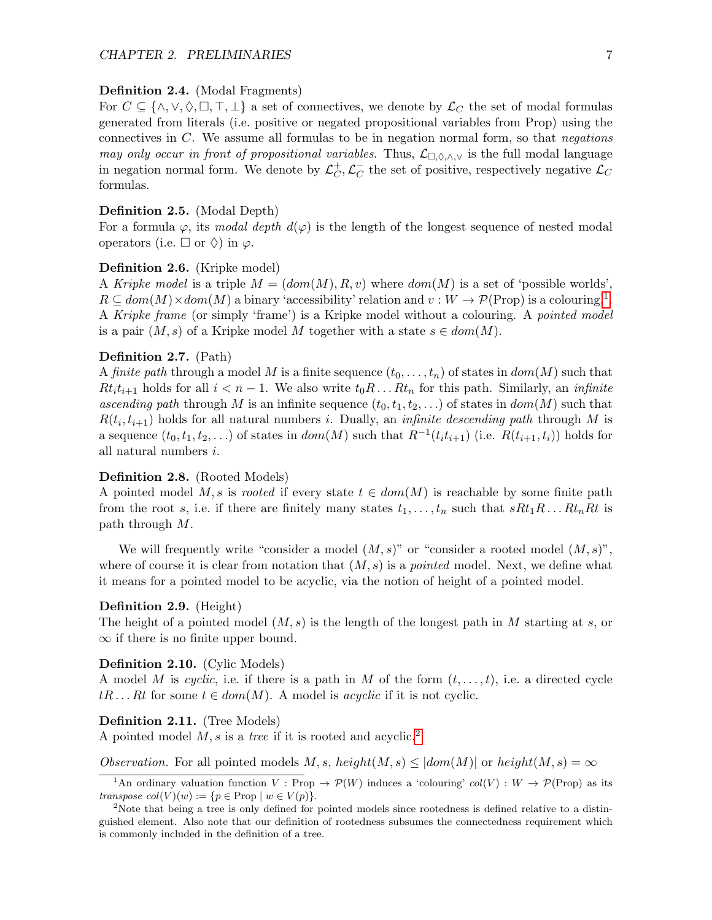**Definition 2.4.** (Modal Fragments)
For $C \subseteq \{\wedge, \vee, \Diamond, \Box, \top, \bot\}$ a set of connectives, we denote by $\mathcal{L}_C$ the set of modal formulas generated from literals (i.e. positive or negated propositional variables from Prop) using the connectives in $C$. We assume all formulas to be in negation normal form, so that *negations may only occur in front of propositional variables*. Thus, $\mathcal{L}_{\Box,\Diamond,\wedge,\vee}$ is the full modal language in negation normal form. We denote by $\mathcal{L}_C^+, \mathcal{L}_C^-$ the set of positive, respectively negative $\mathcal{L}_C$ formulas.

**Definition 2.5.** (Modal Depth)
For a formula $\varphi$, its *modal depth* $d(\varphi)$ is the length of the longest sequence of nested modal operators (i.e. $\Box$ or $\Diamond$) in $\varphi$.

**Definition 2.6.** (Kripke model)
A *Kripke model* is a triple $M = (dom(M), R, v)$ where $dom(M)$ is a set of 'possible worlds', $R \subseteq dom(M) \times dom(M)$ a binary 'accessibility' relation and $v : W \to \mathcal{P}(\text{Prop})$ is a colouring[1]. A *Kripke frame* (or simply 'frame') is a Kripke model without a colouring. A *pointed model* is a pair $(M, s)$ of a Kripke model $M$ together with a state $s \in dom(M)$.

**Definition 2.7.** (Path)
A *finite path* through a model $M$ is a finite sequence $(t_0, \ldots, t_n)$ of states in $dom(M)$ such that $Rt_it_{i+1}$ holds for all $i < n-1$. We also write $t_0R \ldots Rt_n$ for this path. Similarly, an *infinite ascending path* through $M$ is an infinite sequence $(t_0, t_1, t_2, \ldots)$ of states in $dom(M)$ such that $R(t_i, t_{i+1})$ holds for all natural numbers $i$. Dually, an *infinite descending path* through $M$ is a sequence $(t_0, t_1, t_2, \ldots)$ of states in $dom(M)$ such that $R^{-1}(t_it_{i+1})$ (i.e. $R(t_{i+1}, t_i)$) holds for all natural numbers $i$.

**Definition 2.8.** (Rooted Models)
A pointed model $M, s$ is *rooted* if every state $t \in dom(M)$ is reachable by some finite path from the root $s$, i.e. if there are finitely many states $t_1, \ldots, t_n$ such that $sRt_1R \ldots Rt_nRt$ is path through $M$.

We will frequently write "consider a model $(M, s)$" or "consider a rooted model $(M, s)$", where of course it is clear from notation that $(M, s)$ is a *pointed* model. Next, we define what it means for a pointed model to be acyclic, via the notion of height of a pointed model.

**Definition 2.9.** (Height)
The height of a pointed model $(M, s)$ is the length of the longest path in $M$ starting at $s$, or $\infty$ if there is no finite upper bound.

**Definition 2.10.** (Cylic Models)
A model $M$ is *cyclic*, i.e. if there is a path in $M$ of the form $(t, \ldots, t)$, i.e. a directed cycle $tR \ldots Rt$ for some $t \in dom(M)$. A model is *acyclic* if it is not cyclic.

**Definition 2.11.** (Tree Models)
A pointed model $M, s$ is a *tree* if it is rooted and acyclic.[2]

*Observation.* For all pointed models $M, s$, $height(M, s) \leq |dom(M)|$ or $height(M, s) = \infty$

[1] An ordinary valuation function $V : \text{Prop} \to \mathcal{P}(W)$ induces a 'colouring' $col(V) : W \to \mathcal{P}(\text{Prop})$ as its *transpose* $col(V)(w) := \{p \in \text{Prop} \mid w \in V(p)\}$.

[2] Note that being a tree is only defined for pointed models since rootedness is defined relative to a distinguished element. Also note that our definition of rootedness subsumes the connectedness requirement which is commonly included in the definition of a tree.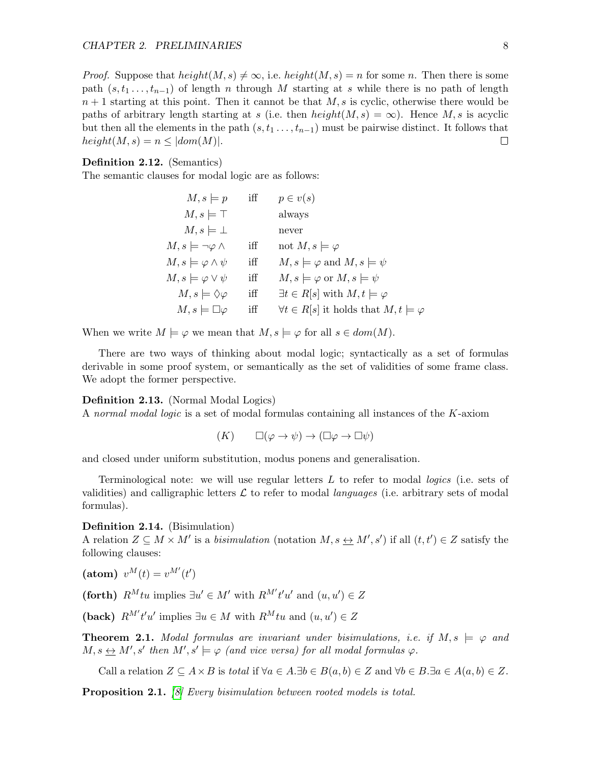*Proof.* Suppose that $height(M, s) \neq \infty$, i.e. $height(M, s) = n$ for some $n$. Then there is some path $(s, t_1 \ldots, t_{n-1})$ of length $n$ through $M$ starting at $s$ while there is no path of length $n+1$ starting at this point. Then it cannot be that $M, s$ is cyclic, otherwise there would be paths of arbitrary length starting at $s$ (i.e. then $height(M, s) = \infty$). Hence $M, s$ is acyclic but then all the elements in the path $(s, t_1 \ldots, t_{n-1})$ must be pairwise distinct. It follows that $height(M, s) = n \leq |dom(M)|$. ☐

**Definition 2.12.** (Semantics)
The semantic clauses for modal logic are as follows:

$$
\begin{array}{rll}
M, s \models p & \text{iff} & p \in v(s) \\
M, s \models \top & & \text{always} \\
M, s \models \bot & & \text{never} \\
M, s \models \neg\varphi \wedge & \text{iff} & \text{not } M, s \models \varphi \\
M, s \models \varphi \wedge \psi & \text{iff} & M, s \models \varphi \text{ and } M, s \models \psi \\
M, s \models \varphi \vee \psi & \text{iff} & M, s \models \varphi \text{ or } M, s \models \psi \\
M, s \models \Diamond\varphi & \text{iff} & \exists t \in R[s] \text{ with } M, t \models \varphi \\
M, s \models \Box\varphi & \text{iff} & \forall t \in R[s] \text{ it holds that } M, t \models \varphi
\end{array}
$$

When we write $M \models \varphi$ we mean that $M, s \models \varphi$ for all $s \in dom(M)$.

There are two ways of thinking about modal logic; syntactically as a set of formulas derivable in some proof system, or semantically as the set of validities of some frame class. We adopt the former perspective.

**Definition 2.13.** (Normal Modal Logics)
A *normal modal logic* is a set of modal formulas containing all instances of the $K$-axiom

$$(K) \qquad \Box(\varphi \rightarrow \psi) \rightarrow (\Box\varphi \rightarrow \Box\psi)$$

and closed under uniform substitution, modus ponens and generalisation.

Terminological note: we will use regular letters $L$ to refer to modal *logics* (i.e. sets of validities) and calligraphic letters $\mathcal{L}$ to refer to modal *languages* (i.e. arbitrary sets of modal formulas).

**Definition 2.14.** (Bisimulation)
A relation $Z \subseteq M \times M'$ is a *bisimulation* (notation $M, s \leftrightarroweq M', s'$) if all $(t, t') \in Z$ satisfy the following clauses:

**(atom)** $v^M(t) = v^{M'}(t')$

**(forth)** $R^M tu$ implies $\exists u' \in M'$ with $R^{M'} t'u'$ and $(u, u') \in Z$

**(back)** $R^{M'} t'u'$ implies $\exists u \in M$ with $R^M tu$ and $(u, u') \in Z$

**Theorem 2.1.** *Modal formulas are invariant under bisimulations, i.e. if $M, s \models \varphi$ and $M, s \leftrightarroweq M', s'$ then $M', s' \models \varphi$ (and vice versa) for all modal formulas $\varphi$.*

Call a relation $Z \subseteq A \times B$ is *total* if $\forall a \in A. \exists b \in B(a, b) \in Z$ and $\forall b \in B. \exists a \in A(a, b) \in Z$.

**Proposition 2.1.** [8] *Every bisimulation between rooted models is total.*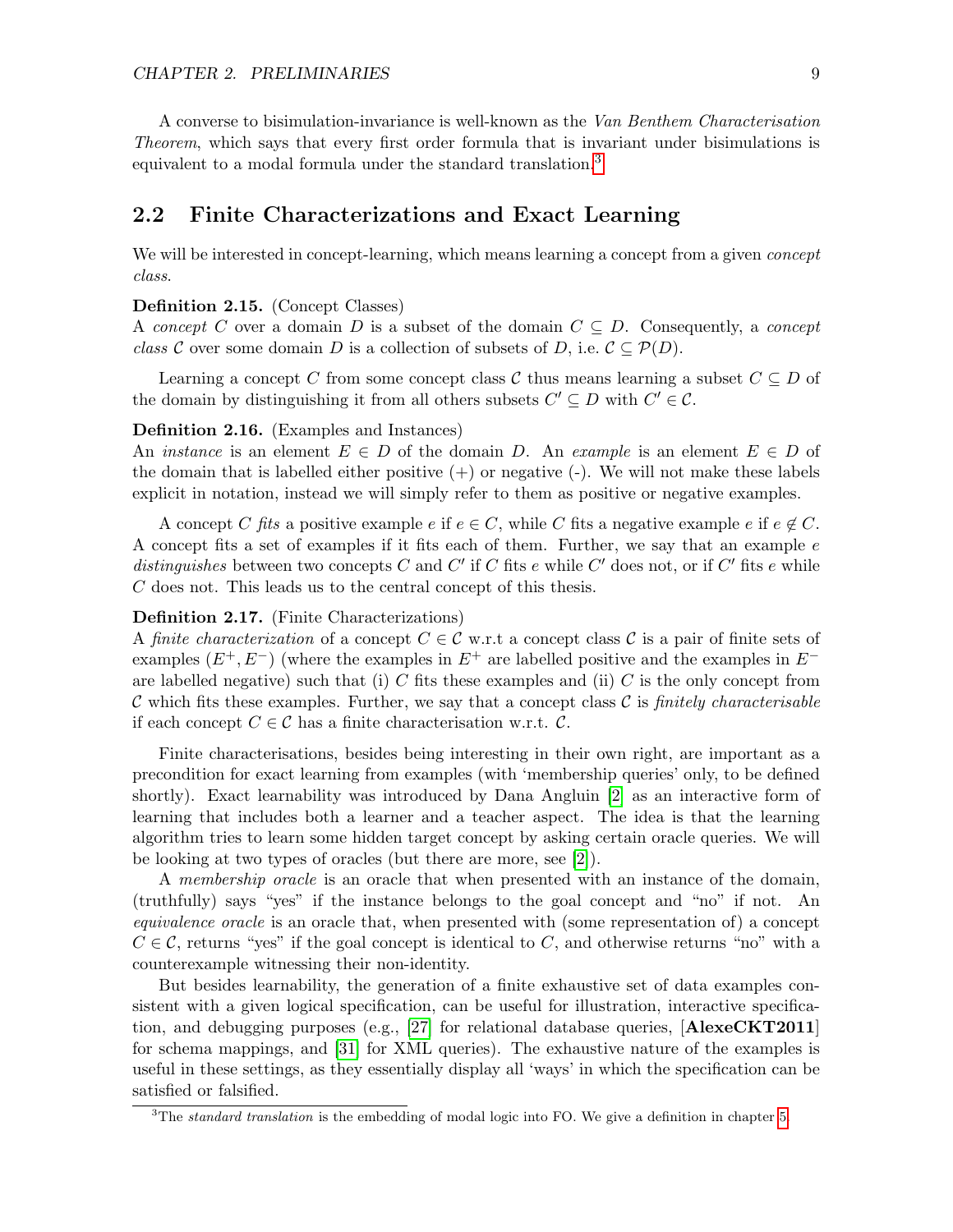A converse to bisimulation-invariance is well-known as the *Van Benthem Characterisation Theorem*, which says that every first order formula that is invariant under bisimulations is equivalent to a modal formula under the standard translation.[3]

## 2.2 Finite Characterizations and Exact Learning

We will be interested in concept-learning, which means learning a concept from a given *concept class*.

**Definition 2.15.** (Concept Classes)
A *concept* $C$ over a domain $D$ is a subset of the domain $C \subseteq D$. Consequently, a *concept class* $\mathcal{C}$ over some domain $D$ is a collection of subsets of $D$, i.e. $\mathcal{C} \subseteq \mathcal{P}(D)$.

Learning a concept $C$ from some concept class $\mathcal{C}$ thus means learning a subset $C \subseteq D$ of the domain by distinguishing it from all others subsets $C' \subseteq D$ with $C' \in \mathcal{C}$.

**Definition 2.16.** (Examples and Instances)
An *instance* is an element $E \in D$ of the domain $D$. An *example* is an element $E \in D$ of the domain that is labelled either positive (+) or negative (-). We will not make these labels explicit in notation, instead we will simply refer to them as positive or negative examples.

A concept $C$ *fits* a positive example $e$ if $e \in C$, while $C$ fits a negative example $e$ if $e \notin C$. A concept fits a set of examples if it fits each of them. Further, we say that an example $e$ *distinguishes* between two concepts $C$ and $C'$ if $C$ fits $e$ while $C'$ does not, or if $C'$ fits $e$ while $C$ does not. This leads us to the central concept of this thesis.

**Definition 2.17.** (Finite Characterizations)
A *finite characterization* of a concept $C \in \mathcal{C}$ w.r.t a concept class $\mathcal{C}$ is a pair of finite sets of examples $(E^+, E^-)$ (where the examples in $E^+$ are labelled positive and the examples in $E^-$ are labelled negative) such that (i) $C$ fits these examples and (ii) $C$ is the only concept from $\mathcal{C}$ which fits these examples. Further, we say that a concept class $\mathcal{C}$ is *finitely characterisable* if each concept $C \in \mathcal{C}$ has a finite characterisation w.r.t. $\mathcal{C}$.

Finite characterisations, besides being interesting in their own right, are important as a precondition for exact learning from examples (with 'membership queries' only, to be defined shortly). Exact learnability was introduced by Dana Angluin [2] as an interactive form of learning that includes both a learner and a teacher aspect. The idea is that the learning algorithm tries to learn some hidden target concept by asking certain oracle queries. We will be looking at two types of oracles (but there are more, see [2]).

A *membership oracle* is an oracle that when presented with an instance of the domain, (truthfully) says "yes" if the instance belongs to the goal concept and "no" if not. An *equivalence oracle* is an oracle that, when presented with (some representation of) a concept $C \in \mathcal{C}$, returns "yes" if the goal concept is identical to $C$, and otherwise returns "no" with a counterexample witnessing their non-identity.

But besides learnability, the generation of a finite exhaustive set of data examples consistent with a given logical specification, can be useful for illustration, interactive specification, and debugging purposes (e.g., [27] for relational database queries, [**AlexeCKT2011**] for schema mappings, and [31] for XML queries). The exhaustive nature of the examples is useful in these settings, as they essentially display all 'ways' in which the specification can be satisfied or falsified.

[3] The *standard translation* is the embedding of modal logic into FO. We give a definition in chapter 5.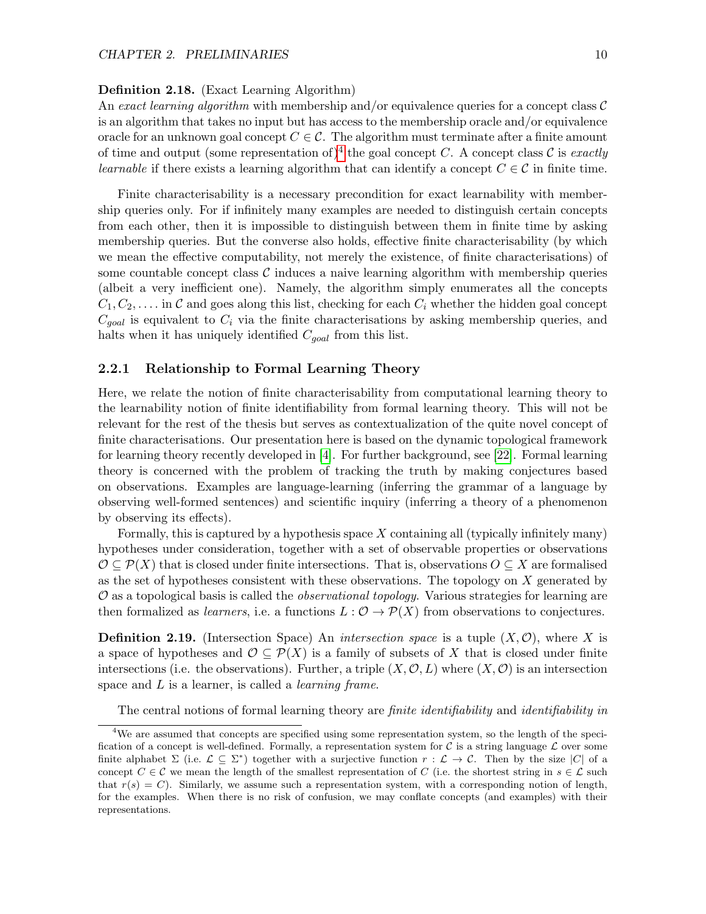**Definition 2.18.** (Exact Learning Algorithm)
An *exact learning algorithm* with membership and/or equivalence queries for a concept class $\mathcal{C}$ is an algorithm that takes no input but has access to the membership oracle and/or equivalence oracle for an unknown goal concept $C \in \mathcal{C}$. The algorithm must terminate after a finite amount of time and output (some representation of)[4] the goal concept $C$. A concept class $\mathcal{C}$ is *exactly learnable* if there exists a learning algorithm that can identify a concept $C \in \mathcal{C}$ in finite time.

Finite characterisability is a necessary precondition for exact learnability with membership queries only. For if infinitely many examples are needed to distinguish certain concepts from each other, then it is impossible to distinguish between them in finite time by asking membership queries. But the converse also holds, effective finite characterisability (by which we mean the effective computability, not merely the existence, of finite characterisations) of some countable concept class $\mathcal{C}$ induces a naive learning algorithm with membership queries (albeit a very inefficient one). Namely, the algorithm simply enumerates all the concepts $C_1, C_2, \ldots$ in $\mathcal{C}$ and goes along this list, checking for each $C_i$ whether the hidden goal concept $C_{goal}$ is equivalent to $C_i$ via the finite characterisations by asking membership queries, and halts when it has uniquely identified $C_{goal}$ from this list.

### 2.2.1 Relationship to Formal Learning Theory

Here, we relate the notion of finite characterisability from computational learning theory to the learnability notion of finite identifiability from formal learning theory. This will not be relevant for the rest of the thesis but serves as contextualization of the quite novel concept of finite characterisations. Our presentation here is based on the dynamic topological framework for learning theory recently developed in [4]. For further background, see [22]. Formal learning theory is concerned with the problem of tracking the truth by making conjectures based on observations. Examples are language-learning (inferring the grammar of a language by observing well-formed sentences) and scientific inquiry (inferring a theory of a phenomenon by observing its effects).

Formally, this is captured by a hypothesis space $X$ containing all (typically infinitely many) hypotheses under consideration, together with a set of observable properties or observations $\mathcal{O} \subseteq \mathcal{P}(X)$ that is closed under finite intersections. That is, observations $O \subseteq X$ are formalised as the set of hypotheses consistent with these observations. The topology on $X$ generated by $\mathcal{O}$ as a topological basis is called the *observational topology*. Various strategies for learning are then formalized as *learners*, i.e. a functions $L : \mathcal{O} \to \mathcal{P}(X)$ from observations to conjectures.

**Definition 2.19.** (Intersection Space) An *intersection space* is a tuple $(X, \mathcal{O})$, where $X$ is a space of hypotheses and $\mathcal{O} \subseteq \mathcal{P}(X)$ is a family of subsets of $X$ that is closed under finite intersections (i.e. the observations). Further, a triple $(X, \mathcal{O}, L)$ where $(X, \mathcal{O})$ is an intersection space and $L$ is a learner, is called a *learning frame*.

The central notions of formal learning theory are *finite identifiability* and *identifiability in*

[4] We are assumed that concepts are specified using some representation system, so the length of the specification of a concept is well-defined. Formally, a representation system for $\mathcal{C}$ is a string language $\mathcal{L}$ over some finite alphabet $\Sigma$ (i.e. $\mathcal{L} \subseteq \Sigma^*$) together with a surjective function $r : \mathcal{L} \to \mathcal{C}$. Then by the size $|C|$ of a concept $C \in \mathcal{C}$ we mean the length of the smallest representation of $C$ (i.e. the shortest string in $s \in \mathcal{L}$ such that $r(s) = C$). Similarly, we assume such a representation system, with a corresponding notion of length, for the examples. When there is no risk of confusion, we may conflate concepts (and examples) with their representations.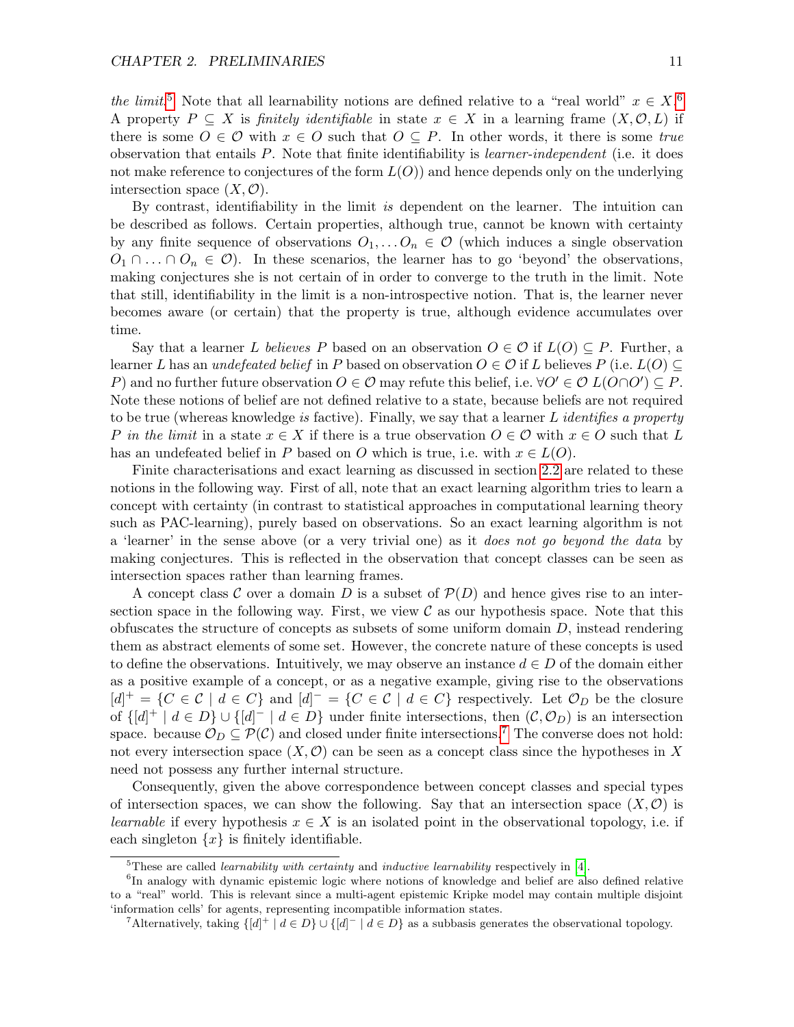*the limit*.[5] Note that all learnability notions are defined relative to a "real world" $x \in X$.[6] A property $P \subseteq X$ is *finitely identifiable* in state $x \in X$ in a learning frame $(X, \mathcal{O}, L)$ if there is some $O \in \mathcal{O}$ with $x \in O$ such that $O \subseteq P$. In other words, it there is some *true* observation that entails $P$. Note that finite identifiability is *learner-independent* (i.e. it does not make reference to conjectures of the form $L(O)$) and hence depends only on the underlying intersection space $(X, \mathcal{O})$.

By contrast, identifiability in the limit *is* dependent on the learner. The intuition can be described as follows. Certain properties, although true, cannot be known with certainty by any finite sequence of observations $O_1, \ldots O_n \in \mathcal{O}$ (which induces a single observation $O_1 \cap \ldots \cap O_n \in \mathcal{O}$). In these scenarios, the learner has to go 'beyond' the observations, making conjectures she is not certain of in order to converge to the truth in the limit. Note that still, identifiability in the limit is a non-introspective notion. That is, the learner never becomes aware (or certain) that the property is true, although evidence accumulates over time.

Say that a learner $L$ *believes* $P$ based on an observation $O \in \mathcal{O}$ if $L(O) \subseteq P$. Further, a learner $L$ has an *undefeated belief* in $P$ based on observation $O \in \mathcal{O}$ if $L$ believes $P$ (i.e. $L(O) \subseteq P$) and no further future observation $O \in \mathcal{O}$ may refute this belief, i.e. $\forall O' \in \mathcal{O}\ L(O \cap O') \subseteq P$. Note these notions of belief are not defined relative to a state, because beliefs are not required to be true (whereas knowledge *is* factive). Finally, we say that a learner $L$ *identifies a property* $P$ *in the limit* in a state $x \in X$ if there is a true observation $O \in \mathcal{O}$ with $x \in O$ such that $L$ has an undefeated belief in $P$ based on $O$ which is true, i.e. with $x \in L(O)$.

Finite characterisations and exact learning as discussed in section 2.2 are related to these notions in the following way. First of all, note that an exact learning algorithm tries to learn a concept with certainty (in contrast to statistical approaches in computational learning theory such as PAC-learning), purely based on observations. So an exact learning algorithm is not a 'learner' in the sense above (or a very trivial one) as it *does not go beyond the data* by making conjectures. This is reflected in the observation that concept classes can be seen as intersection spaces rather than learning frames.

A concept class $\mathcal{C}$ over a domain $D$ is a subset of $\mathcal{P}(D)$ and hence gives rise to an intersection space in the following way. First, we view $\mathcal{C}$ as our hypothesis space. Note that this obfuscates the structure of concepts as subsets of some uniform domain $D$, instead rendering them as abstract elements of some set. However, the concrete nature of these concepts is used to define the observations. Intuitively, we may observe an instance $d \in D$ of the domain either as a positive example of a concept, or as a negative example, giving rise to the observations $[d]^+ = \{C \in \mathcal{C} \mid d \in C\}$ and $[d]^- = \{C \in \mathcal{C} \mid d \in C\}$ respectively. Let $\mathcal{O}_D$ be the closure of $\{[d]^+ \mid d \in D\} \cup \{[d]^- \mid d \in D\}$ under finite intersections, then $(\mathcal{C}, \mathcal{O}_D)$ is an intersection space. because $\mathcal{O}_D \subseteq \mathcal{P}(\mathcal{C})$ and closed under finite intersections.[7] The converse does not hold: not every intersection space $(X, \mathcal{O})$ can be seen as a concept class since the hypotheses in $X$ need not possess any further internal structure.

Consequently, given the above correspondence between concept classes and special types of intersection spaces, we can show the following. Say that an intersection space $(X, \mathcal{O})$ is *learnable* if every hypothesis $x \in X$ is an isolated point in the observational topology, i.e. if each singleton $\{x\}$ is finitely identifiable.

---

[5] These are called *learnability with certainty* and *inductive learnability* respectively in [4].

[6] In analogy with dynamic epistemic logic where notions of knowledge and belief are also defined relative to a "real" world. This is relevant since a multi-agent epistemic Kripke model may contain multiple disjoint 'information cells' for agents, representing incompatible information states.

[7] Alternatively, taking $\{[d]^+ \mid d \in D\} \cup \{[d]^- \mid d \in D\}$ as a subbasis generates the observational topology.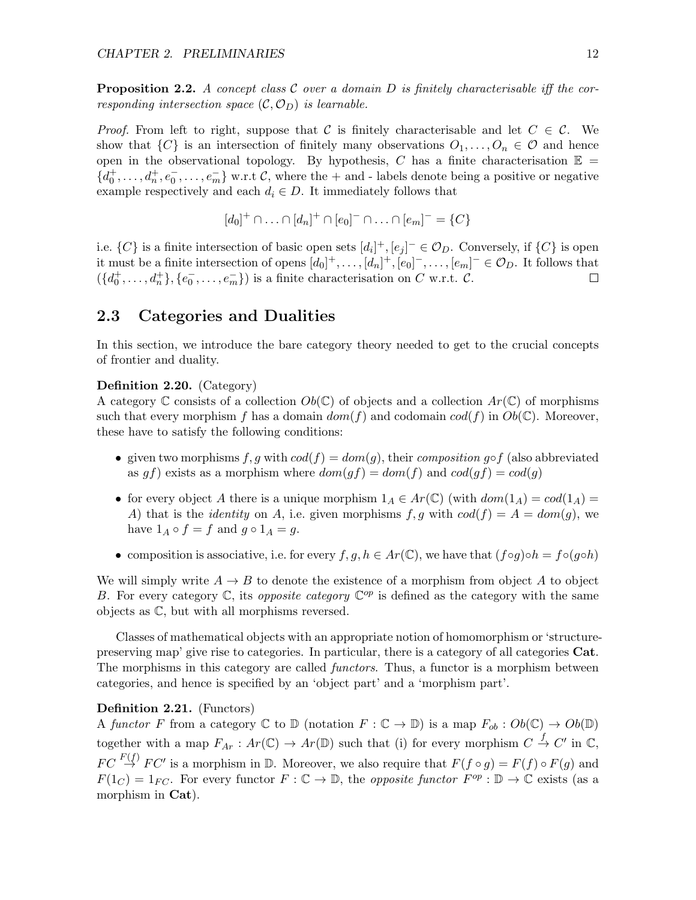**Proposition 2.2.** *A concept class $\mathcal{C}$ over a domain $D$ is finitely characterisable iff the corresponding intersection space $(\mathcal{C}, \mathcal{O}_D)$ is learnable.*

*Proof.* From left to right, suppose that $\mathcal{C}$ is finitely characterisable and let $C \in \mathcal{C}$. We show that $\{C\}$ is an intersection of finitely many observations $O_1, \ldots, O_n \in \mathcal{O}$ and hence open in the observational topology. By hypothesis, $C$ has a finite characterisation $\mathbb{E} = \{d_0^+, \ldots, d_n^+, e_0^-, \ldots, e_m^-\}$ w.r.t $\mathcal{C}$, where the + and - labels denote being a positive or negative example respectively and each $d_i \in D$. It immediately follows that

$$[d_0]^+ \cap \ldots \cap [d_n]^+ \cap [e_0]^- \cap \ldots \cap [e_m]^- = \{C\}$$

i.e. $\{C\}$ is a finite intersection of basic open sets $[d_i]^+, [e_j]^- \in \mathcal{O}_D$. Conversely, if $\{C\}$ is open it must be a finite intersection of opens $[d_0]^+, \ldots, [d_n]^+, [e_0]^-, \ldots, [e_m]^- \in \mathcal{O}_D$. It follows that $(\{d_0^+, \ldots, d_n^+\}, \{e_0^-, \ldots, e_m^-\})$ is a finite characterisation on $C$ w.r.t. $\mathcal{C}$. $\square$

## 2.3 Categories and Dualities

In this section, we introduce the bare category theory needed to get to the crucial concepts of frontier and duality.

**Definition 2.20.** (Category)
A category $\mathbb{C}$ consists of a collection $Ob(\mathbb{C})$ of objects and a collection $Ar(\mathbb{C})$ of morphisms such that every morphism $f$ has a domain $dom(f)$ and codomain $cod(f)$ in $Ob(\mathbb{C})$. Moreover, these have to satisfy the following conditions:

- given two morphisms $f, g$ with $cod(f) = dom(g)$, their *composition* $g \circ f$ (also abbreviated as $gf$) exists as a morphism where $dom(gf) = dom(f)$ and $cod(gf) = cod(g)$
- for every object $A$ there is a unique morphism $1_A \in Ar(\mathbb{C})$ (with $dom(1_A) = cod(1_A) = A$) that is the *identity* on $A$, i.e. given morphisms $f, g$ with $cod(f) = A = dom(g)$, we have $1_A \circ f = f$ and $g \circ 1_A = g$.
- composition is associative, i.e. for every $f, g, h \in Ar(\mathbb{C})$, we have that $(f \circ g) \circ h = f \circ (g \circ h)$

We will simply write $A \to B$ to denote the existence of a morphism from object $A$ to object $B$. For every category $\mathbb{C}$, its *opposite category* $\mathbb{C}^{op}$ is defined as the category with the same objects as $\mathbb{C}$, but with all morphisms reversed.

Classes of mathematical objects with an appropriate notion of homomorphism or 'structure-preserving map' give rise to categories. In particular, there is a category of all categories **Cat**. The morphisms in this category are called *functors*. Thus, a functor is a morphism between categories, and hence is specified by an 'object part' and a 'morphism part'.

**Definition 2.21.** (Functors)
A *functor* $F$ from a category $\mathbb{C}$ to $\mathbb{D}$ (notation $F : \mathbb{C} \to \mathbb{D}$) is a map $F_{ob} : Ob(\mathbb{C}) \to Ob(\mathbb{D})$ together with a map $F_{Ar} : Ar(\mathbb{C}) \to Ar(\mathbb{D})$ such that (i) for every morphism $C \xrightarrow{f} C'$ in $\mathbb{C}$, $FC \xrightarrow{F(f)} FC'$ is a morphism in $\mathbb{D}$. Moreover, we also require that $F(f \circ g) = F(f) \circ F(g)$ and $F(1_C) = 1_{FC}$. For every functor $F : \mathbb{C} \to \mathbb{D}$, the *opposite functor* $F^{op} : \mathbb{D} \to \mathbb{C}$ exists (as a morphism in **Cat**).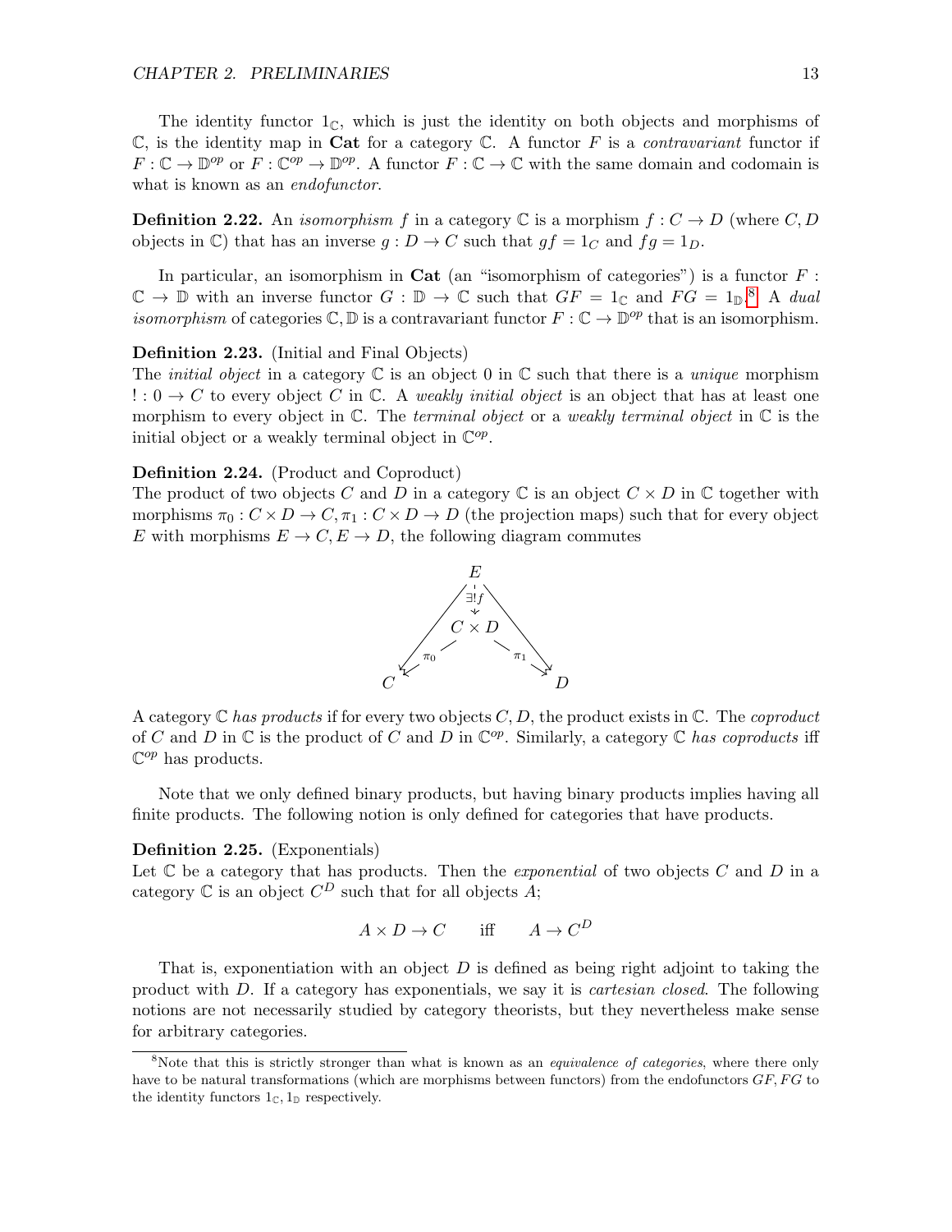The identity functor $1_{\mathbb{C}}$, which is just the identity on both objects and morphisms of $\mathbb{C}$, is the identity map in **Cat** for a category $\mathbb{C}$. A functor $F$ is a *contravariant* functor if $F : \mathbb{C} \to \mathbb{D}^{op}$ or $F : \mathbb{C}^{op} \to \mathbb{D}^{op}$. A functor $F : \mathbb{C} \to \mathbb{C}$ with the same domain and codomain is what is known as an *endofunctor*.

**Definition 2.22.** An *isomorphism* $f$ in a category $\mathbb{C}$ is a morphism $f : C \to D$ (where $C, D$ objects in $\mathbb{C}$) that has an inverse $g : D \to C$ such that $gf = 1_C$ and $fg = 1_D$.

In particular, an isomorphism in **Cat** (an "isomorphism of categories") is a functor $F : \mathbb{C} \to \mathbb{D}$ with an inverse functor $G : \mathbb{D} \to \mathbb{C}$ such that $GF = 1_{\mathbb{C}}$ and $FG = 1_{\mathbb{D}}$.[8] A *dual isomorphism* of categories $\mathbb{C}, \mathbb{D}$ is a contravariant functor $F : \mathbb{C} \to \mathbb{D}^{op}$ that is an isomorphism.

**Definition 2.23.** (Initial and Final Objects)
The *initial object* in a category $\mathbb{C}$ is an object $0$ in $\mathbb{C}$ such that there is a *unique* morphism $! : 0 \to C$ to every object $C$ in $\mathbb{C}$. A *weakly initial object* is an object that has at least one morphism to every object in $\mathbb{C}$. The *terminal object* or a *weakly terminal object* in $\mathbb{C}$ is the initial object or a weakly terminal object in $\mathbb{C}^{op}$.

**Definition 2.24.** (Product and Coproduct)
The product of two objects $C$ and $D$ in a category $\mathbb{C}$ is an object $C \times D$ in $\mathbb{C}$ together with morphisms $\pi_0 : C \times D \to C, \pi_1 : C \times D \to D$ (the projection maps) such that for every object $E$ with morphisms $E \to C, E \to D$, the following diagram commutes

$$
\begin{array}{ccccc}
 & & E & & \\
 & \swarrow & \downarrow{\scriptstyle \exists! f} & \searrow & \\
 & & C \times D & & \\
 & \swarrow{\scriptstyle \pi_0} & & \searrow{\scriptstyle \pi_1} & \\
C & & & & D
\end{array}
$$

A category $\mathbb{C}$ *has products* if for every two objects $C, D$, the product exists in $\mathbb{C}$. The *coproduct* of $C$ and $D$ in $\mathbb{C}$ is the product of $C$ and $D$ in $\mathbb{C}^{op}$. Similarly, a category $\mathbb{C}$ *has coproducts* iff $\mathbb{C}^{op}$ has products.

Note that we only defined binary products, but having binary products implies having all finite products. The following notion is only defined for categories that have products.

**Definition 2.25.** (Exponentials)
Let $\mathbb{C}$ be a category that has products. Then the *exponential* of two objects $C$ and $D$ in a category $\mathbb{C}$ is an object $C^D$ such that for all objects $A$;

$$A \times D \to C \qquad \text{iff} \qquad A \to C^D$$

That is, exponentiation with an object $D$ is defined as being right adjoint to taking the product with $D$. If a category has exponentials, we say it is *cartesian closed*. The following notions are not necessarily studied by category theorists, but they nevertheless make sense for arbitrary categories.

[8] Note that this is strictly stronger than what is known as an *equivalence of categories*, where there only have to be natural transformations (which are morphisms between functors) from the endofunctors $GF, FG$ to the identity functors $1_{\mathbb{C}}, 1_{\mathbb{D}}$ respectively.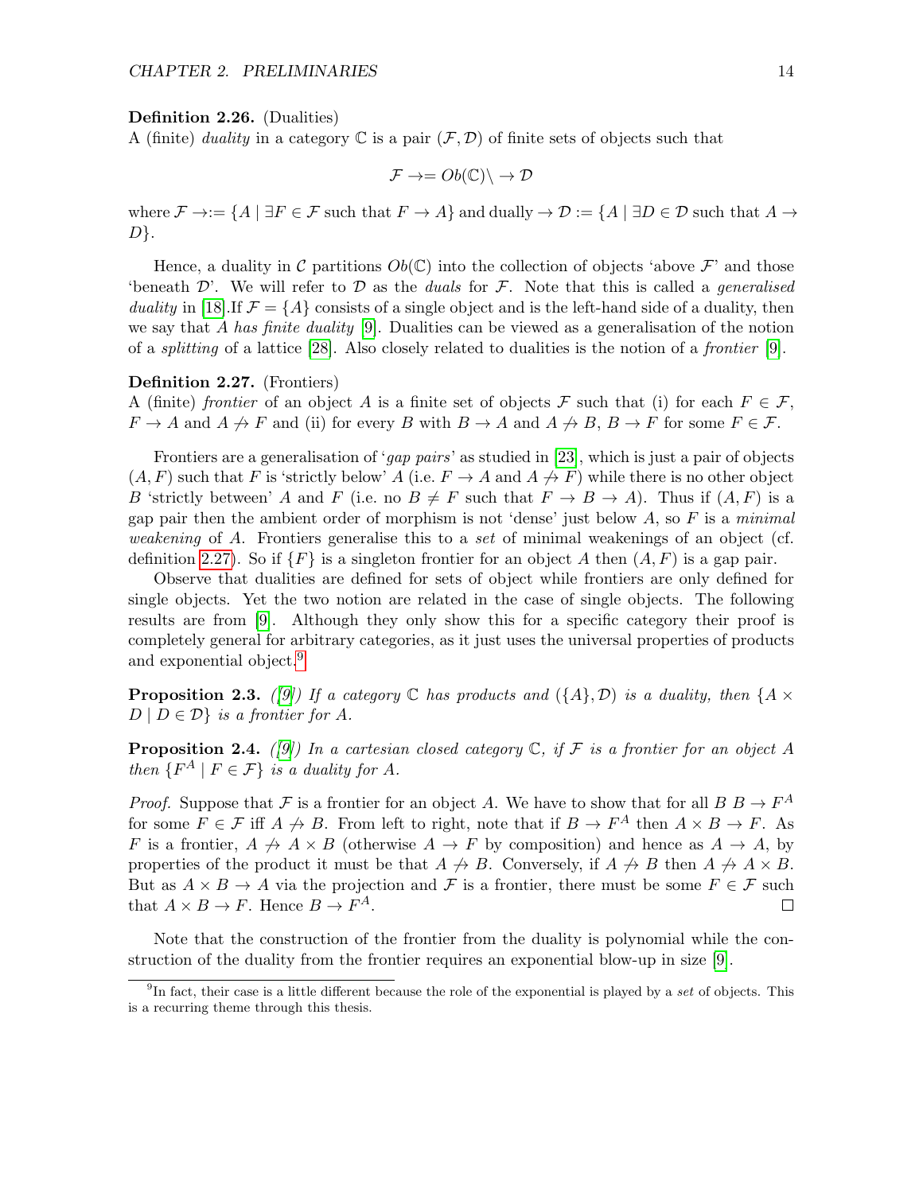**Definition 2.26.** (Dualities)
A (finite) *duality* in a category $\mathbb{C}$ is a pair $(\mathcal{F}, \mathcal{D})$ of finite sets of objects such that

$$\mathcal{F} \to = Ob(\mathbb{C}) \setminus \to \mathcal{D}$$

where $\mathcal{F} \to := \{A \mid \exists F \in \mathcal{F} \text{ such that } F \to A\}$ and dually $\to \mathcal{D} := \{A \mid \exists D \in \mathcal{D} \text{ such that } A \to D\}$.

Hence, a duality in $\mathcal{C}$ partitions $Ob(\mathbb{C})$ into the collection of objects 'above $\mathcal{F}$' and those 'beneath $\mathcal{D}$'. We will refer to $\mathcal{D}$ as the *duals* for $\mathcal{F}$. Note that this is called a *generalised duality* in [18].If $\mathcal{F} = \{A\}$ consists of a single object and is the left-hand side of a duality, then we say that $A$ *has finite duality* [9]. Dualities can be viewed as a generalisation of the notion of a *splitting* of a lattice [28]. Also closely related to dualities is the notion of a *frontier* [9].

**Definition 2.27.** (Frontiers)
A (finite) *frontier* of an object $A$ is a finite set of objects $\mathcal{F}$ such that (i) for each $F \in \mathcal{F}$, $F \to A$ and $A \not\to F$ and (ii) for every $B$ with $B \to A$ and $A \not\to B$, $B \to F$ for some $F \in \mathcal{F}$.

Frontiers are a generalisation of '*gap pairs*' as studied in [23], which is just a pair of objects $(A, F)$ such that $F$ is 'strictly below' $A$ (i.e. $F \to A$ and $A \not\to F$) while there is no other object $B$ 'strictly between' $A$ and $F$ (i.e. no $B \neq F$ such that $F \to B \to A$). Thus if $(A, F)$ is a gap pair then the ambient order of morphism is not 'dense' just below $A$, so $F$ is a *minimal weakening* of $A$. Frontiers generalise this to a *set* of minimal weakenings of an object (cf. definition 2.27). So if $\{F\}$ is a singleton frontier for an object $A$ then $(A, F)$ is a gap pair.

Observe that dualities are defined for sets of object while frontiers are only defined for single objects. Yet the two notion are related in the case of single objects. The following results are from [9]. Although they only show this for a specific category their proof is completely general for arbitrary categories, as it just uses the universal properties of products and exponential object.[9]

**Proposition 2.3.** *([9]) If a category $\mathbb{C}$ has products and $(\{A\}, \mathcal{D})$ is a duality, then $\{A \times D \mid D \in \mathcal{D}\}$ is a frontier for $A$.*

**Proposition 2.4.** *([9]) In a cartesian closed category $\mathbb{C}$, if $\mathcal{F}$ is a frontier for an object $A$ then $\{F^A \mid F \in \mathcal{F}\}$ is a duality for $A$.*

*Proof.* Suppose that $\mathcal{F}$ is a frontier for an object $A$. We have to show that for all $B$ $B \to F^A$ for some $F \in \mathcal{F}$ iff $A \not\to B$. From left to right, note that if $B \to F^A$ then $A \times B \to F$. As $F$ is a frontier, $A \not\to A \times B$ (otherwise $A \to F$ by composition) and hence as $A \to A$, by properties of the product it must be that $A \not\to B$. Conversely, if $A \not\to B$ then $A \not\to A \times B$. But as $A \times B \to A$ via the projection and $\mathcal{F}$ is a frontier, there must be some $F \in \mathcal{F}$ such that $A \times B \to F$. Hence $B \to F^A$. □

Note that the construction of the frontier from the duality is polynomial while the construction of the duality from the frontier requires an exponential blow-up in size [9].

[9] In fact, their case is a little different because the role of the exponential is played by a *set* of objects. This is a recurring theme through this thesis.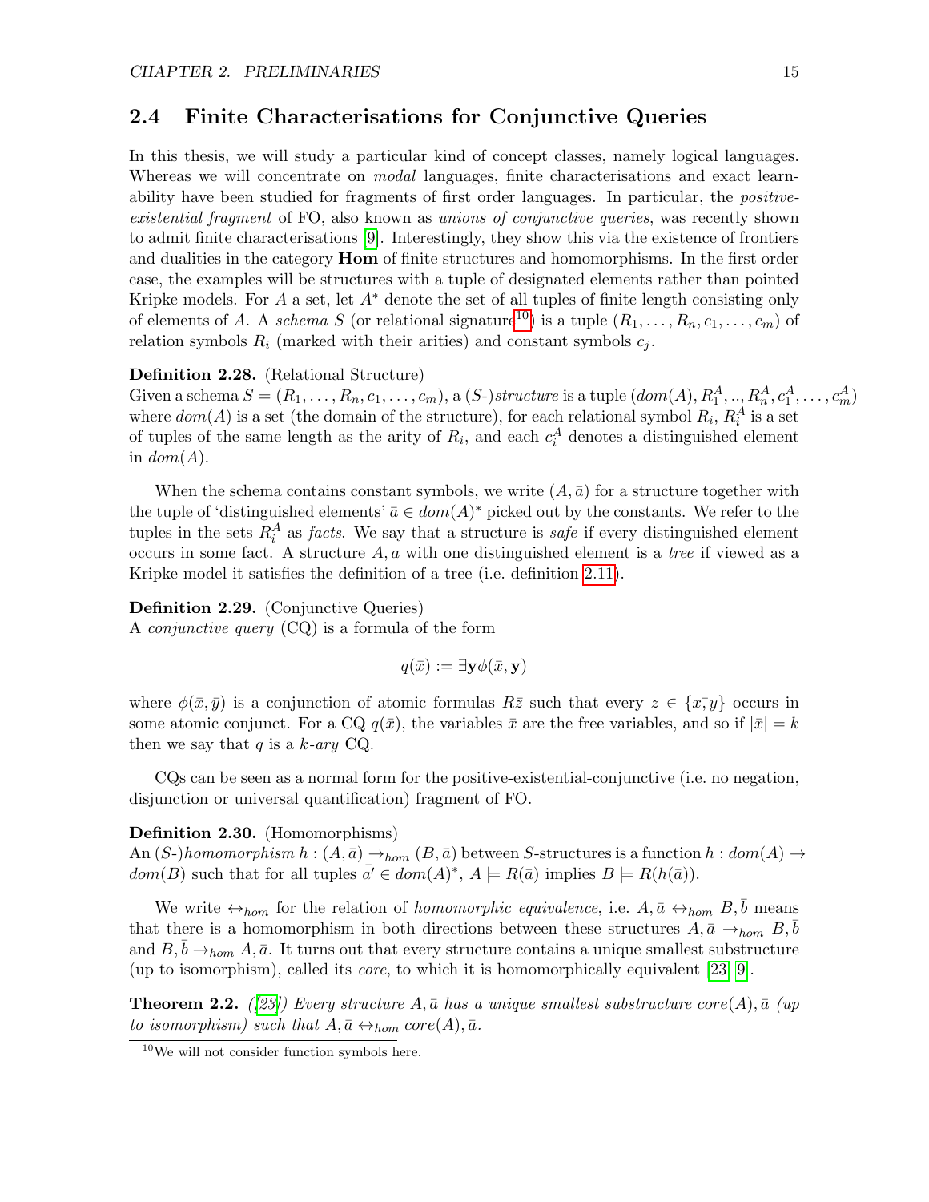## 2.4 Finite Characterisations for Conjunctive Queries

In this thesis, we will study a particular kind of concept classes, namely logical languages. Whereas we will concentrate on *modal* languages, finite characterisations and exact learnability have been studied for fragments of first order languages. In particular, the *positive-existential fragment* of FO, also known as *unions of conjunctive queries*, was recently shown to admit finite characterisations [9]. Interestingly, they show this via the existence of frontiers and dualities in the category **Hom** of finite structures and homomorphisms. In the first order case, the examples will be structures with a tuple of designated elements rather than pointed Kripke models. For $A$ a set, let $A^*$ denote the set of all tuples of finite length consisting only of elements of $A$. A *schema* $S$ (or relational signature[10]) is a tuple $(R_1, \dots, R_n, c_1, \dots, c_m)$ of relation symbols $R_i$ (marked with their arities) and constant symbols $c_j$.

**Definition 2.28.** (Relational Structure)
Given a schema $S = (R_1, \dots, R_n, c_1, \dots, c_m)$, a ($S$-)*structure* is a tuple $(dom(A), R_1^A, .., R_n^A, c_1^A, \dots, c_m^A)$ where $dom(A)$ is a set (the domain of the structure), for each relational symbol $R_i$, $R_i^A$ is a set of tuples of the same length as the arity of $R_i$, and each $c_i^A$ denotes a distinguished element in $dom(A)$.

When the schema contains constant symbols, we write $(A, \bar{a})$ for a structure together with the tuple of 'distinguished elements' $\bar{a} \in dom(A)^*$ picked out by the constants. We refer to the tuples in the sets $R_i^A$ as *facts*. We say that a structure is *safe* if every distinguished element occurs in some fact. A structure $A, a$ with one distinguished element is a *tree* if viewed as a Kripke model it satisfies the definition of a tree (i.e. definition 2.11).

**Definition 2.29.** (Conjunctive Queries)
A *conjunctive query* (CQ) is a formula of the form

$$q(\bar{x}) := \exists \mathbf{y} \phi(\bar{x}, \mathbf{y})$$

where $\phi(\bar{x}, \bar{y})$ is a conjunction of atomic formulas $R\bar{z}$ such that every $z \in \{\bar{x}; \bar{y}\}$ occurs in some atomic conjunct. For a CQ $q(\bar{x})$, the variables $\bar{x}$ are the free variables, and so if $|\bar{x}| = k$ then we say that $q$ is a *k-ary* CQ.

CQs can be seen as a normal form for the positive-existential-conjunctive (i.e. no negation, disjunction or universal quantification) fragment of FO.

**Definition 2.30.** (Homomorphisms)
An ($S$-)*homomorphism* $h : (A, \bar{a}) \rightarrow_{hom} (B, \bar{a})$ between $S$-structures is a function $h : dom(A) \rightarrow dom(B)$ such that for all tuples $\bar{a'} \in dom(A)^*$, $A \models R(\bar{a})$ implies $B \models R(h(\bar{a}))$.

We write $\leftrightarrow_{hom}$ for the relation of *homomorphic equivalence*, i.e. $A, \bar{a} \leftrightarrow_{hom} B, \bar{b}$ means that there is a homomorphism in both directions between these structures $A, \bar{a} \rightarrow_{hom} B, \bar{b}$ and $B, \bar{b} \rightarrow_{hom} A, \bar{a}$. It turns out that every structure contains a unique smallest substructure (up to isomorphism), called its *core*, to which it is homomorphically equivalent [23, 9].

**Theorem 2.2.** *([23]) Every structure $A, \bar{a}$ has a unique smallest substructure $core(A), \bar{a}$ (up to isomorphism) such that $A, \bar{a} \leftrightarrow_{hom} core(A), \bar{a}$.*

[10] We will not consider function symbols here.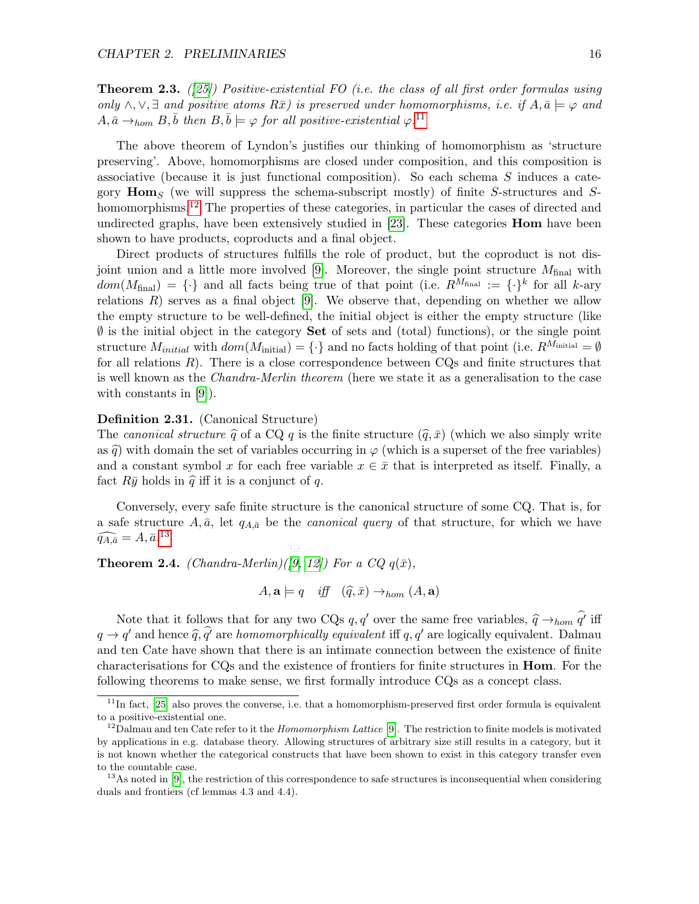**Theorem 2.3.** *([25]) Positive-existential FO (i.e. the class of all first order formulas using only $\wedge, \vee, \exists$ and positive atoms $R\bar{x}$) is preserved under homomorphisms, i.e. if $A, \bar{a} \models \varphi$ and $A, \bar{a} \rightarrow_{hom} B, \bar{b}$ then $B, \bar{b} \models \varphi$ for all positive-existential $\varphi$.*[11]

The above theorem of Lyndon's justifies our thinking of homomorphism as 'structure preserving'. Above, homomorphisms are closed under composition, and this composition is associative (because it is just functional composition). So each schema $S$ induces a category $\mathbf{Hom}_S$ (we will suppress the schema-subscript mostly) of finite $S$-structures and $S$-homomorphisms.[12] The properties of these categories, in particular the cases of directed and undirected graphs, have been extensively studied in [23]. These categories **Hom** have been shown to have products, coproducts and a final object.

Direct products of structures fulfills the role of product, but the coproduct is not disjoint union and a little more involved [9]. Moreover, the single point structure $M_{\text{final}}$ with $dom(M_{\text{final}}) = \{\cdot\}$ and all facts being true of that point (i.e. $R^{M_{\text{final}}} := \{\cdot\}^k$ for all $k$-ary relations $R$) serves as a final object [9]. We observe that, depending on whether we allow the empty structure to be well-defined, the initial object is either the empty structure (like $\emptyset$ is the initial object in the category **Set** of sets and (total) functions), or the single point structure $M_{initial}$ with $dom(M_{\text{initial}}) = \{\cdot\}$ and no facts holding of that point (i.e. $R^{M_{\text{initial}}} = \emptyset$ for all relations $R$). There is a close correspondence between CQs and finite structures that is well known as the *Chandra-Merlin theorem* (here we state it as a generalisation to the case with constants in [9]).

**Definition 2.31.** (Canonical Structure)
The *canonical structure* $\widehat{q}$ of a CQ $q$ is the finite structure $(\widehat{q}, \bar{x})$ (which we also simply write as $\widehat{q}$) with domain the set of variables occurring in $\varphi$ (which is a superset of the free variables) and a constant symbol $x$ for each free variable $x \in \bar{x}$ that is interpreted as itself. Finally, a fact $R\bar{y}$ holds in $\widehat{q}$ iff it is a conjunct of $q$.

Conversely, every safe finite structure is the canonical structure of some CQ. That is, for a safe structure $A, \bar{a}$, let $q_{A,\bar{a}}$ be the *canonical query* of that structure, for which we have $\widehat{q_{A,\bar{a}}} = A, \bar{a}$.[13]

**Theorem 2.4.** *(Chandra-Merlin)([9, 12]) For a CQ $q(\bar{x})$,*

$$A, \mathbf{a} \models q \quad \textit{iff} \quad (\widehat{q}, \bar{x}) \rightarrow_{hom} (A, \mathbf{a})$$

Note that it follows that for any two CQs $q, q'$ over the same free variables, $\widehat{q} \rightarrow_{hom} \widehat{q'}$ iff $q \rightarrow q'$ and hence $\widehat{q}, \widehat{q'}$ are *homomorphically equivalent* iff $q, q'$ are logically equivalent. Dalmau and ten Cate have shown that there is an intimate connection between the existence of finite characterisations for CQs and the existence of frontiers for finite structures in **Hom**. For the following theorems to make sense, we first formally introduce CQs as a concept class.

---

[11] In fact, [25] also proves the converse, i.e. that a homomorphism-preserved first order formula is equivalent to a positive-existential one.

[12] Dalmau and ten Cate refer to it the *Homomorphism Lattice* [9]. The restriction to finite models is motivated by applications in e.g. database theory. Allowing structures of arbitrary size still results in a category, but it is not known whether the categorical constructs that have been shown to exist in this category transfer even to the countable case.

[13] As noted in [9], the restriction of this correspondence to safe structures is inconsequential when considering duals and frontiers (cf lemmas 4.3 and 4.4).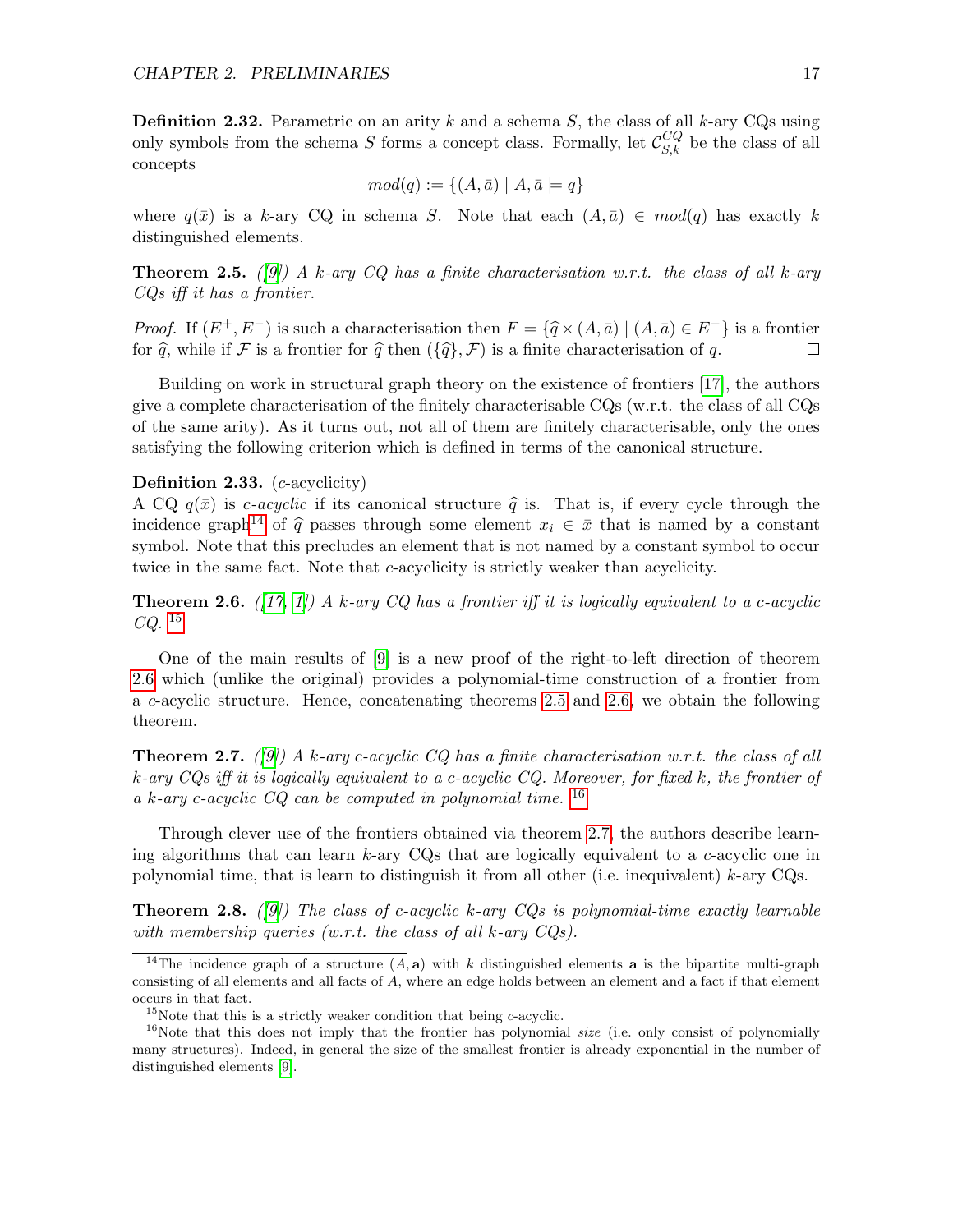**Definition 2.32.** Parametric on an arity $k$ and a schema $S$, the class of all $k$-ary CQs using only symbols from the schema $S$ forms a concept class. Formally, let $\mathcal{C}^{CQ}_{S,k}$ be the class of all concepts

$$mod(q) := \{(A, \bar{a}) \mid A, \bar{a} \models q\}$$

where $q(\bar{x})$ is a $k$-ary CQ in schema $S$. Note that each $(A, \bar{a}) \in mod(q)$ has exactly $k$ distinguished elements.

**Theorem 2.5.** *([9]) A $k$-ary CQ has a finite characterisation w.r.t. the class of all $k$-ary CQs iff it has a frontier.*

*Proof.* If $(E^+, E^-)$ is such a characterisation then $F = \{\widehat{q} \times (A, \bar{a}) \mid (A, \bar{a}) \in E^-\}$ is a frontier for $\widehat{q}$, while if $\mathcal{F}$ is a frontier for $\widehat{q}$ then $(\{\widehat{q}\}, \mathcal{F})$ is a finite characterisation of $q$. □

Building on work in structural graph theory on the existence of frontiers [17], the authors give a complete characterisation of the finitely characterisable CQs (w.r.t. the class of all CQs of the same arity). As it turns out, not all of them are finitely characterisable, only the ones satisfying the following criterion which is defined in terms of the canonical structure.

**Definition 2.33.** ($c$-acyclicity)
A CQ $q(\bar{x})$ is *$c$-acyclic* if its canonical structure $\widehat{q}$ is. That is, if every cycle through the incidence graph[14] of $\widehat{q}$ passes through some element $x_i \in \bar{x}$ that is named by a constant symbol. Note that this precludes an element that is not named by a constant symbol to occur twice in the same fact. Note that $c$-acyclicity is strictly weaker than acyclicity.

**Theorem 2.6.** *([17, 1]) A $k$-ary CQ has a frontier iff it is logically equivalent to a $c$-acyclic CQ.* [15]

One of the main results of [9] is a new proof of the right-to-left direction of theorem 2.6 which (unlike the original) provides a polynomial-time construction of a frontier from a $c$-acyclic structure. Hence, concatenating theorems 2.5 and 2.6, we obtain the following theorem.

**Theorem 2.7.** *([9]) A $k$-ary $c$-acyclic CQ has a finite characterisation w.r.t. the class of all $k$-ary CQs iff it is logically equivalent to a $c$-acyclic CQ. Moreover, for fixed $k$, the frontier of a $k$-ary $c$-acyclic CQ can be computed in polynomial time.* [16]

Through clever use of the frontiers obtained via theorem 2.7, the authors describe learning algorithms that can learn $k$-ary CQs that are logically equivalent to a $c$-acyclic one in polynomial time, that is learn to distinguish it from all other (i.e. inequivalent) $k$-ary CQs.

**Theorem 2.8.** *([9]) The class of $c$-acyclic $k$-ary CQs is polynomial-time exactly learnable with membership queries (w.r.t. the class of all $k$-ary CQs).*

---

[14] The incidence graph of a structure $(A, \mathbf{a})$ with $k$ distinguished elements $\mathbf{a}$ is the bipartite multi-graph consisting of all elements and all facts of $A$, where an edge holds between an element and a fact if that element occurs in that fact.

[15] Note that this is a strictly weaker condition that being $c$-acyclic.

[16] Note that this does not imply that the frontier has polynomial *size* (i.e. only consist of polynomially many structures). Indeed, in general the size of the smallest frontier is already exponential in the number of distinguished elements [9].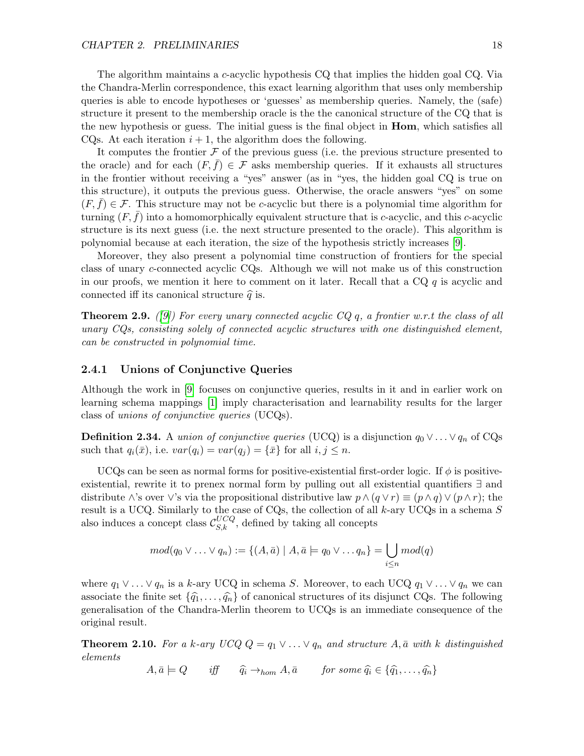The algorithm maintains a $c$-acyclic hypothesis CQ that implies the hidden goal CQ. Via the Chandra-Merlin correspondence, this exact learning algorithm that uses only membership queries is able to encode hypotheses or 'guesses' as membership queries. Namely, the (safe) structure it present to the membership oracle is the the canonical structure of the CQ that is the new hypothesis or guess. The initial guess is the final object in **Hom**, which satisfies all CQs. At each iteration $i + 1$, the algorithm does the following.

It computes the frontier $\mathcal{F}$ of the previous guess (i.e. the previous structure presented to the oracle) and for each $(F, \bar{f}) \in \mathcal{F}$ asks membership queries. If it exhausts all structures in the frontier without receiving a "yes" answer (as in "yes, the hidden goal CQ is true on this structure), it outputs the previous guess. Otherwise, the oracle answers "yes" on some $(F, \bar{f}) \in \mathcal{F}$. This structure may not be $c$-acyclic but there is a polynomial time algorithm for turning $(F, \bar{f})$ into a homomorphically equivalent structure that is $c$-acyclic, and this $c$-acyclic structure is its next guess (i.e. the next structure presented to the oracle). This algorithm is polynomial because at each iteration, the size of the hypothesis strictly increases [9].

Moreover, they also present a polynomial time construction of frontiers for the special class of unary $c$-connected acyclic CQs. Although we will not make us of this construction in our proofs, we mention it here to comment on it later. Recall that a CQ $q$ is acyclic and connected iff its canonical structure $\widehat{q}$ is.

**Theorem 2.9.** *([9]) For every unary connected acyclic CQ $q$, a frontier w.r.t the class of all unary CQs, consisting solely of connected acyclic structures with one distinguished element, can be constructed in polynomial time.*

### 2.4.1 Unions of Conjunctive Queries

Although the work in [9] focuses on conjunctive queries, results in it and in earlier work on learning schema mappings [1] imply characterisation and learnability results for the larger class of *unions of conjunctive queries* (UCQs).

**Definition 2.34.** A *union of conjunctive queries* (UCQ) is a disjunction $q_0 \vee \ldots \vee q_n$ of CQs such that $q_i(\bar{x})$, i.e. $var(q_i) = var(q_j) = \{\bar{x}\}$ for all $i, j \leq n$.

UCQs can be seen as normal forms for positive-existential first-order logic. If $\phi$ is positive-existential, rewrite it to prenex normal form by pulling out all existential quantifiers $\exists$ and distribute $\wedge$'s over $\vee$'s via the propositional distributive law $p \wedge (q \vee r) \equiv (p \wedge q) \vee (p \wedge r)$; the result is a UCQ. Similarly to the case of CQs, the collection of all $k$-ary UCQs in a schema $S$ also induces a concept class $\mathcal{C}^{UCQ}_{S,k}$, defined by taking all concepts

$$mod(q_0 \vee \ldots \vee q_n) := \{(A, \bar{a}) \mid A, \bar{a} \models q_0 \vee \ldots q_n\} = \bigcup_{i \leq n} mod(q)$$

where $q_1 \vee \ldots \vee q_n$ is a $k$-ary UCQ in schema $S$. Moreover, to each UCQ $q_1 \vee \ldots \vee q_n$ we can associate the finite set $\{\widehat{q_1}, \ldots, \widehat{q_n}\}$ of canonical structures of its disjunct CQs. The following generalisation of the Chandra-Merlin theorem to UCQs is an immediate consequence of the original result.

**Theorem 2.10.** *For a $k$-ary UCQ $Q = q_1 \vee \ldots \vee q_n$ and structure $A, \bar{a}$ with $k$ distinguished elements*

$$A, \bar{a} \models Q \qquad \text{iff} \qquad \widehat{q_i} \to_{hom} A, \bar{a} \qquad \text{for some } \widehat{q_i} \in \{\widehat{q_1}, \ldots, \widehat{q_n}\}$$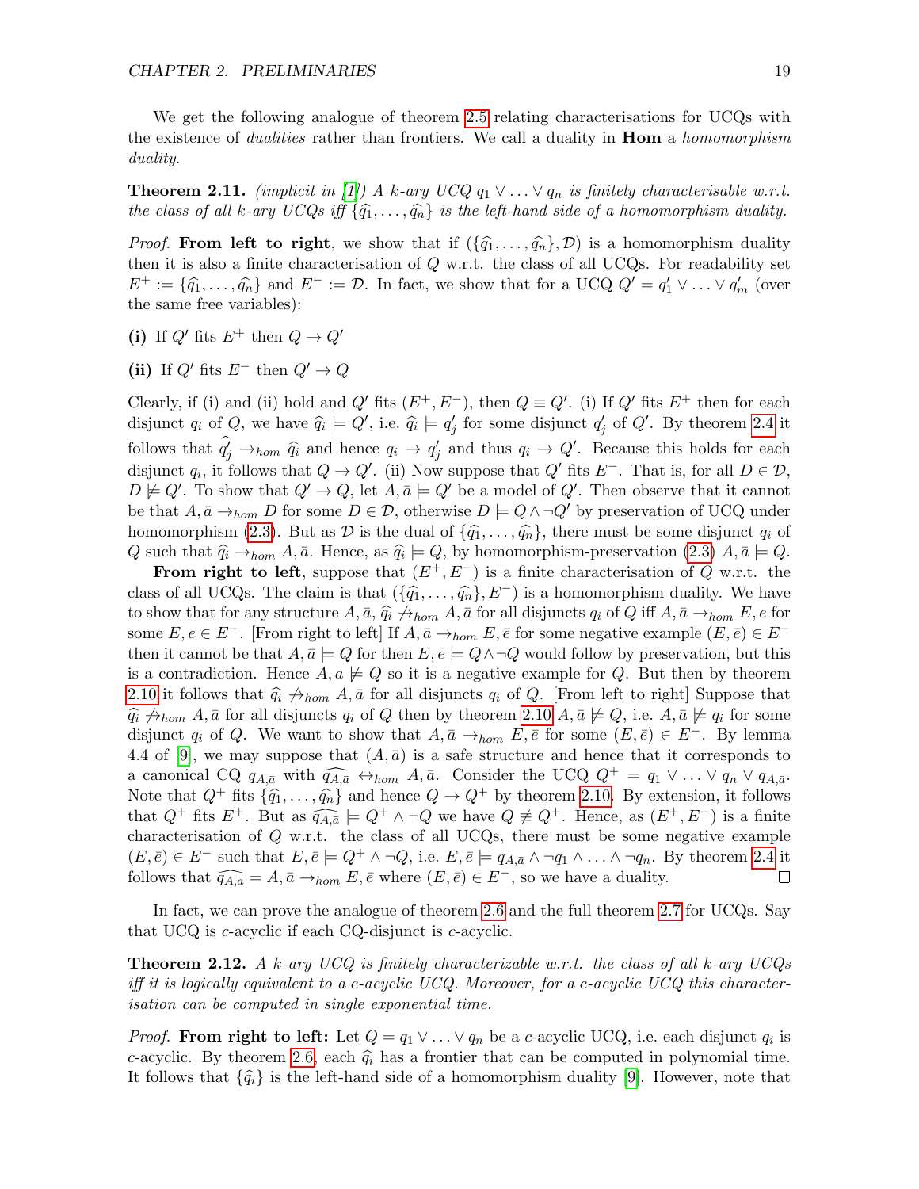We get the following analogue of theorem 2.5 relating characterisations for UCQs with the existence of *dualities* rather than frontiers. We call a duality in **Hom** a *homomorphism duality*.

**Theorem 2.11.** *(implicit in [1]) A $k$-ary UCQ $q_1 \vee \ldots \vee q_n$ is finitely characterisable w.r.t. the class of all $k$-ary UCQs iff $\{\widehat{q_1}, \ldots, \widehat{q_n}\}$ is the left-hand side of a homomorphism duality.*

*Proof.* **From left to right**, we show that if $(\{\widehat{q_1}, \ldots, \widehat{q_n}\}, \mathcal{D})$ is a homomorphism duality then it is also a finite characterisation of $Q$ w.r.t. the class of all UCQs. For readability set $E^+ := \{\widehat{q_1}, \ldots, \widehat{q_n}\}$ and $E^- := \mathcal{D}$. In fact, we show that for a UCQ $Q' = q'_1 \vee \ldots \vee q'_m$ (over the same free variables):

**(i)** If $Q'$ fits $E^+$ then $Q \to Q'$

**(ii)** If $Q'$ fits $E^-$ then $Q' \to Q$

Clearly, if (i) and (ii) hold and $Q'$ fits $(E^+, E^-)$, then $Q \equiv Q'$. (i) If $Q'$ fits $E^+$ then for each disjunct $q_i$ of $Q$, we have $\widehat{q_i} \models Q'$, i.e. $\widehat{q_i} \models q'_j$ for some disjunct $q'_j$ of $Q'$. By theorem 2.4 it follows that $\widehat{q'_j} \to_{hom} \widehat{q_i}$ and hence $q_i \to q'_j$ and thus $q_i \to Q'$. Because this holds for each disjunct $q_i$, it follows that $Q \to Q'$. (ii) Now suppose that $Q'$ fits $E^-$. That is, for all $D \in \mathcal{D}$, $D \not\models Q'$. To show that $Q' \to Q$, let $A, \bar{a} \models Q'$ be a model of $Q'$. Then observe that it cannot be that $A, \bar{a} \to_{hom} D$ for some $D \in \mathcal{D}$, otherwise $D \models Q \wedge \neg Q'$ by preservation of UCQ under homomorphism (2.3). But as $\mathcal{D}$ is the dual of $\{\widehat{q_1}, \ldots, \widehat{q_n}\}$, there must be some disjunct $q_i$ of $Q$ such that $\widehat{q_i} \to_{hom} A, \bar{a}$. Hence, as $\widehat{q_i} \models Q$, by homomorphism-preservation (2.3) $A, \bar{a} \models Q$.

**From right to left**, suppose that $(E^+, E^-)$ is a finite characterisation of $Q$ w.r.t. the class of all UCQs. The claim is that $(\{\widehat{q_1}, \ldots, \widehat{q_n}\}, E^-)$ is a homomorphism duality. We have to show that for any structure $A, \bar{a}$, $\widehat{q_i} \not\to_{hom} A, \bar{a}$ for all disjuncts $q_i$ of $Q$ iff $A, \bar{a} \to_{hom} E, e$ for some $E, e \in E^-$. [From right to left] If $A, \bar{a} \to_{hom} E, \bar{e}$ for some negative example $(E, \bar{e}) \in E^-$ then it cannot be that $A, \bar{a} \models Q$ for then $E, e \models Q \wedge \neg Q$ would follow by preservation, but this is a contradiction. Hence $A, a \not\models Q$ so it is a negative example for $Q$. But then by theorem 2.10 it follows that $\widehat{q_i} \not\to_{hom} A, \bar{a}$ for all disjuncts $q_i$ of $Q$. [From left to right] Suppose that $\widehat{q_i} \not\to_{hom} A, \bar{a}$ for all disjuncts $q_i$ of $Q$ then by theorem 2.10 $A, \bar{a} \not\models Q$, i.e. $A, \bar{a} \not\models q_i$ for some disjunct $q_i$ of $Q$. We want to show that $A, \bar{a} \to_{hom} E, \bar{e}$ for some $(E, \bar{e}) \in E^-$. By lemma 4.4 of [9], we may suppose that $(A, \bar{a})$ is a safe structure and hence that it corresponds to a canonical CQ $q_{A,\bar{a}}$ with $\widehat{q_{A,\bar{a}}} \leftrightarrow_{hom} A, \bar{a}$. Consider the UCQ $Q^+ = q_1 \vee \ldots \vee q_n \vee q_{A,\bar{a}}$. Note that $Q^+$ fits $\{\widehat{q_1}, \ldots, \widehat{q_n}\}$ and hence $Q \to Q^+$ by theorem 2.10. By extension, it follows that $Q^+$ fits $E^+$. But as $\widehat{q_{A,\bar{a}}} \models Q^+ \wedge \neg Q$ we have $Q \not\equiv Q^+$. Hence, as $(E^+, E^-)$ is a finite characterisation of $Q$ w.r.t. the class of all UCQs, there must be some negative example $(E, \bar{e}) \in E^-$ such that $E, \bar{e} \models Q^+ \wedge \neg Q$, i.e. $E, \bar{e} \models q_{A,\bar{a}} \wedge \neg q_1 \wedge \ldots \wedge \neg q_n$. By theorem 2.4 it follows that $\widehat{q_{A,a}} = A, \bar{a} \to_{hom} E, \bar{e}$ where $(E, \bar{e}) \in E^-$, so we have a duality. $\square$

In fact, we can prove the analogue of theorem 2.6 and the full theorem 2.7 for UCQs. Say that UCQ is $c$-acyclic if each CQ-disjunct is $c$-acyclic.

**Theorem 2.12.** *A $k$-ary UCQ is finitely characterizable w.r.t. the class of all $k$-ary UCQs iff it is logically equivalent to a $c$-acyclic UCQ. Moreover, for a $c$-acyclic UCQ this characterisation can be computed in single exponential time.*

*Proof.* **From right to left:** Let $Q = q_1 \vee \ldots \vee q_n$ be a $c$-acyclic UCQ, i.e. each disjunct $q_i$ is $c$-acyclic. By theorem 2.6, each $\widehat{q_i}$ has a frontier that can be computed in polynomial time. It follows that $\{\widehat{q_i}\}$ is the left-hand side of a homomorphism duality [9]. However, note that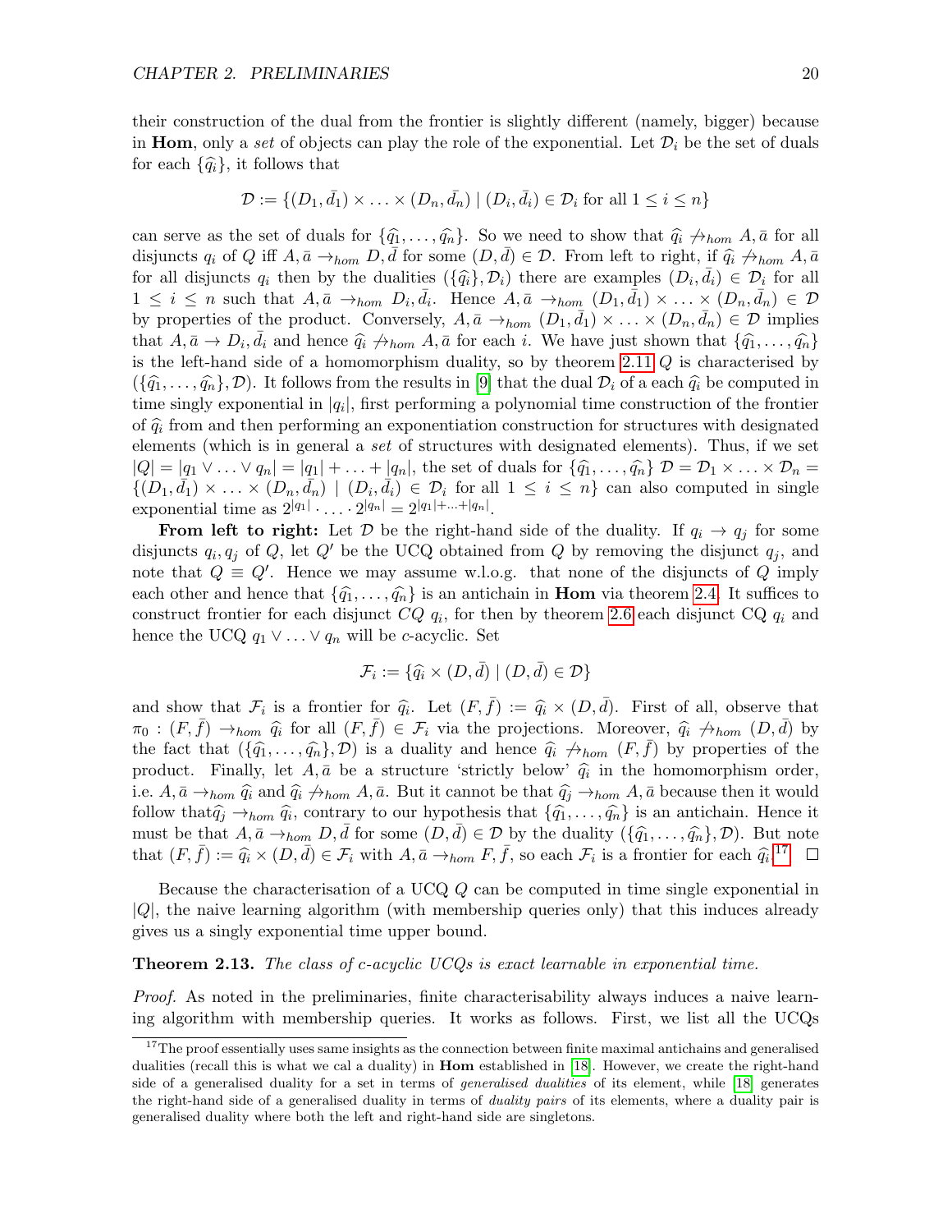their construction of the dual from the frontier is slightly different (namely, bigger) because in **Hom**, only a *set* of objects can play the role of the exponential. Let $\mathcal{D}_i$ be the set of duals for each $\{\widehat{q_i}\}$, it follows that

$$\mathcal{D} := \{(D_1, \bar{d_1}) \times \ldots \times (D_n, \bar{d_n}) \mid (D_i, \bar{d_i}) \in \mathcal{D}_i \text{ for all } 1 \leq i \leq n\}$$

can serve as the set of duals for $\{\widehat{q_1}, \ldots, \widehat{q_n}\}$. So we need to show that $\widehat{q_i} \not\to_{hom} A, \bar{a}$ for all disjuncts $q_i$ of $Q$ iff $A, \bar{a} \to_{hom} D, \bar{d}$ for some $(D, \bar{d}) \in \mathcal{D}$. From left to right, if $\widehat{q_i} \not\to_{hom} A, \bar{a}$ for all disjuncts $q_i$ then by the dualities $(\{\widehat{q_i}\}, \mathcal{D}_i)$ there are examples $(D_i, \bar{d_i}) \in \mathcal{D}_i$ for all $1 \leq i \leq n$ such that $A, \bar{a} \to_{hom} D_i, \bar{d_i}$. Hence $A, \bar{a} \to_{hom} (D_1, \bar{d_1}) \times \ldots \times (D_n, \bar{d_n}) \in \mathcal{D}$ by properties of the product. Conversely, $A, \bar{a} \to_{hom} (D_1, \bar{d_1}) \times \ldots \times (D_n, \bar{d_n}) \in \mathcal{D}$ implies that $A, \bar{a} \to D_i, \bar{d_i}$ and hence $\widehat{q_i} \not\to_{hom} A, \bar{a}$ for each $i$. We have just shown that $\{\widehat{q_1}, \ldots, \widehat{q_n}\}$ is the left-hand side of a homomorphism duality, so by theorem 2.11 $Q$ is characterised by $(\{\widehat{q_1}, \ldots, \widehat{q_n}\}, \mathcal{D})$. It follows from the results in [9] that the dual $\mathcal{D}_i$ of a each $\widehat{q_i}$ be computed in time singly exponential in $|q_i|$, first performing a polynomial time construction of the frontier of $\widehat{q_i}$ from and then performing an exponentiation construction for structures with designated elements (which is in general a *set* of structures with designated elements). Thus, if we set $|Q| = |q_1 \vee \ldots \vee q_n| = |q_1| + \ldots + |q_n|$, the set of duals for $\{\widehat{q_1}, \ldots, \widehat{q_n}\}$ $\mathcal{D} = \mathcal{D}_1 \times \ldots \times \mathcal{D}_n = \{(D_1, \bar{d_1}) \times \ldots \times (D_n, \bar{d_n}) \mid (D_i, \bar{d_i}) \in \mathcal{D}_i \text{ for all } 1 \leq i \leq n\}$ can also computed in single exponential time as $2^{|q_1|} \cdot \ldots \cdot 2^{|q_n|} = 2^{|q_1| + \ldots + |q_n|}$.

**From left to right:** Let $\mathcal{D}$ be the right-hand side of the duality. If $q_i \to q_j$ for some disjuncts $q_i, q_j$ of $Q$, let $Q'$ be the UCQ obtained from $Q$ by removing the disjunct $q_j$, and note that $Q \equiv Q'$. Hence we may assume w.l.o.g. that none of the disjuncts of $Q$ imply each other and hence that $\{\widehat{q_1}, \ldots, \widehat{q_n}\}$ is an antichain in **Hom** via theorem 2.4. It suffices to construct frontier for each disjunct $CQ$ $q_i$, for then by theorem 2.6 each disjunct CQ $q_i$ and hence the UCQ $q_1 \vee \ldots \vee q_n$ will be *c*-acyclic. Set

$$\mathcal{F}_i := \{\widehat{q_i} \times (D, \bar{d}) \mid (D, \bar{d}) \in \mathcal{D}\}$$

and show that $\mathcal{F}_i$ is a frontier for $\widehat{q_i}$. Let $(F, \bar{f}) := \widehat{q_i} \times (D, \bar{d})$. First of all, observe that $\pi_0 : (F, \bar{f}) \to_{hom} \widehat{q_i}$ for all $(F, \bar{f}) \in \mathcal{F}_i$ via the projections. Moreover, $\widehat{q_i} \not\to_{hom} (D, \bar{d})$ by the fact that $(\{\widehat{q_1}, \ldots, \widehat{q_n}\}, \mathcal{D})$ is a duality and hence $\widehat{q_i} \not\to_{hom} (F, \bar{f})$ by properties of the product. Finally, let $A, \bar{a}$ be a structure 'strictly below' $\widehat{q_i}$ in the homomorphism order, i.e. $A, \bar{a} \to_{hom} \widehat{q_i}$ and $\widehat{q_i} \not\to_{hom} A, \bar{a}$. But it cannot be that $\widehat{q_j} \to_{hom} A, \bar{a}$ because then it would follow that$\widehat{q_j} \to_{hom} \widehat{q_i}$, contrary to our hypothesis that $\{\widehat{q_1}, \ldots, \widehat{q_n}\}$ is an antichain. Hence it must be that $A, \bar{a} \to_{hom} D, \bar{d}$ for some $(D, \bar{d}) \in \mathcal{D}$ by the duality $(\{\widehat{q_1}, \ldots, \widehat{q_n}\}, \mathcal{D})$. But note that $(F, \bar{f}) := \widehat{q_i} \times (D, \bar{d}) \in \mathcal{F}_i$ with $A, \bar{a} \to_{hom} F, \bar{f}$, so each $\mathcal{F}_i$ is a frontier for each $\widehat{q_i}$.[17] □

Because the characterisation of a UCQ $Q$ can be computed in time single exponential in $|Q|$, the naive learning algorithm (with membership queries only) that this induces already gives us a singly exponential time upper bound.

**Theorem 2.13.** *The class of c-acyclic UCQs is exact learnable in exponential time.*

*Proof.* As noted in the preliminaries, finite characterisability always induces a naive learning algorithm with membership queries. It works as follows. First, we list all the UCQs

---

[17] The proof essentially uses same insights as the connection between finite maximal antichains and generalised dualities (recall this is what we cal a duality) in **Hom** established in [18]. However, we create the right-hand side of a generalised duality for a set in terms of *generalised dualities* of its element, while [18] generates the right-hand side of a generalised duality in terms of *duality pairs* of its elements, where a duality pair is generalised duality where both the left and right-hand side are singletons.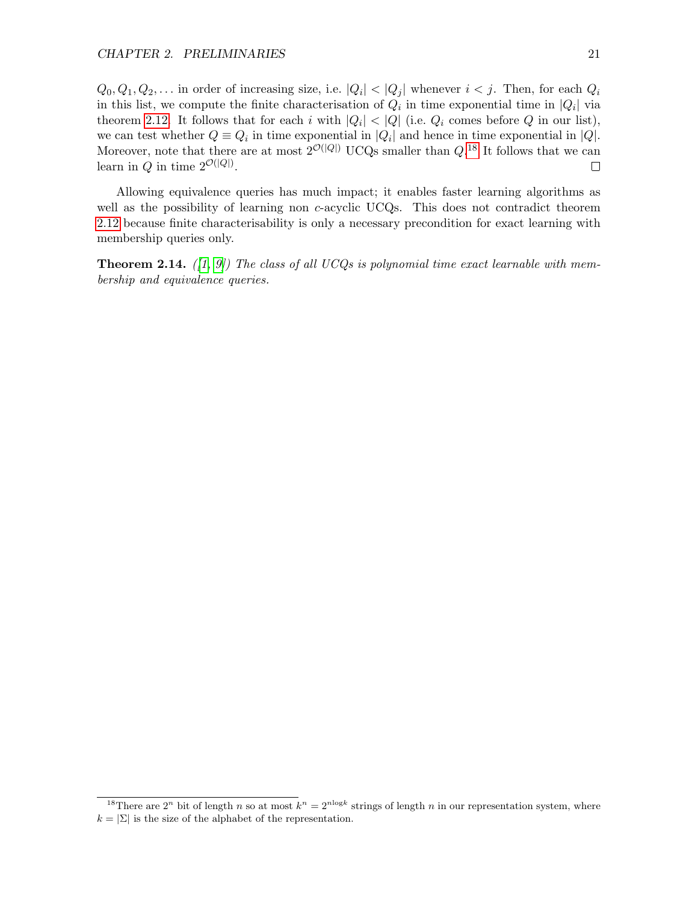$Q_0, Q_1, Q_2, \ldots$ in order of increasing size, i.e. $|Q_i| < |Q_j|$ whenever $i < j$. Then, for each $Q_i$ in this list, we compute the finite characterisation of $Q_i$ in time exponential time in $|Q_i|$ via theorem 2.12. It follows that for each $i$ with $|Q_i| < |Q|$ (i.e. $Q_i$ comes before $Q$ in our list), we can test whether $Q \equiv Q_i$ in time exponential in $|Q_i|$ and hence in time exponential in $|Q|$. Moreover, note that there are at most $2^{\mathcal{O}(|Q|)}$ UCQs smaller than $Q$.[18] It follows that we can learn in $Q$ in time $2^{\mathcal{O}(|Q|)}$. □

Allowing equivalence queries has much impact; it enables faster learning algorithms as well as the possibility of learning non $c$-acyclic UCQs. This does not contradict theorem 2.12 because finite characterisability is only a necessary precondition for exact learning with membership queries only.

**Theorem 2.14.** *([1, 9]) The class of all UCQs is polynomial time exact learnable with membership and equivalence queries.*

---

[18] There are $2^n$ bit of length $n$ so at most $k^n = 2^{n \log k}$ strings of length $n$ in our representation system, where $k = |\Sigma|$ is the size of the alphabet of the representation.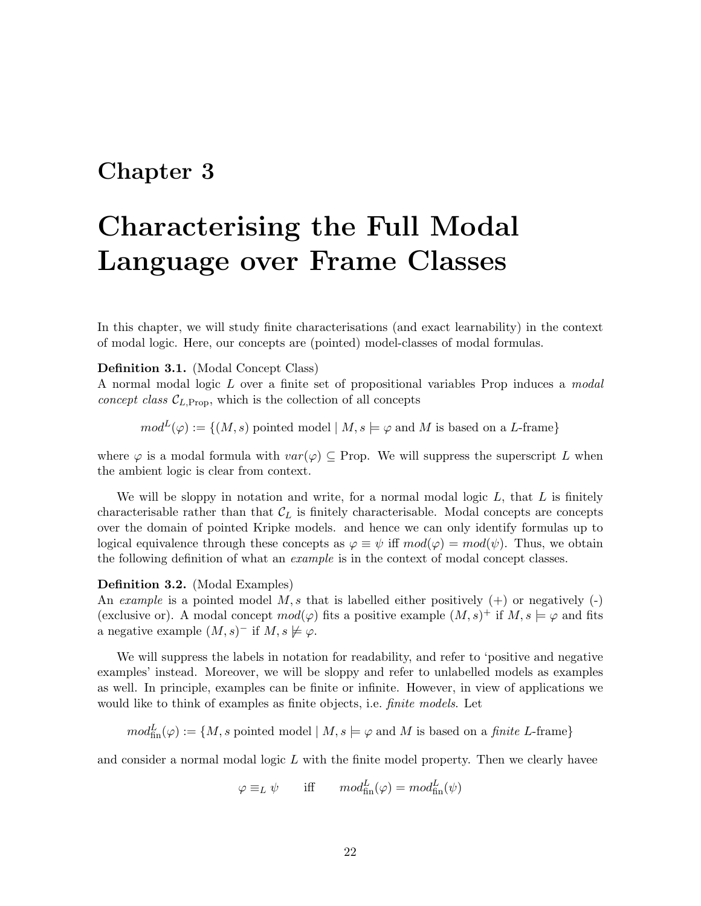# Chapter 3

# Characterising the Full Modal Language over Frame Classes

In this chapter, we will study finite characterisations (and exact learnability) in the context of modal logic. Here, our concepts are (pointed) model-classes of modal formulas.

**Definition 3.1.** (Modal Concept Class)
A normal modal logic $L$ over a finite set of propositional variables Prop induces a *modal concept class* $\mathcal{C}_{L,\mathrm{Prop}}$, which is the collection of all concepts

$$mod^L(\varphi) := \{(M,s) \text{ pointed model} \mid M,s \models \varphi \text{ and } M \text{ is based on a } L\text{-frame}\}$$

where $\varphi$ is a modal formula with $var(\varphi) \subseteq \mathrm{Prop}$. We will suppress the superscript $L$ when the ambient logic is clear from context.

We will be sloppy in notation and write, for a normal modal logic $L$, that $L$ is finitely characterisable rather than that $\mathcal{C}_L$ is finitely characterisable. Modal concepts are concepts over the domain of pointed Kripke models. and hence we can only identify formulas up to logical equivalence through these concepts as $\varphi \equiv \psi$ iff $mod(\varphi) = mod(\psi)$. Thus, we obtain the following definition of what an *example* is in the context of modal concept classes.

**Definition 3.2.** (Modal Examples)
An *example* is a pointed model $M, s$ that is labelled either positively (+) or negatively (-) (exclusive or). A modal concept $mod(\varphi)$ fits a positive example $(M,s)^+$ if $M,s \models \varphi$ and fits a negative example $(M,s)^-$ if $M,s \not\models \varphi$.

We will suppress the labels in notation for readability, and refer to 'positive and negative examples' instead. Moreover, we will be sloppy and refer to unlabelled models as examples as well. In principle, examples can be finite or infinite. However, in view of applications we would like to think of examples as finite objects, i.e. *finite models*. Let

$$mod^L_{\mathrm{fin}}(\varphi) := \{M, s \text{ pointed model} \mid M,s \models \varphi \text{ and } M \text{ is based on a } \textit{finite } L\text{-frame}\}$$

and consider a normal modal logic $L$ with the finite model property. Then we clearly havee

$$\varphi \equiv_L \psi \qquad \text{iff} \qquad mod^L_{\mathrm{fin}}(\varphi) = mod^L_{\mathrm{fin}}(\psi)$$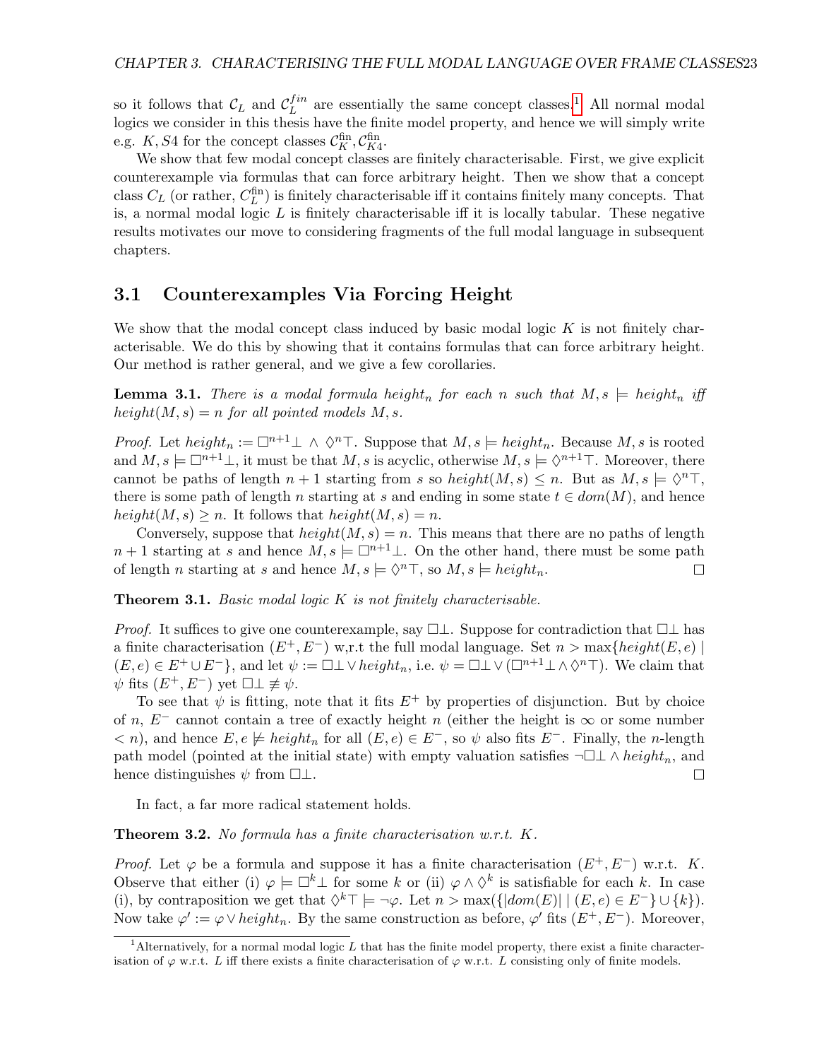so it follows that $\mathcal{C}_L$ and $\mathcal{C}_L^{fin}$ are essentially the same concept classes.[1] All normal modal logics we consider in this thesis have the finite model property, and hence we will simply write e.g. $K, S4$ for the concept classes $\mathcal{C}_K^{\text{fin}}, \mathcal{C}_{K4}^{\text{fin}}$.

We show that few modal concept classes are finitely characterisable. First, we give explicit counterexample via formulas that can force arbitrary height. Then we show that a concept class $C_L$ (or rather, $C_L^{\text{fin}}$) is finitely characterisable iff it contains finitely many concepts. That is, a normal modal logic $L$ is finitely characterisable iff it is locally tabular. These negative results motivates our move to considering fragments of the full modal language in subsequent chapters.

## 3.1 Counterexamples Via Forcing Height

We show that the modal concept class induced by basic modal logic $K$ is not finitely characterisable. We do this by showing that it contains formulas that can force arbitrary height. Our method is rather general, and we give a few corollaries.

**Lemma 3.1.** *There is a modal formula $height_n$ for each $n$ such that $M, s \models height_n$ iff $height(M, s) = n$ for all pointed models $M, s$.*

*Proof.* Let $height_n := \Box^{n+1}\bot \wedge \Diamond^n\top$. Suppose that $M, s \models height_n$. Because $M, s$ is rooted and $M, s \models \Box^{n+1}\bot$, it must be that $M, s$ is acyclic, otherwise $M, s \models \Diamond^{n+1}\top$. Moreover, there cannot be paths of length $n+1$ starting from $s$ so $height(M, s) \leq n$. But as $M, s \models \Diamond^n\top$, there is some path of length $n$ starting at $s$ and ending in some state $t \in dom(M)$, and hence $height(M, s) \geq n$. It follows that $height(M, s) = n$.

Conversely, suppose that $height(M, s) = n$. This means that there are no paths of length $n+1$ starting at $s$ and hence $M, s \models \Box^{n+1}\bot$. On the other hand, there must be some path of length $n$ starting at $s$ and hence $M, s \models \Diamond^n\top$, so $M, s \models height_n$. $\square$

**Theorem 3.1.** *Basic modal logic $K$ is not finitely characterisable.*

*Proof.* It suffices to give one counterexample, say $\Box\bot$. Suppose for contradiction that $\Box\bot$ has a finite characterisation $(E^+, E^-)$ w,r.t the full modal language. Set $n > \max\{height(E, e) \mid (E, e) \in E^+ \cup E^-\}$, and let $\psi := \Box\bot \vee height_n$, i.e. $\psi = \Box\bot \vee (\Box^{n+1}\bot \wedge \Diamond^n\top)$. We claim that $\psi$ fits $(E^+, E^-)$ yet $\Box\bot \not\equiv \psi$.

To see that $\psi$ is fitting, note that it fits $E^+$ by properties of disjunction. But by choice of $n$, $E^-$ cannot contain a tree of exactly height $n$ (either the height is $\infty$ or some number $< n$), and hence $E, e \not\models height_n$ for all $(E, e) \in E^-$, so $\psi$ also fits $E^-$. Finally, the $n$-length path model (pointed at the initial state) with empty valuation satisfies $\neg\Box\bot \wedge height_n$, and hence distinguishes $\psi$ from $\Box\bot$. $\square$

In fact, a far more radical statement holds.

**Theorem 3.2.** *No formula has a finite characterisation w.r.t. $K$.*

*Proof.* Let $\varphi$ be a formula and suppose it has a finite characterisation $(E^+, E^-)$ w.r.t. $K$. Observe that either (i) $\varphi \models \Box^k\bot$ for some $k$ or (ii) $\varphi \wedge \Diamond^k$ is satisfiable for each $k$. In case (i), by contraposition we get that $\Diamond^k\top \models \neg\varphi$. Let $n > \max(\{|dom(E)| \mid (E, e) \in E^-\} \cup \{k\})$. Now take $\varphi' := \varphi \vee height_n$. By the same construction as before, $\varphi'$ fits $(E^+, E^-)$. Moreover,

[1] Alternatively, for a normal modal logic $L$ that has the finite model property, there exist a finite characterisation of $\varphi$ w.r.t. $L$ iff there exists a finite characterisation of $\varphi$ w.r.t. $L$ consisting only of finite models.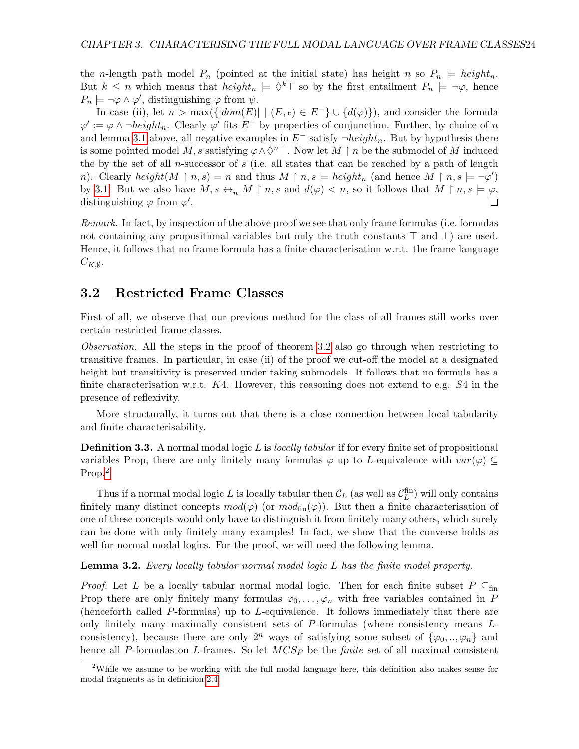the $n$-length path model $P_n$ (pointed at the initial state) has height $n$ so $P_n \models height_n$. But $k \leq n$ which means that $height_n \models \Diamond^k \top$ so by the first entailment $P_n \models \neg\varphi$, hence $P_n \models \neg\varphi \wedge \varphi'$, distinguishing $\varphi$ from $\psi$.

In case (ii), let $n > \max(\{|dom(E)| \mid (E, e) \in E^-\} \cup \{d(\varphi)\})$, and consider the formula $\varphi' := \varphi \wedge \neg height_n$. Clearly $\varphi'$ fits $E^-$ by properties of conjunction. Further, by choice of $n$ and lemma 3.1 above, all negative examples in $E^-$ satisfy $\neg height_n$. But by hypothesis there is some pointed model $M, s$ satisfying $\varphi \wedge \Diamond^n \top$. Now let $M \upharpoonright n$ be the submodel of $M$ induced the by the set of all $n$-successor of $s$ (i.e. all states that can be reached by a path of length $n$). Clearly $height(M \upharpoonright n, s) = n$ and thus $M \upharpoonright n, s \models height_n$ (and hence $M \upharpoonright n, s \models \neg\varphi'$) by 3.1. But we also have $M, s \leftrightarroweq_n M \upharpoonright n, s$ and $d(\varphi) < n$, so it follows that $M \upharpoonright n, s \models \varphi$, distinguishing $\varphi$ from $\varphi'$. ∎

*Remark.* In fact, by inspection of the above proof we see that only frame formulas (i.e. formulas not containing any propositional variables but only the truth constants $\top$ and $\bot$) are used. Hence, it follows that no frame formula has a finite characterisation w.r.t. the frame language $C_{K,\emptyset}$.

## 3.2 Restricted Frame Classes

First of all, we observe that our previous method for the class of all frames still works over certain restricted frame classes.

*Observation.* All the steps in the proof of theorem 3.2 also go through when restricting to transitive frames. In particular, in case (ii) of the proof we cut-off the model at a designated height but transitivity is preserved under taking submodels. It follows that no formula has a finite characterisation w.r.t. $K4$. However, this reasoning does not extend to e.g. $S4$ in the presence of reflexivity.

More structurally, it turns out that there is a close connection between local tabularity and finite characterisability.

**Definition 3.3.** A normal modal logic $L$ is *locally tabular* if for every finite set of propositional variables Prop, there are only finitely many formulas $\varphi$ up to $L$-equivalence with $var(\varphi) \subseteq$ Prop.[2]

Thus if a normal modal logic $L$ is locally tabular then $\mathcal{C}_L$ (as well as $\mathcal{C}_L^{\text{fin}}$) will only contains finitely many distinct concepts $mod(\varphi)$ (or $mod_{\text{fin}}(\varphi)$). But then a finite characterisation of one of these concepts would only have to distinguish it from finitely many others, which surely can be done with only finitely many examples! In fact, we show that the converse holds as well for normal modal logics. For the proof, we will need the following lemma.

**Lemma 3.2.** *Every locally tabular normal modal logic $L$ has the finite model property.*

*Proof.* Let $L$ be a locally tabular normal modal logic. Then for each finite subset $P \subseteq_{\text{fin}}$ Prop there are only finitely many formulas $\varphi_0, \ldots, \varphi_n$ with free variables contained in $P$ (henceforth called $P$-formulas) up to $L$-equivalence. It follows immediately that there are only finitely many maximally consistent sets of $P$-formulas (where consistency means $L$-consistency), because there are only $2^n$ ways of satisfying some subset of $\{\varphi_0, .., \varphi_n\}$ and hence all $P$-formulas on $L$-frames. So let $MCS_P$ be the *finite* set of all maximal consistent

[2] While we assume to be working with the full modal language here, this definition also makes sense for modal fragments as in definition 2.4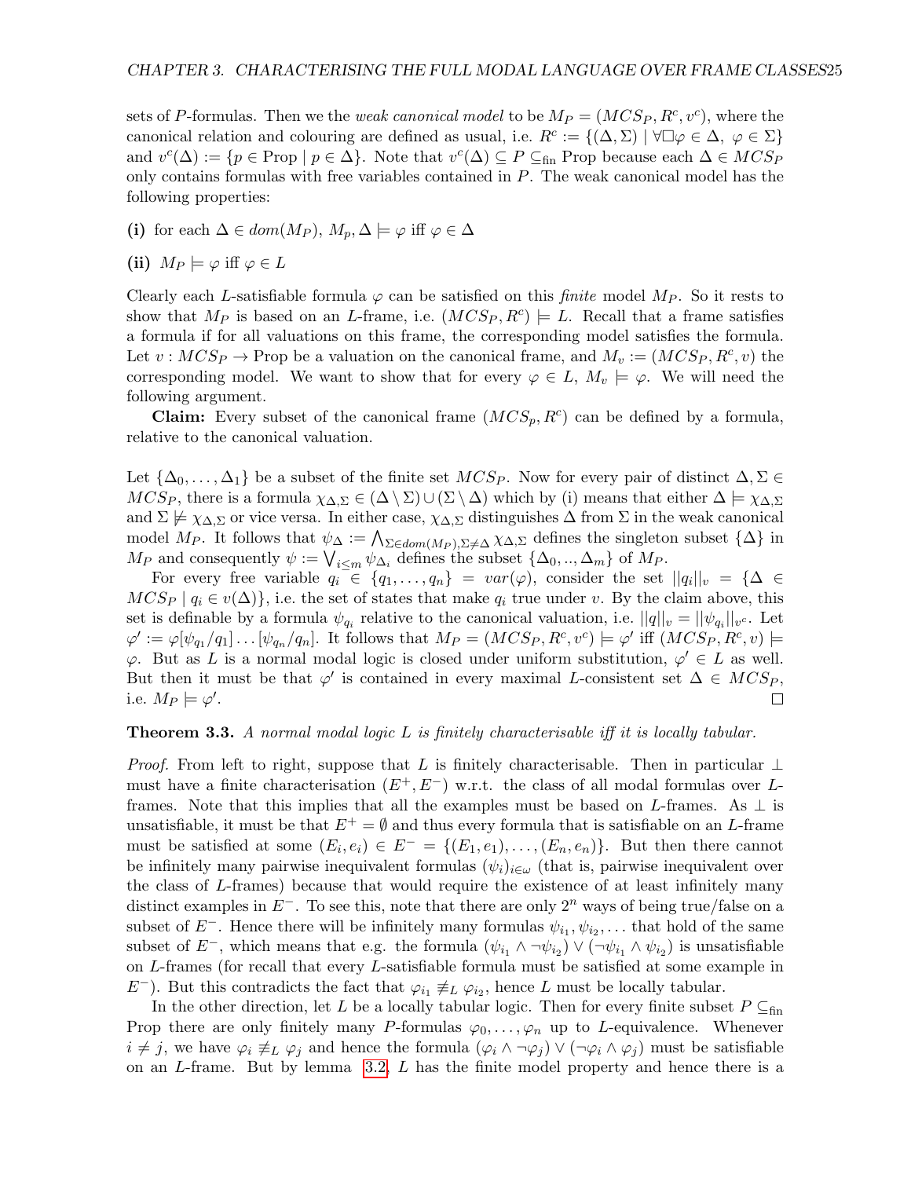sets of $P$-formulas. Then we the *weak canonical model* to be $M_P = (MCS_P, R^c, v^c)$, where the canonical relation and colouring are defined as usual, i.e. $R^c := \{(\Delta, \Sigma) \mid \forall \Box\varphi \in \Delta,\ \varphi \in \Sigma\}$ and $v^c(\Delta) := \{p \in \text{Prop} \mid p \in \Delta\}$. Note that $v^c(\Delta) \subseteq P \subseteq_{\text{fin}} \text{Prop}$ because each $\Delta \in MCS_P$ only contains formulas with free variables contained in $P$. The weak canonical model has the following properties:

**(i)** for each $\Delta \in dom(M_P)$, $M_p, \Delta \models \varphi$ iff $\varphi \in \Delta$

**(ii)** $M_P \models \varphi$ iff $\varphi \in L$

Clearly each $L$-satisfiable formula $\varphi$ can be satisfied on this *finite* model $M_P$. So it rests to show that $M_P$ is based on an $L$-frame, i.e. $(MCS_P, R^c) \models L$. Recall that a frame satisfies a formula if for all valuations on this frame, the corresponding model satisfies the formula. Let $v : MCS_P \to \text{Prop}$ be a valuation on the canonical frame, and $M_v := (MCS_P, R^c, v)$ the corresponding model. We want to show that for every $\varphi \in L$, $M_v \models \varphi$. We will need the following argument.

**Claim:** Every subset of the canonical frame $(MCS_p, R^c)$ can be defined by a formula, relative to the canonical valuation.

Let $\{\Delta_0, \dots, \Delta_1\}$ be a subset of the finite set $MCS_P$. Now for every pair of distinct $\Delta, \Sigma \in MCS_P$, there is a formula $\chi_{\Delta,\Sigma} \in (\Delta \setminus \Sigma) \cup (\Sigma \setminus \Delta)$ which by (i) means that either $\Delta \models \chi_{\Delta,\Sigma}$ and $\Sigma \not\models \chi_{\Delta,\Sigma}$ or vice versa. In either case, $\chi_{\Delta,\Sigma}$ distinguishes $\Delta$ from $\Sigma$ in the weak canonical model $M_P$. It follows that $\psi_\Delta := \bigwedge_{\Sigma \in dom(M_P), \Sigma \neq \Delta} \chi_{\Delta,\Sigma}$ defines the singleton subset $\{\Delta\}$ in $M_P$ and consequently $\psi := \bigvee_{i \leq m} \psi_{\Delta_i}$ defines the subset $\{\Delta_0, .., \Delta_m\}$ of $M_P$.

For every free variable $q_i \in \{q_1, \dots, q_n\} = var(\varphi)$, consider the set $||q_i||_v = \{\Delta \in MCS_P \mid q_i \in v(\Delta)\}$, i.e. the set of states that make $q_i$ true under $v$. By the claim above, this set is definable by a formula $\psi_{q_i}$ relative to the canonical valuation, i.e. $||q||_v = ||\psi_{q_i}||_{v^c}$. Let $\varphi' := \varphi[\psi_{q_1}/q_1] \dots [\psi_{q_n}/q_n]$. It follows that $M_P = (MCS_P, R^c, v^c) \models \varphi'$ iff $(MCS_P, R^c, v) \models \varphi$. But as $L$ is a normal modal logic is closed under uniform substitution, $\varphi' \in L$ as well. But then it must be that $\varphi'$ is contained in every maximal $L$-consistent set $\Delta \in MCS_P$, i.e. $M_P \models \varphi'$. □

**Theorem 3.3.** *A normal modal logic $L$ is finitely characterisable iff it is locally tabular.*

*Proof.* From left to right, suppose that $L$ is finitely characterisable. Then in particular $\bot$ must have a finite characterisation $(E^+, E^-)$ w.r.t. the class of all modal formulas over $L$-frames. Note that this implies that all the examples must be based on $L$-frames. As $\bot$ is unsatisfiable, it must be that $E^+ = \emptyset$ and thus every formula that is satisfiable on an $L$-frame must be satisfied at some $(E_i, e_i) \in E^- = \{(E_1, e_1), \dots, (E_n, e_n)\}$. But then there cannot be infinitely many pairwise inequivalent formulas $(\psi_i)_{i \in \omega}$ (that is, pairwise inequivalent over the class of $L$-frames) because that would require the existence of at least infinitely many distinct examples in $E^-$. To see this, note that there are only $2^n$ ways of being true/false on a subset of $E^-$. Hence there will be infinitely many formulas $\psi_{i_1}, \psi_{i_2}, \dots$ that hold of the same subset of $E^-$, which means that e.g. the formula $(\psi_{i_1} \wedge \neg\psi_{i_2}) \vee (\neg\psi_{i_1} \wedge \psi_{i_2})$ is unsatisfiable on $L$-frames (for recall that every $L$-satisfiable formula must be satisfied at some example in $E^-$). But this contradicts the fact that $\varphi_{i_1} \not\equiv_L \varphi_{i_2}$, hence $L$ must be locally tabular.

In the other direction, let $L$ be a locally tabular logic. Then for every finite subset $P \subseteq_{\text{fin}}$ Prop there are only finitely many $P$-formulas $\varphi_0, \dots, \varphi_n$ up to $L$-equivalence. Whenever $i \neq j$, we have $\varphi_i \not\equiv_L \varphi_j$ and hence the formula $(\varphi_i \wedge \neg\varphi_j) \vee (\neg\varphi_i \wedge \varphi_j)$ must be satisfiable on an $L$-frame. But by lemma 3.2, $L$ has the finite model property and hence there is a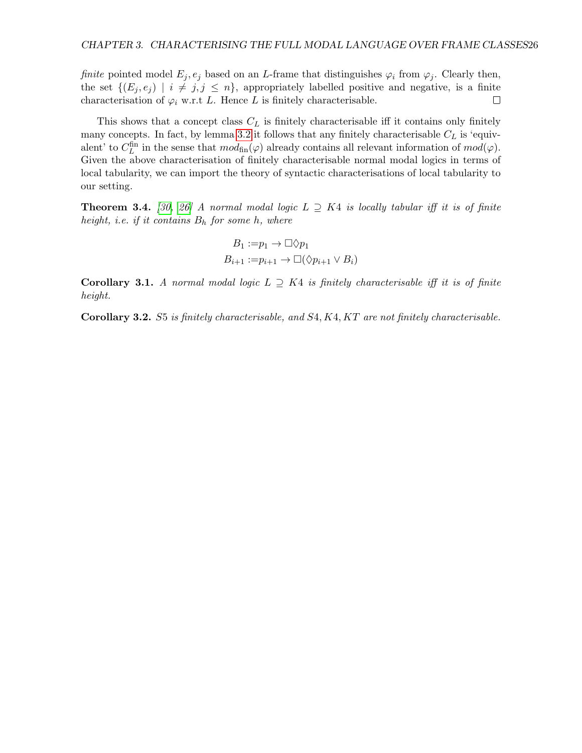*finite* pointed model $E_j, e_j$ based on an $L$-frame that distinguishes $\varphi_i$ from $\varphi_j$. Clearly then, the set $\{(E_j, e_j) \mid i \neq j, j \leq n\}$, appropriately labelled positive and negative, is a finite characterisation of $\varphi_i$ w.r.t $L$. Hence $L$ is finitely characterisable. □

This shows that a concept class $C_L$ is finitely characterisable iff it contains only finitely many concepts. In fact, by lemma 3.2 it follows that any finitely characterisable $C_L$ is 'equivalent' to $C_L^{\text{fin}}$ in the sense that $mod_{\text{fin}}(\varphi)$ already contains all relevant information of $mod(\varphi)$. Given the above characterisation of finitely characterisable normal modal logics in terms of local tabularity, we can import the theory of syntactic characterisations of local tabularity to our setting.

**Theorem 3.4.** *[30, 26] A normal modal logic $L \supseteq K4$ is locally tabular iff it is of finite height, i.e. if it contains $B_h$ for some $h$, where*

$$B_1 := p_1 \to \Box\Diamond p_1$$
$$B_{i+1} := p_{i+1} \to \Box(\Diamond p_{i+1} \vee B_i)$$

**Corollary 3.1.** *A normal modal logic $L \supseteq K4$ is finitely characterisable iff it is of finite height.*

**Corollary 3.2.** *$S5$ is finitely characterisable, and $S4, K4, KT$ are not finitely characterisable.*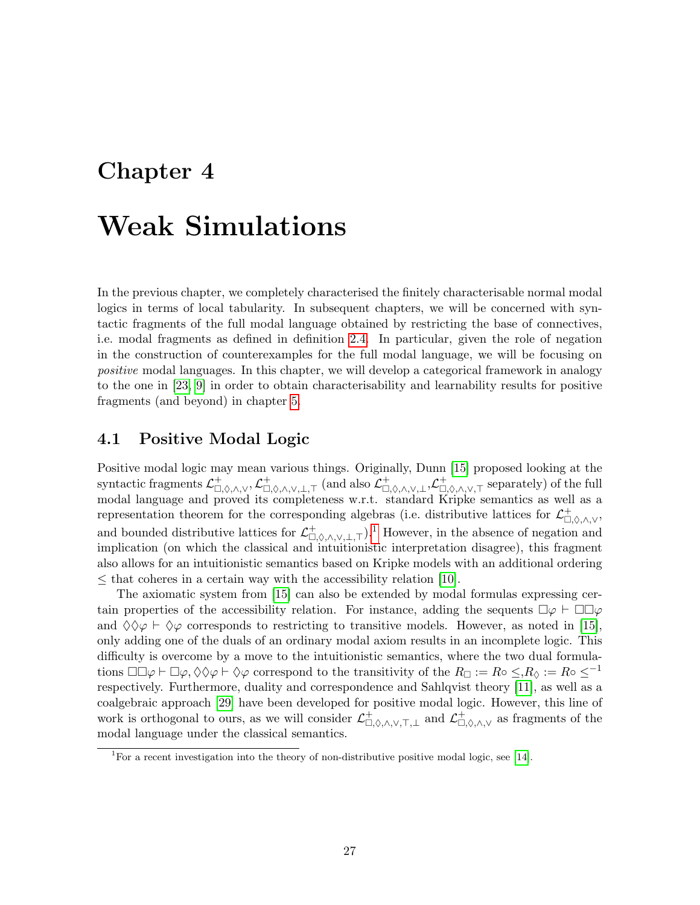# Chapter 4

# Weak Simulations

In the previous chapter, we completely characterised the finitely characterisable normal modal logics in terms of local tabularity. In subsequent chapters, we will be concerned with syntactic fragments of the full modal language obtained by restricting the base of connectives, i.e. modal fragments as defined in definition 2.4. In particular, given the role of negation in the construction of counterexamples for the full modal language, we will be focusing on *positive* modal languages. In this chapter, we will develop a categorical framework in analogy to the one in [23, 9] in order to obtain characterisability and learnability results for positive fragments (and beyond) in chapter 5.

## 4.1 Positive Modal Logic

Positive modal logic may mean various things. Originally, Dunn [15] proposed looking at the syntactic fragments $\mathcal{L}^+_{\Box,\Diamond,\wedge,\vee}$, $\mathcal{L}^+_{\Box,\Diamond,\wedge,\vee,\bot,\top}$ (and also $\mathcal{L}^+_{\Box,\Diamond,\wedge,\vee,\bot}$,$\mathcal{L}^+_{\Box,\Diamond,\wedge,\vee,\top}$ separately) of the full modal language and proved its completeness w.r.t. standard Kripke semantics as well as a representation theorem for the corresponding algebras (i.e. distributive lattices for $\mathcal{L}^+_{\Box,\Diamond,\wedge,\vee}$, and bounded distributive lattices for $\mathcal{L}^+_{\Box,\Diamond,\wedge,\vee,\bot,\top}$).[1] However, in the absence of negation and implication (on which the classical and intuitionistic interpretation disagree), this fragment also allows for an intuitionistic semantics based on Kripke models with an additional ordering $\leq$ that coheres in a certain way with the accessibility relation [10].

The axiomatic system from [15] can also be extended by modal formulas expressing certain properties of the accessibility relation. For instance, adding the sequents $\Box\varphi \vdash \Box\Box\varphi$ and $\Diamond\Diamond\varphi \vdash \Diamond\varphi$ corresponds to restricting to transitive models. However, as noted in [15], only adding one of the duals of an ordinary modal axiom results in an incomplete logic. This difficulty is overcome by a move to the intuitionistic semantics, where the two dual formulations $\Box\Box\varphi \vdash \Box\varphi, \Diamond\Diamond\varphi \vdash \Diamond\varphi$ correspond to the transitivity of the $R_\Box := R\circ\leq$,$R_\Diamond := R\circ\leq^{-1}$ respectively. Furthermore, duality and correspondence and Sahlqvist theory [11], as well as a coalgebraic approach [29] have been developed for positive modal logic. However, this line of work is orthogonal to ours, as we will consider $\mathcal{L}^+_{\Box,\Diamond,\wedge,\vee,\top,\bot}$ and $\mathcal{L}^+_{\Box,\Diamond,\wedge,\vee}$ as fragments of the modal language under the classical semantics.

[1] For a recent investigation into the theory of non-distributive positive modal logic, see [14].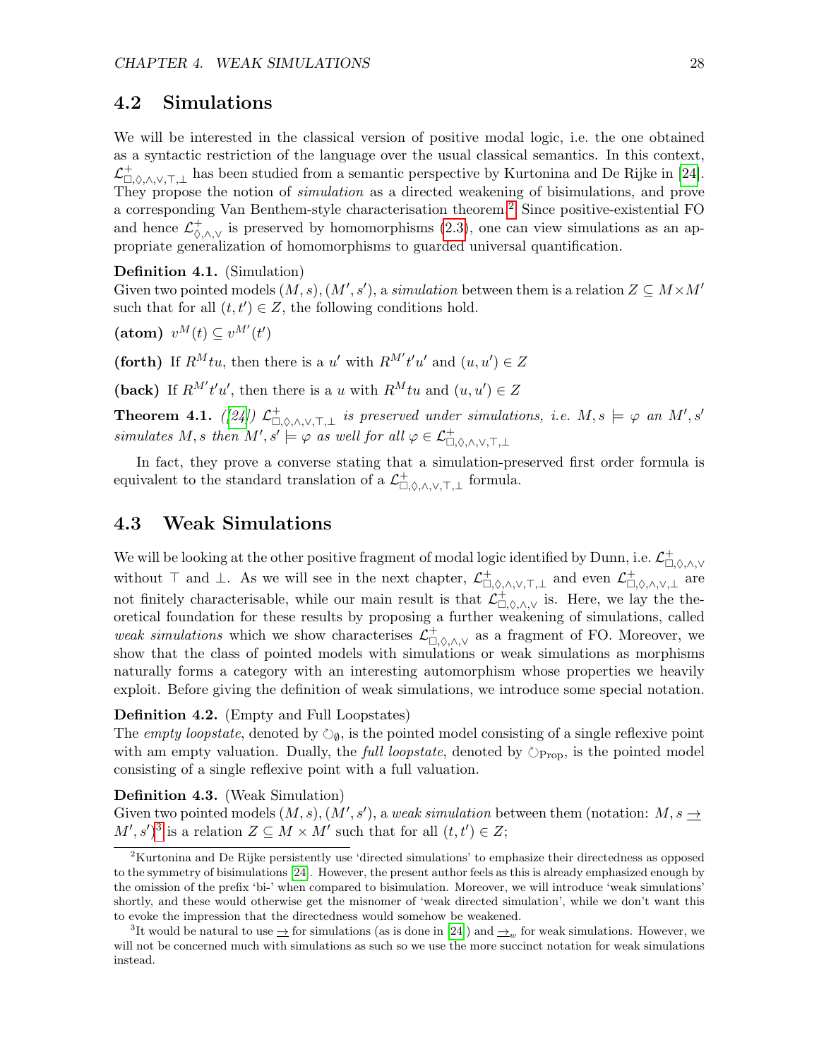## 4.2 Simulations

We will be interested in the classical version of positive modal logic, i.e. the one obtained as a syntactic restriction of the language over the usual classical semantics. In this context, $\mathcal{L}^+_{\Box,\Diamond,\wedge,\vee,\top,\bot}$ has been studied from a semantic perspective by Kurtonina and De Rijke in [24]. They propose the notion of *simulation* as a directed weakening of bisimulations, and prove a corresponding Van Benthem-style characterisation theorem.[2] Since positive-existential FO and hence $\mathcal{L}^+_{\Diamond,\wedge,\vee}$ is preserved by homomorphisms (2.3), one can view simulations as an appropriate generalization of homomorphisms to guarded universal quantification.

**Definition 4.1.** (Simulation)
Given two pointed models $(M, s), (M', s')$, a *simulation* between them is a relation $Z \subseteq M \times M'$ such that for all $(t, t') \in Z$, the following conditions hold.

**(atom)** $v^M(t) \subseteq v^{M'}(t')$

**(forth)** If $R^M tu$, then there is a $u'$ with $R^{M'} t'u'$ and $(u, u') \in Z$

**(back)** If $R^{M'} t'u'$, then there is a $u$ with $R^M tu$ and $(u, u') \in Z$

**Theorem 4.1.** *([24]) $\mathcal{L}^+_{\Box,\Diamond,\wedge,\vee,\top,\bot}$ is preserved under simulations, i.e. $M, s \models \varphi$ an $M', s'$ simulates $M, s$ then $M', s' \models \varphi$ as well for all $\varphi \in \mathcal{L}^+_{\Box,\Diamond,\wedge,\vee,\top,\bot}$*

In fact, they prove a converse stating that a simulation-preserved first order formula is equivalent to the standard translation of a $\mathcal{L}^+_{\Box,\Diamond,\wedge,\vee,\top,\bot}$ formula.

## 4.3 Weak Simulations

We will be looking at the other positive fragment of modal logic identified by Dunn, i.e. $\mathcal{L}^+_{\Box,\Diamond,\wedge,\vee}$ without $\top$ and $\bot$. As we will see in the next chapter, $\mathcal{L}^+_{\Box,\Diamond,\wedge,\vee,\top,\bot}$ and even $\mathcal{L}^+_{\Box,\Diamond,\wedge,\vee,\bot}$ are not finitely characterisable, while our main result is that $\mathcal{L}^+_{\Box,\Diamond,\wedge,\vee}$ is. Here, we lay the theoretical foundation for these results by proposing a further weakening of simulations, called *weak simulations* which we show characterises $\mathcal{L}^+_{\Box,\Diamond,\wedge,\vee}$ as a fragment of FO. Moreover, we show that the class of pointed models with simulations or weak simulations as morphisms naturally forms a category with an interesting automorphism whose properties we heavily exploit. Before giving the definition of weak simulations, we introduce some special notation.

**Definition 4.2.** (Empty and Full Loopstates)
The *empty loopstate*, denoted by $\circlearrowleft_\emptyset$, is the pointed model consisting of a single reflexive point with am empty valuation. Dually, the *full loopstate*, denoted by $\circlearrowleft_{\text{Prop}}$, is the pointed model consisting of a single reflexive point with a full valuation.

**Definition 4.3.** (Weak Simulation)
Given two pointed models $(M, s), (M', s')$, a *weak simulation* between them (notation: $M, s \,\underrightarrow{\to}\, M', s'$)[3] is a relation $Z \subseteq M \times M'$ such that for all $(t, t') \in Z$;

---

[2] Kurtonina and De Rijke persistently use 'directed simulations' to emphasize their directedness as opposed to the symmetry of bisimulations [24]. However, the present author feels as this is already emphasized enough by the omission of the prefix 'bi-' when compared to bisimulation. Moreover, we will introduce 'weak simulations' shortly, and these would otherwise get the misnomer of 'weak directed simulation', while we don't want this to evoke the impression that the directedness would somehow be weakened.

[3] It would be natural to use $\underrightarrow{\to}$ for simulations (as is done in [24]) and $\underrightarrow{\to}_w$ for weak simulations. However, we will not be concerned much with simulations as such so we use the more succinct notation for weak simulations instead.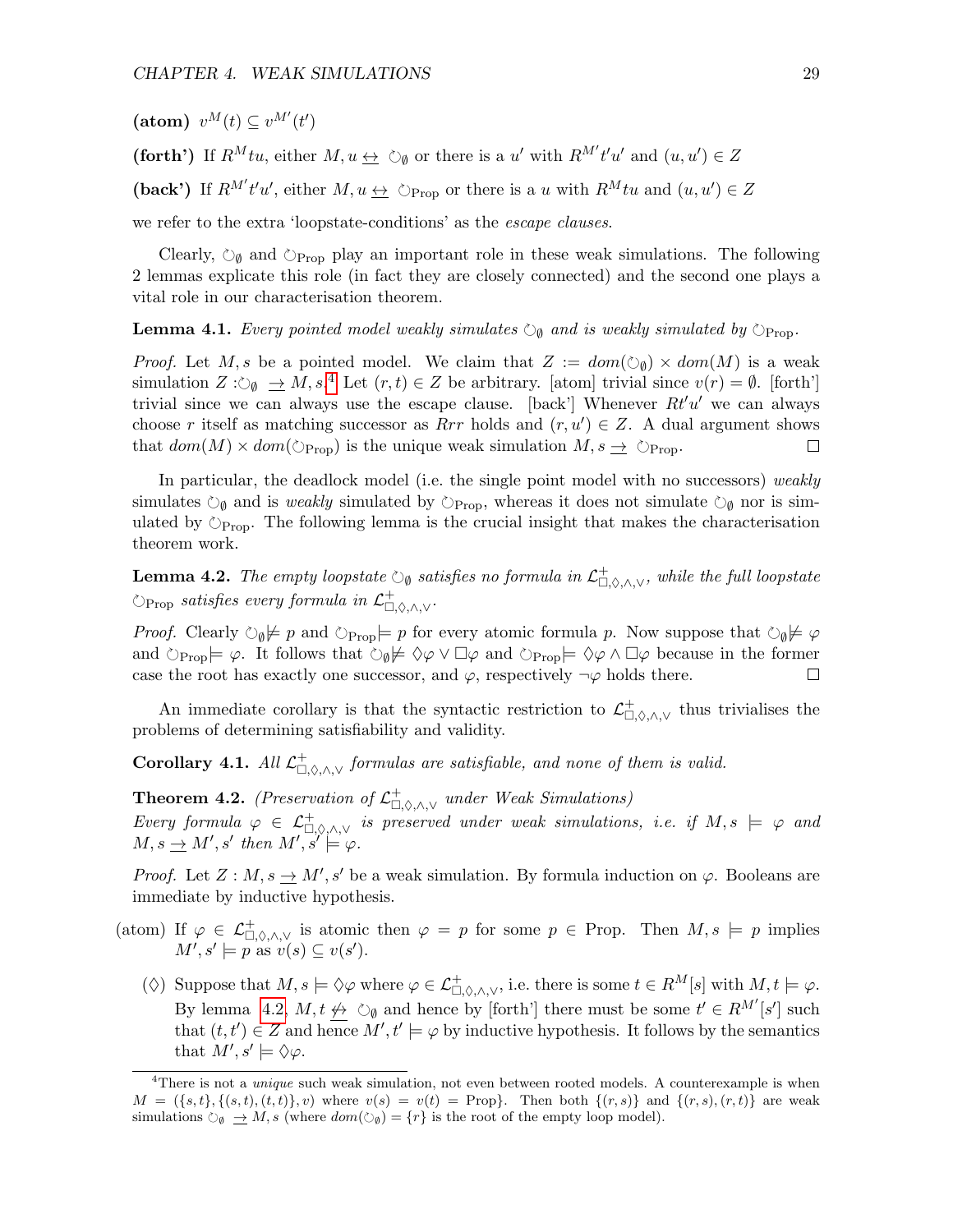**(atom)** $v^M(t) \subseteq v^{M'}(t')$

**(forth')** If $R^M tu$, either $M, u \leftrightarrow \circlearrowleft_\emptyset$ or there is a $u'$ with $R^{M'}t'u'$ and $(u, u') \in Z$

**(back')** If $R^{M'}t'u'$, either $M, u \leftrightarrow \circlearrowleft_{\text{Prop}}$ or there is a $u$ with $R^M tu$ and $(u, u') \in Z$

we refer to the extra 'loopstate-conditions' as the *escape clauses*.

Clearly, $\circlearrowleft_\emptyset$ and $\circlearrowleft_{\text{Prop}}$ play an important role in these weak simulations. The following 2 lemmas explicate this role (in fact they are closely connected) and the second one plays a vital role in our characterisation theorem.

**Lemma 4.1.** *Every pointed model weakly simulates $\circlearrowleft_\emptyset$ and is weakly simulated by $\circlearrowleft_{\text{Prop}}$.*

*Proof.* Let $M, s$ be a pointed model. We claim that $Z := dom(\circlearrowleft_\emptyset) \times dom(M)$ is a weak simulation $Z : \circlearrowleft_\emptyset \underline{\rightarrow} M, s$.[4] Let $(r, t) \in Z$ be arbitrary. [atom] trivial since $v(r) = \emptyset$. [forth'] trivial since we can always use the escape clause. [back'] Whenever $Rt'u'$ we can always choose $r$ itself as matching successor as $Rrr$ holds and $(r, u') \in Z$. A dual argument shows that $dom(M) \times dom(\circlearrowleft_{\text{Prop}})$ is the unique weak simulation $M, s \underline{\rightarrow} \circlearrowleft_{\text{Prop}}$. □

In particular, the deadlock model (i.e. the single point model with no successors) *weakly* simulates $\circlearrowleft_\emptyset$ and is *weakly* simulated by $\circlearrowleft_{\text{Prop}}$, whereas it does not simulate $\circlearrowleft_\emptyset$ nor is simulated by $\circlearrowleft_{\text{Prop}}$. The following lemma is the crucial insight that makes the characterisation theorem work.

**Lemma 4.2.** *The empty loopstate $\circlearrowleft_\emptyset$ satisfies no formula in $\mathcal{L}^+_{\Box,\Diamond,\wedge,\vee}$, while the full loopstate $\circlearrowleft_{\text{Prop}}$ satisfies every formula in $\mathcal{L}^+_{\Box,\Diamond,\wedge,\vee}$.*

*Proof.* Clearly $\circlearrowleft_\emptyset \not\models p$ and $\circlearrowleft_{\text{Prop}} \models p$ for every atomic formula $p$. Now suppose that $\circlearrowleft_\emptyset \not\models \varphi$ and $\circlearrowleft_{\text{Prop}} \models \varphi$. It follows that $\circlearrowleft_\emptyset \not\models \Diamond\varphi \vee \Box\varphi$ and $\circlearrowleft_{\text{Prop}} \models \Diamond\varphi \wedge \Box\varphi$ because in the former case the root has exactly one successor, and $\varphi$, respectively $\neg\varphi$ holds there. □

An immediate corollary is that the syntactic restriction to $\mathcal{L}^+_{\Box,\Diamond,\wedge,\vee}$ thus trivialises the problems of determining satisfiability and validity.

**Corollary 4.1.** *All $\mathcal{L}^+_{\Box,\Diamond,\wedge,\vee}$ formulas are satisfiable, and none of them is valid.*

**Theorem 4.2.** *(Preservation of $\mathcal{L}^+_{\Box,\Diamond,\wedge,\vee}$ under Weak Simulations)*
*Every formula $\varphi \in \mathcal{L}^+_{\Box,\Diamond,\wedge,\vee}$ is preserved under weak simulations, i.e. if $M, s \models \varphi$ and $M, s \underline{\rightarrow} M', s'$ then $M', s' \models \varphi$.*

*Proof.* Let $Z : M, s \underline{\rightarrow} M', s'$ be a weak simulation. By formula induction on $\varphi$. Booleans are immediate by inductive hypothesis.

(atom) If $\varphi \in \mathcal{L}^+_{\Box,\Diamond,\wedge,\vee}$ is atomic then $\varphi = p$ for some $p \in \text{Prop}$. Then $M, s \models p$ implies $M', s' \models p$ as $v(s) \subseteq v(s')$.

($\Diamond$) Suppose that $M, s \models \Diamond\varphi$ where $\varphi \in \mathcal{L}^+_{\Box,\Diamond,\wedge,\vee}$, i.e. there is some $t \in R^M[s]$ with $M, t \models \varphi$. By lemma 4.2, $M, t \not\leftrightarrow \circlearrowleft_\emptyset$ and hence by [forth'] there must be some $t' \in R^{M'}[s']$ such that $(t, t') \in Z$ and hence $M', t' \models \varphi$ by inductive hypothesis. It follows by the semantics that $M', s' \models \Diamond\varphi$.

[4] There is not a *unique* such weak simulation, not even between rooted models. A counterexample is when $M = (\{s, t\}, \{(s, t), (t, t)\}, v)$ where $v(s) = v(t) = \text{Prop}\}$. Then both $\{(r, s)\}$ and $\{(r, s), (r, t)\}$ are weak simulations $\circlearrowleft_\emptyset \underline{\rightarrow} M, s$ (where $dom(\circlearrowleft_\emptyset) = \{r\}$ is the root of the empty loop model).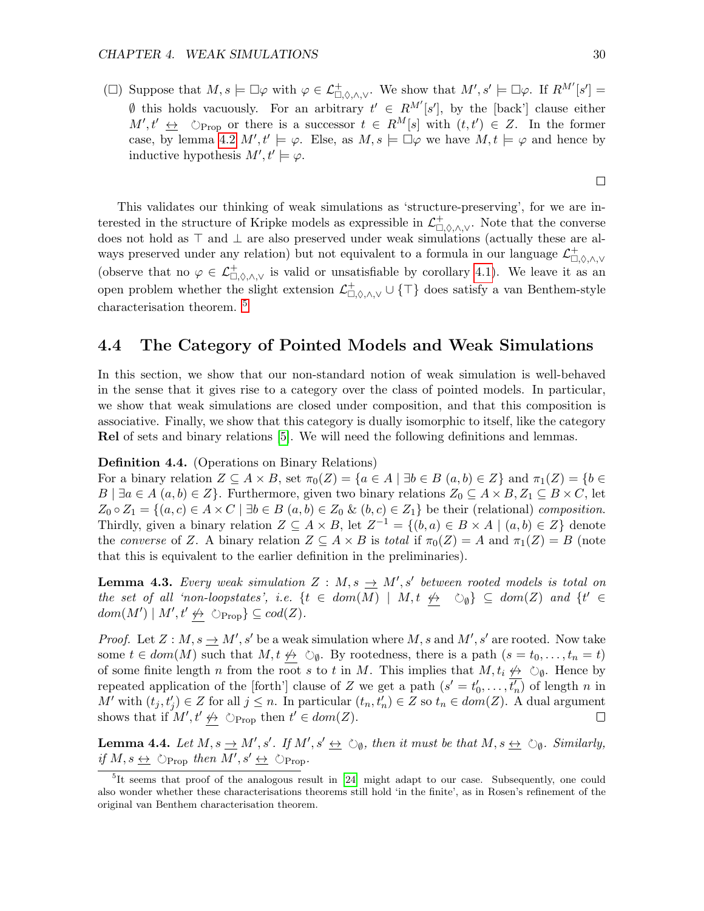($\Box$) Suppose that $M, s \models \Box\varphi$ with $\varphi \in \mathcal{L}^+_{\Box,\Diamond,\wedge,\vee}$. We show that $M', s' \models \Box\varphi$. If $R^{M'}[s'] = \emptyset$ this holds vacuously. For an arbitrary $t' \in R^{M'}[s']$, by the [back'] clause either $M', t' \leftrightarrow \circlearrowleft_{\mathrm{Prop}}$ or there is a successor $t \in R^M[s]$ with $(t, t') \in Z$. In the former case, by lemma 4.2 $M', t' \models \varphi$. Else, as $M, s \models \Box\varphi$ we have $M, t \models \varphi$ and hence by inductive hypothesis $M', t' \models \varphi$.

$\square$

This validates our thinking of weak simulations as 'structure-preserving', for we are interested in the structure of Kripke models as expressible in $\mathcal{L}^+_{\Box,\Diamond,\wedge,\vee}$. Note that the converse does not hold as $\top$ and $\bot$ are also preserved under weak simulations (actually these are always preserved under any relation) but not equivalent to a formula in our language $\mathcal{L}^+_{\Box,\Diamond,\wedge,\vee}$ (observe that no $\varphi \in \mathcal{L}^+_{\Box,\Diamond,\wedge,\vee}$ is valid or unsatisfiable by corollary 4.1). We leave it as an open problem whether the slight extension $\mathcal{L}^+_{\Box,\Diamond,\wedge,\vee} \cup \{\top\}$ does satisfy a van Benthem-style characterisation theorem. [5]

## 4.4 The Category of Pointed Models and Weak Simulations

In this section, we show that our non-standard notion of weak simulation is well-behaved in the sense that it gives rise to a category over the class of pointed models. In particular, we show that weak simulations are closed under composition, and that this composition is associative. Finally, we show that this category is dually isomorphic to itself, like the category **Rel** of sets and binary relations [5]. We will need the following definitions and lemmas.

**Definition 4.4.** (Operations on Binary Relations)
For a binary relation $Z \subseteq A \times B$, set $\pi_0(Z) = \{a \in A \mid \exists b \in B \ (a, b) \in Z\}$ and $\pi_1(Z) = \{b \in B \mid \exists a \in A \ (a, b) \in Z\}$. Furthermore, given two binary relations $Z_0 \subseteq A \times B, Z_1 \subseteq B \times C$, let $Z_0 \circ Z_1 = \{(a, c) \in A \times C \mid \exists b \in B \ (a, b) \in Z_0 \ \& \ (b, c) \in Z_1\}$ be their (relational) *composition*. Thirdly, given a binary relation $Z \subseteq A \times B$, let $Z^{-1} = \{(b, a) \in B \times A \mid (a, b) \in Z\}$ denote the *converse* of $Z$. A binary relation $Z \subseteq A \times B$ is *total* if $\pi_0(Z) = A$ and $\pi_1(Z) = B$ (note that this is equivalent to the earlier definition in the preliminaries).

**Lemma 4.3.** *Every weak simulation $Z : M, s \rightarrow M', s'$ between rooted models is total on the set of all 'non-loopstates', i.e. $\{t \in dom(M) \mid M, t \not\leftrightarrow \circlearrowleft_\emptyset\} \subseteq dom(Z)$ and $\{t' \in dom(M') \mid M', t' \not\leftrightarrow \circlearrowleft_{\mathrm{Prop}}\} \subseteq cod(Z)$.*

*Proof.* Let $Z : M, s \rightarrow M', s'$ be a weak simulation where $M, s$ and $M', s'$ are rooted. Now take some $t \in dom(M)$ such that $M, t \not\leftrightarrow \circlearrowleft_\emptyset$. By rootedness, there is a path $(s = t_0, \ldots, t_n = t)$ of some finite length $n$ from the root $s$ to $t$ in $M$. This implies that $M, t_i \not\leftrightarrow \circlearrowleft_\emptyset$. Hence by repeated application of the [forth'] clause of $Z$ we get a path $(s' = t'_0, \ldots, t'_n)$ of length $n$ in $M'$ with $(t_j, t'_j) \in Z$ for all $j \leq n$. In particular $(t_n, t'_n) \in Z$ so $t_n \in dom(Z)$. A dual argument shows that if $M', t' \not\leftrightarrow \circlearrowleft_{\mathrm{Prop}}$ then $t' \in dom(Z)$. $\square$

**Lemma 4.4.** *Let $M, s \rightarrow M', s'$. If $M', s' \leftrightarrow \circlearrowleft_\emptyset$, then it must be that $M, s \leftrightarrow \circlearrowleft_\emptyset$. Similarly, if $M, s \leftrightarrow \circlearrowleft_{\mathrm{Prop}}$ then $M', s' \leftrightarrow \circlearrowleft_{\mathrm{Prop}}$.*

[5] It seems that proof of the analogous result in [24] might adapt to our case. Subsequently, one could also wonder whether these characterisations theorems still hold 'in the finite', as in Rosen's refinement of the original van Benthem characterisation theorem.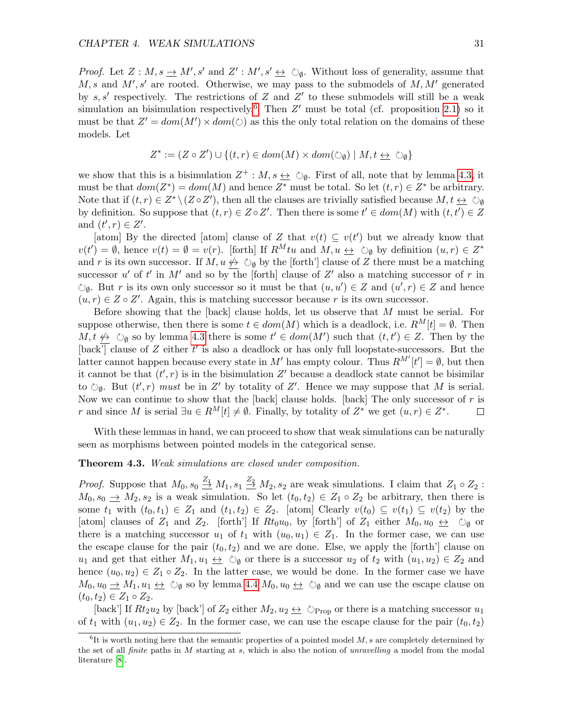*Proof.* Let $Z : M, s \underline{\rightarrow} M', s'$ and $Z' : M', s' \underline{\leftrightarrow} \circlearrowleft_\emptyset$. Without loss of generality, assume that $M, s$ and $M', s'$ are rooted. Otherwise, we may pass to the submodels of $M, M'$ generated by $s, s'$ respectively. The restrictions of $Z$ and $Z'$ to these submodels will still be a weak simulation an bisimulation respectively.[6] Then $Z'$ must be total (cf. proposition 2.1) so it must be that $Z' = dom(M') \times dom(\circlearrowleft)$ as this the only total relation on the domains of these models. Let

$$Z^* := (Z \circ Z') \cup \{(t, r) \in dom(M) \times dom(\circlearrowleft_\emptyset) \mid M, t \underline{\leftrightarrow} \circlearrowleft_\emptyset\}$$

we show that this is a bisimulation $Z^+ : M, s \underline{\leftrightarrow} \circlearrowleft_\emptyset$. First of all, note that by lemma 4.3, it must be that $dom(Z^*) = dom(M)$ and hence $Z^*$ must be total. So let $(t, r) \in Z^*$ be arbitrary. Note that if $(t, r) \in Z^* \setminus (Z \circ Z')$, then all the clauses are trivially satisfied because $M, t \underline{\leftrightarrow} \circlearrowleft_\emptyset$ by definition. So suppose that $(t, r) \in Z \circ Z'$. Then there is some $t' \in dom(M)$ with $(t, t') \in Z$ and $(t', r) \in Z'$.

[atom] By the directed [atom] clause of $Z$ that $v(t) \subseteq v(t')$ but we already know that $v(t') = \emptyset$, hence $v(t) = \emptyset = v(r)$. [forth] If $R^M tu$ and $M, u \underline{\leftrightarrow} \circlearrowleft_\emptyset$ by definition $(u, r) \in Z^*$ and $r$ is its own successor. If $M, u \not\underline{\leftrightarrow} \circlearrowleft_\emptyset$ by the [forth'] clause of $Z$ there must be a matching successor $u'$ of $t'$ in $M'$ and so by the [forth] clause of $Z'$ also a matching successor of $r$ in $\circlearrowleft_\emptyset$. But $r$ is its own only successor so it must be that $(u, u') \in Z$ and $(u', r) \in Z'$ and hence $(u, r) \in Z \circ Z'$. Again, this is matching successor because $r$ is its own successor.

Before showing that the [back] clause holds, let us observe that $M$ must be serial. For suppose otherwise, then there is some $t \in dom(M)$ which is a deadlock, i.e. $R^M[t] = \emptyset$. Then $M, t \not\underline{\leftrightarrow} \circlearrowleft_\emptyset$ so by lemma 4.3 there is some $t' \in dom(M')$ such that $(t, t') \in Z$. Then by the [back'] clause of $Z$ either $t'$ is also a deadlock or has only full loopstate-successors. But the latter cannot happen because every state in $M'$ has empty colour. Thus $R^{M'}[t'] = \emptyset$, but then it cannot be that $(t', r)$ is in the bisimulation $Z'$ because a deadlock state cannot be bisimilar to $\circlearrowleft_\emptyset$. But $(t', r)$ *must* be in $Z'$ by totality of $Z'$. Hence we may suppose that $M$ is serial. Now we can continue to show that the [back] clause holds. [back] The only successor of $r$ is $r$ and since $M$ is serial $\exists u \in R^M[t] \neq \emptyset$. Finally, by totality of $Z^*$ we get $(u, r) \in Z^*$. □

With these lemmas in hand, we can proceed to show that weak simulations can be naturally seen as morphisms between pointed models in the categorical sense.

**Theorem 4.3.** *Weak simulations are closed under composition.*

*Proof.* Suppose that $M_0, s_0 \overset{Z_1}{\underline{\rightarrow}} M_1, s_1 \overset{Z_2}{\underline{\rightarrow}} M_2, s_2$ are weak simulations. I claim that $Z_1 \circ Z_2 : M_0, s_0 \underline{\rightarrow} M_2, s_2$ is a weak simulation. So let $(t_0, t_2) \in Z_1 \circ Z_2$ be arbitrary, then there is some $t_1$ with $(t_0, t_1) \in Z_1$ and $(t_1, t_2) \in Z_2$. [atom] Clearly $v(t_0) \subseteq v(t_1) \subseteq v(t_2)$ by the [atom] clauses of $Z_1$ and $Z_2$. [forth'] If $Rt_0u_0$, by [forth'] of $Z_1$ either $M_0, u_0 \underline{\leftrightarrow} \circlearrowleft_\emptyset$ or there is a matching successor $u_1$ of $t_1$ with $(u_0, u_1) \in Z_1$. In the former case, we can use the escape clause for the pair $(t_0, t_2)$ and we are done. Else, we apply the [forth'] clause on $u_1$ and get that either $M_1, u_1 \underline{\leftrightarrow} \circlearrowleft_\emptyset$ or there is a successor $u_2$ of $t_2$ with $(u_1, u_2) \in Z_2$ and hence $(u_0, u_2) \in Z_1 \circ Z_2$. In the latter case, we would be done. In the former case we have $M_0, u_0 \underline{\rightarrow} M_1, u_1 \underline{\leftrightarrow} \circlearrowleft_\emptyset$ so by lemma 4.4 $M_0, u_0 \underline{\leftrightarrow} \circlearrowleft_\emptyset$ and we can use the escape clause on $(t_0, t_2) \in Z_1 \circ Z_2$.

[back'] If $Rt_2u_2$ by [back'] of $Z_2$ either $M_2, u_2 \underline{\leftrightarrow} \circlearrowleft_{\text{Prop}}$ or there is a matching successor $u_1$ of $t_1$ with $(u_1, u_2) \in Z_2$. In the former case, we can use the escape clause for the pair $(t_0, t_2)$

[6] It is worth noting here that the semantic properties of a pointed model $M, s$ are completely determined by the set of all *finite* paths in $M$ starting at $s$, which is also the notion of *unravelling* a model from the modal literature [8].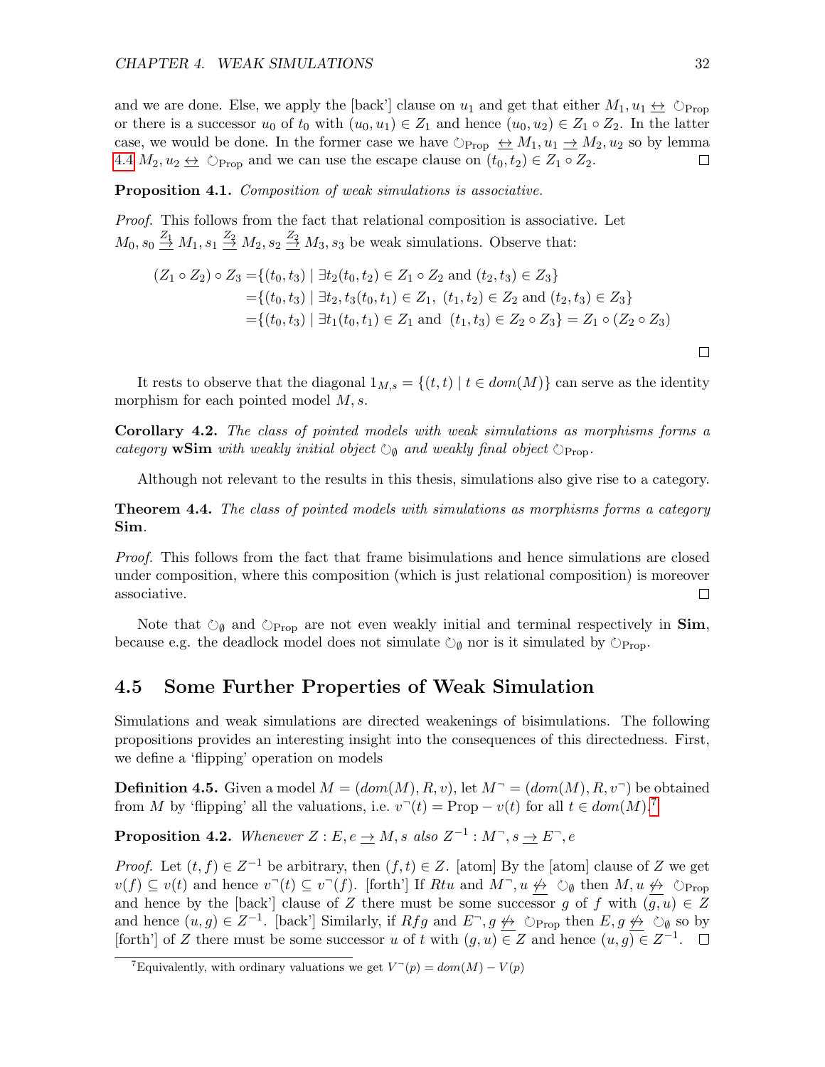and we are done. Else, we apply the [back'] clause on $u_1$ and get that either $M_1, u_1 \underline{\leftrightarrow} \circlearrowleft_{\text{Prop}}$ or there is a successor $u_0$ of $t_0$ with $(u_0, u_1) \in Z_1$ and hence $(u_0, u_2) \in Z_1 \circ Z_2$. In the latter case, we would be done. In the former case we have $\circlearrowleft_{\text{Prop}} \underline{\leftrightarrow} M_1, u_1 \underline{\to} M_2, u_2$ so by lemma 4.4 $M_2, u_2 \underline{\leftrightarrow} \circlearrowleft_{\text{Prop}}$ and we can use the escape clause on $(t_0, t_2) \in Z_1 \circ Z_2$. $\square$

**Proposition 4.1.** *Composition of weak simulations is associative.*

*Proof.* This follows from the fact that relational composition is associative. Let $M_0, s_0 \overset{Z_1}{\underline{\to}} M_1, s_1 \overset{Z_2}{\underline{\to}} M_2, s_2 \overset{Z_3}{\underline{\to}} M_3, s_3$ be weak simulations. Observe that:

$$
\begin{aligned}
(Z_1 \circ Z_2) \circ Z_3 =& \{(t_0, t_3) \mid \exists t_2 (t_0, t_2) \in Z_1 \circ Z_2 \text{ and } (t_2, t_3) \in Z_3\} \\
=& \{(t_0, t_3) \mid \exists t_2, t_3 (t_0, t_1) \in Z_1,\ (t_1, t_2) \in Z_2 \text{ and } (t_2, t_3) \in Z_3\} \\
=& \{(t_0, t_3) \mid \exists t_1 (t_0, t_1) \in Z_1 \text{ and } (t_1, t_3) \in Z_2 \circ Z_3\} = Z_1 \circ (Z_2 \circ Z_3)
\end{aligned}
$$

$\square$

It rests to observe that the diagonal $1_{M,s} = \{(t, t) \mid t \in dom(M)\}$ can serve as the identity morphism for each pointed model $M, s$.

**Corollary 4.2.** *The class of pointed models with weak simulations as morphisms forms a category* **wSim** *with weakly initial object* $\circlearrowleft_\emptyset$ *and weakly final object* $\circlearrowleft_{\text{Prop}}$.

Although not relevant to the results in this thesis, simulations also give rise to a category.

**Theorem 4.4.** *The class of pointed models with simulations as morphisms forms a category* **Sim**.

*Proof.* This follows from the fact that frame bisimulations and hence simulations are closed under composition, where this composition (which is just relational composition) is moreover associative. $\square$

Note that $\circlearrowleft_\emptyset$ and $\circlearrowleft_{\text{Prop}}$ are not even weakly initial and terminal respectively in **Sim**, because e.g. the deadlock model does not simulate $\circlearrowleft_\emptyset$ nor is it simulated by $\circlearrowleft_{\text{Prop}}$.

## 4.5 Some Further Properties of Weak Simulation

Simulations and weak simulations are directed weakenings of bisimulations. The following propositions provides an interesting insight into the consequences of this directedness. First, we define a 'flipping' operation on models

**Definition 4.5.** Given a model $M = (dom(M), R, v)$, let $M^\neg = (dom(M), R, v^\neg)$ be obtained from $M$ by 'flipping' all the valuations, i.e. $v^\neg(t) = \text{Prop} - v(t)$ for all $t \in dom(M)$.[7]

**Proposition 4.2.** *Whenever* $Z : E, e \underline{\to} M, s$ *also* $Z^{-1} : M^\neg, s \underline{\to} E^\neg, e$

*Proof.* Let $(t, f) \in Z^{-1}$ be arbitrary, then $(f, t) \in Z$. [atom] By the [atom] clause of $Z$ we get $v(f) \subseteq v(t)$ and hence $v^\neg(t) \subseteq v^\neg(f)$. [forth'] If $Rtu$ and $M^\neg, u \underline{\not\leftrightarrow} \circlearrowleft_\emptyset$ then $M, u \underline{\not\leftrightarrow} \circlearrowleft_{\text{Prop}}$ and hence by the [back'] clause of $Z$ there must be some successor $g$ of $f$ with $(g, u) \in Z$ and hence $(u, g) \in Z^{-1}$. [back'] Similarly, if $Rfg$ and $E^\neg, g \underline{\not\leftrightarrow} \circlearrowleft_{\text{Prop}}$ then $E, g \underline{\not\leftrightarrow} \circlearrowleft_\emptyset$ so by [forth'] of $Z$ there must be some successor $u$ of $t$ with $(g, u) \in Z$ and hence $(u, g) \in Z^{-1}$. $\square$

[7] Equivalently, with ordinary valuations we get $V^\neg(p) = dom(M) - V(p)$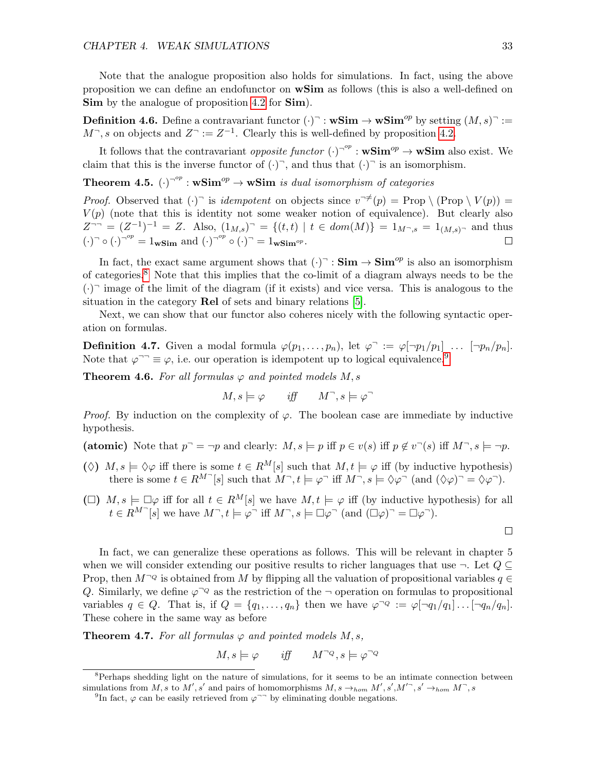Note that the analogue proposition also holds for simulations. In fact, using the above proposition we can define an endofunctor on **wSim** as follows (this is also a well-defined on **Sim** by the analogue of proposition 4.2 for **Sim**).

**Definition 4.6.** Define a contravariant functor $(\cdot)^{\neg} : \mathbf{wSim} \to \mathbf{wSim}^{op}$ by setting $(M, s)^{\neg} := M^{\neg}, s$ on objects and $Z^{\neg} := Z^{-1}$. Clearly this is well-defined by proposition 4.2.

It follows that the contravariant *opposite functor* $(\cdot)^{\neg^{op}} : \mathbf{wSim}^{op} \to \mathbf{wSim}$ also exist. We claim that this is the inverse functor of $(\cdot)^{\neg}$, and thus that $(\cdot)^{\neg}$ is an isomorphism.

**Theorem 4.5.** *$(\cdot)^{\neg^{op}} : \mathbf{wSim}^{op} \to \mathbf{wSim}$ is dual isomorphism of categories*

*Proof.* Observed that $(\cdot)^{\neg}$ is *idempotent* on objects since $v^{\neg\neq}(p) = \text{Prop} \setminus (\text{Prop} \setminus V(p)) = V(p)$ (note that this is identity not some weaker notion of equivalence). But clearly also $Z^{\neg\neg} = (Z^{-1})^{-1} = Z$. Also, $(1_{M,s})^{\neg} = \{(t,t) \mid t \in dom(M)\} = 1_{M^{\neg},s} = 1_{(M,s)^{\neg}}$ and thus $(\cdot)^{\neg} \circ (\cdot)^{\neg^{op}} = 1_{\mathbf{wSim}}$ and $(\cdot)^{\neg^{op}} \circ (\cdot)^{\neg} = 1_{\mathbf{wSim}^{op}}$. ◻

In fact, the exact same argument shows that $(\cdot)^{\neg} : \mathbf{Sim} \to \mathbf{Sim}^{op}$ is also an isomorphism of categories.[8] Note that this implies that the co-limit of a diagram always needs to be the $(\cdot)^{\neg}$ image of the limit of the diagram (if it exists) and vice versa. This is analogous to the situation in the category **Rel** of sets and binary relations [5].

Next, we can show that our functor also coheres nicely with the following syntactic operation on formulas.

**Definition 4.7.** Given a modal formula $\varphi(p_1, \ldots, p_n)$, let $\varphi^{\neg} := \varphi[\neg p_1/p_1] \ \ldots \ [\neg p_n/p_n]$. Note that $\varphi^{\neg\neg} \equiv \varphi$, i.e. our operation is idempotent up to logical equivalence.[9]

**Theorem 4.6.** *For all formulas $\varphi$ and pointed models $M, s$*

$$M, s \models \varphi \qquad \textit{iff} \qquad M^{\neg}, s \models \varphi^{\neg}$$

*Proof.* By induction on the complexity of $\varphi$. The boolean case are immediate by inductive hypothesis.

**(atomic)** Note that $p^{\neg} = \neg p$ and clearly: $M, s \models p$ iff $p \in v(s)$ iff $p \notin v^{\neg}(s)$ iff $M^{\neg}, s \models \neg p$.

**($\Diamond$)** $M, s \models \Diamond\varphi$ iff there is some $t \in R^M[s]$ such that $M, t \models \varphi$ iff (by inductive hypothesis) there is some $t \in R^{M^{\neg}}[s]$ such that $M^{\neg}, t \models \varphi^{\neg}$ iff $M^{\neg}, s \models \Diamond\varphi^{\neg}$ (and $(\Diamond\varphi)^{\neg} = \Diamond\varphi^{\neg}$).

**($\Box$)** $M, s \models \Box\varphi$ iff for all $t \in R^M[s]$ we have $M, t \models \varphi$ iff (by inductive hypothesis) for all $t \in R^{M^{\neg}}[s]$ we have $M^{\neg}, t \models \varphi^{\neg}$ iff $M^{\neg}, s \models \Box\varphi^{\neg}$ (and $(\Box\varphi)^{\neg} = \Box\varphi^{\neg}$).

◻

In fact, we can generalize these operations as follows. This will be relevant in chapter 5 when we will consider extending our positive results to richer languages that use $\neg$. Let $Q \subseteq \text{Prop}$, then $M^{\neg Q}$ is obtained from $M$ by flipping all the valuation of propositional variables $q \in Q$. Similarly, we define $\varphi^{\neg Q}$ as the restriction of the $\neg$ operation on formulas to propositional variables $q \in Q$. That is, if $Q = \{q_1, \ldots, q_n\}$ then we have $\varphi^{\neg Q} := \varphi[\neg q_1/q_1] \ldots [\neg q_n/q_n]$. These cohere in the same way as before

**Theorem 4.7.** *For all formulas $\varphi$ and pointed models $M, s$,*

$$M, s \models \varphi \qquad \textit{iff} \qquad M^{\neg Q}, s \models \varphi^{\neg Q}$$

---

[8] Perhaps shedding light on the nature of simulations, for it seems to be an intimate connection between simulations from $M, s$ to $M', s'$ and pairs of homomorphisms $M, s \to_{hom} M', s', M'^{\neg}, s' \to_{hom} M^{\neg}, s$

[9] In fact, $\varphi$ can be easily retrieved from $\varphi^{\neg\neg}$ by eliminating double negations.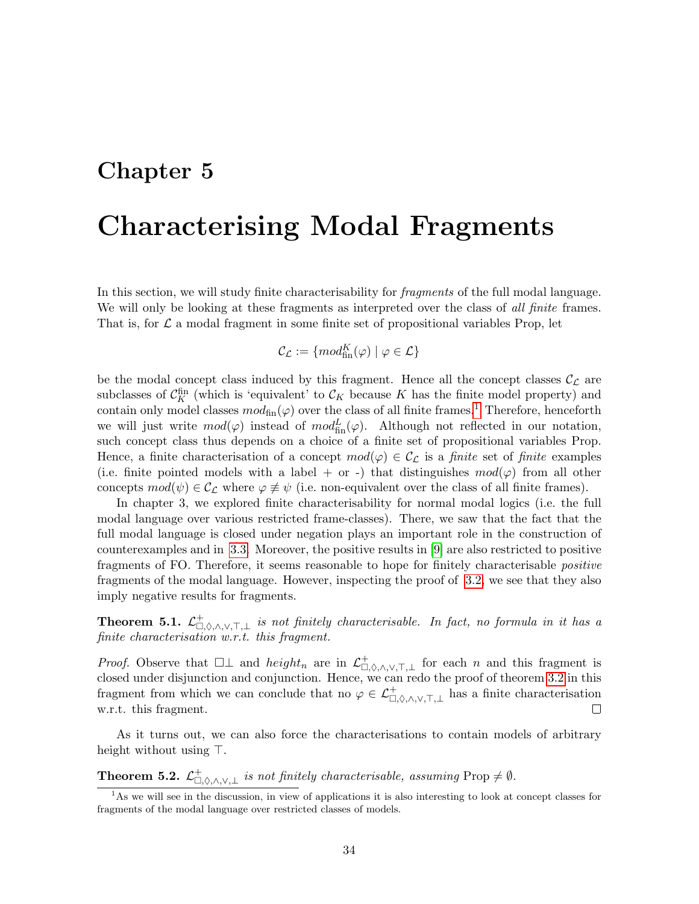# Chapter 5

# Characterising Modal Fragments

In this section, we will study finite characterisability for *fragments* of the full modal language. We will only be looking at these fragments as interpreted over the class of *all finite* frames. That is, for $\mathcal{L}$ a modal fragment in some finite set of propositional variables Prop, let

$$\mathcal{C}_{\mathcal{L}} := \{mod^K_{\text{fin}}(\varphi) \mid \varphi \in \mathcal{L}\}$$

be the modal concept class induced by this fragment. Hence all the concept classes $\mathcal{C}_{\mathcal{L}}$ are subclasses of $\mathcal{C}^{\text{fin}}_K$ (which is 'equivalent' to $\mathcal{C}_K$ because $K$ has the finite model property) and contain only model classes $mod_{\text{fin}}(\varphi)$ over the class of all finite frames.[1] Therefore, henceforth we will just write $mod(\varphi)$ instead of $mod^L_{\text{fin}}(\varphi)$. Although not reflected in our notation, such concept class thus depends on a choice of a finite set of propositional variables Prop. Hence, a finite characterisation of a concept $mod(\varphi) \in \mathcal{C}_{\mathcal{L}}$ is a *finite* set of *finite* examples (i.e. finite pointed models with a label + or -) that distinguishes $mod(\varphi)$ from all other concepts $mod(\psi) \in \mathcal{C}_{\mathcal{L}}$ where $\varphi \not\equiv \psi$ (i.e. non-equivalent over the class of all finite frames).

In chapter 3, we explored finite characterisability for normal modal logics (i.e. the full modal language over various restricted frame-classes). There, we saw that the fact that the full modal language is closed under negation plays an important role in the construction of counterexamples and in 3.3. Moreover, the positive results in [9] are also restricted to positive fragments of FO. Therefore, it seems reasonable to hope for finitely characterisable *positive* fragments of the modal language. However, inspecting the proof of 3.2, we see that they also imply negative results for fragments.

**Theorem 5.1.** *$\mathcal{L}^+_{\Box,\Diamond,\wedge,\vee,\top,\bot}$ is not finitely characterisable. In fact, no formula in it has a finite characterisation w.r.t. this fragment.*

*Proof.* Observe that $\Box\bot$ and $height_n$ are in $\mathcal{L}^+_{\Box,\Diamond,\wedge,\vee,\top,\bot}$ for each $n$ and this fragment is closed under disjunction and conjunction. Hence, we can redo the proof of theorem 3.2 in this fragment from which we can conclude that no $\varphi \in \mathcal{L}^+_{\Box,\Diamond,\wedge,\vee,\top,\bot}$ has a finite characterisation w.r.t. this fragment. □

As it turns out, we can also force the characterisations to contain models of arbitrary height without using $\top$.

**Theorem 5.2.** *$\mathcal{L}^+_{\Box,\Diamond,\wedge,\vee,\bot}$ is not finitely characterisable, assuming* Prop $\neq \emptyset$.

[1] As we will see in the discussion, in view of applications it is also interesting to look at concept classes for fragments of the modal language over restricted classes of models.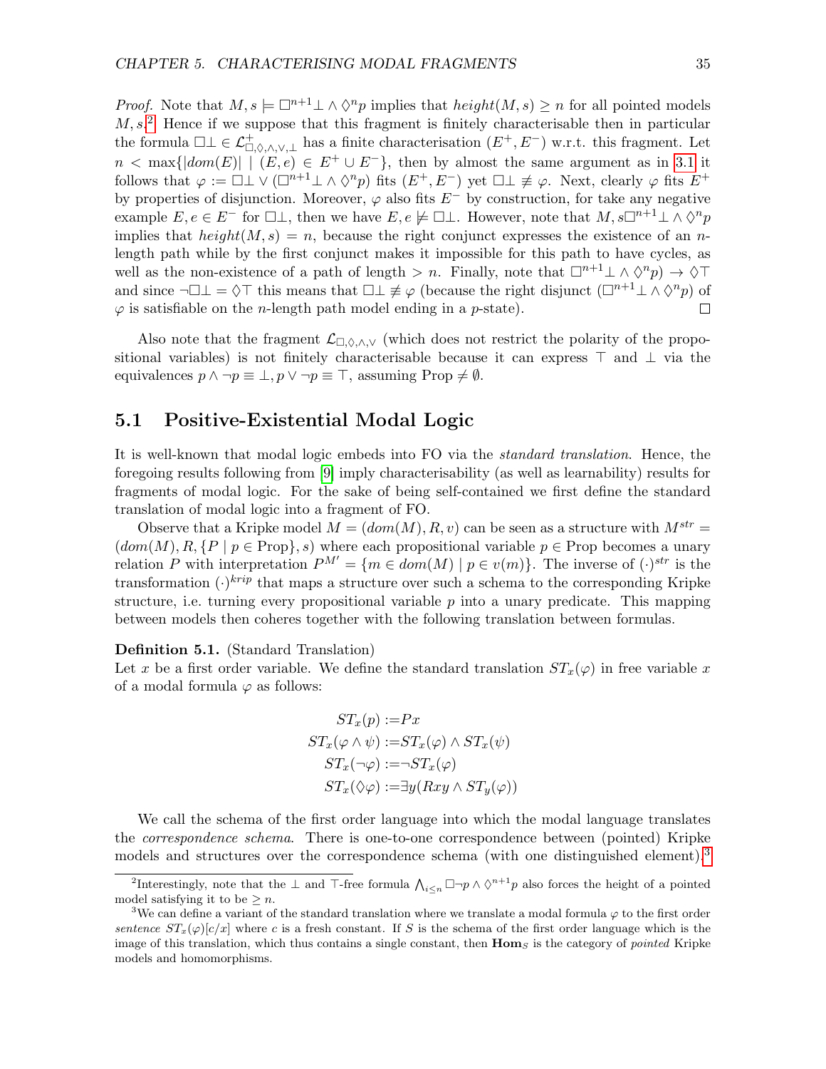*Proof.* Note that $M, s \models \Box^{n+1}\bot \wedge \Diamond^n p$ implies that $height(M, s) \geq n$ for all pointed models $M, s$.[2] Hence if we suppose that this fragment is finitely characterisable then in particular the formula $\Box\bot \in \mathcal{L}^+_{\Box,\Diamond,\wedge,\vee,\bot}$ has a finite characterisation $(E^+, E^-)$ w.r.t. this fragment. Let $n < \max\{|dom(E)| \mid (E, e) \in E^+ \cup E^-\}$, then by almost the same argument as in 3.1 it follows that $\varphi := \Box\bot \vee (\Box^{n+1}\bot \wedge \Diamond^n p)$ fits $(E^+, E^-)$ yet $\Box\bot \not\equiv \varphi$. Next, clearly $\varphi$ fits $E^+$ by properties of disjunction. Moreover, $\varphi$ also fits $E^-$ by construction, for take any negative example $E, e \in E^-$ for $\Box\bot$, then we have $E, e \not\models \Box\bot$. However, note that $M, s\Box^{n+1}\bot \wedge \Diamond^n p$ implies that $height(M, s) = n$, because the right conjunct expresses the existence of an $n$-length path while by the first conjunct makes it impossible for this path to have cycles, as well as the non-existence of a path of length $> n$. Finally, note that $\Box^{n+1}\bot \wedge \Diamond^n p) \to \Diamond\top$ and since $\neg\Box\bot = \Diamond\top$ this means that $\Box\bot \not\equiv \varphi$ (because the right disjunct $(\Box^{n+1}\bot \wedge \Diamond^n p)$ of $\varphi$ is satisfiable on the $n$-length path model ending in a $p$-state). $\square$

Also note that the fragment $\mathcal{L}_{\Box,\Diamond,\wedge,\vee}$ (which does not restrict the polarity of the propositional variables) is not finitely characterisable because it can express $\top$ and $\bot$ via the equivalences $p \wedge \neg p \equiv \bot, p \vee \neg p \equiv \top$, assuming Prop $\neq \emptyset$.

## 5.1 Positive-Existential Modal Logic

It is well-known that modal logic embeds into FO via the *standard translation*. Hence, the foregoing results following from [9] imply characterisability (as well as learnability) results for fragments of modal logic. For the sake of being self-contained we first define the standard translation of modal logic into a fragment of FO.

Observe that a Kripke model $M = (dom(M), R, v)$ can be seen as a structure with $M^{str} = (dom(M), R, \{P \mid p \in \text{Prop}\}, s)$ where each propositional variable $p \in \text{Prop}$ becomes a unary relation $P$ with interpretation $P^{M'} = \{m \in dom(M) \mid p \in v(m)\}$. The inverse of $(\cdot)^{str}$ is the transformation $(\cdot)^{krip}$ that maps a structure over such a schema to the corresponding Kripke structure, i.e. turning every propositional variable $p$ into a unary predicate. This mapping between models then coheres together with the following translation between formulas.

**Definition 5.1.** (Standard Translation)
Let $x$ be a first order variable. We define the standard translation $ST_x(\varphi)$ in free variable $x$ of a modal formula $\varphi$ as follows:

$$\begin{aligned}
ST_x(p) &:= Px \\
ST_x(\varphi \wedge \psi) &:= ST_x(\varphi) \wedge ST_x(\psi) \\
ST_x(\neg\varphi) &:= \neg ST_x(\varphi) \\
ST_x(\Diamond\varphi) &:= \exists y(Rxy \wedge ST_y(\varphi))
\end{aligned}$$

We call the schema of the first order language into which the modal language translates the *correspondence schema*. There is one-to-one correspondence between (pointed) Kripke models and structures over the correspondence schema (with one distinguished element).[3]

---

[2] Interestingly, note that the $\bot$ and $\top$-free formula $\bigwedge_{i \leq n} \Box\neg p \wedge \Diamond^{n+1} p$ also forces the height of a pointed model satisfying it to be $\geq n$.

[3] We can define a variant of the standard translation where we translate a modal formula $\varphi$ to the first order *sentence* $ST_x(\varphi)[c/x]$ where $c$ is a fresh constant. If $S$ is the schema of the first order language which is the image of this translation, which thus contains a single constant, then $\mathbf{Hom}_S$ is the category of *pointed* Kripke models and homomorphisms.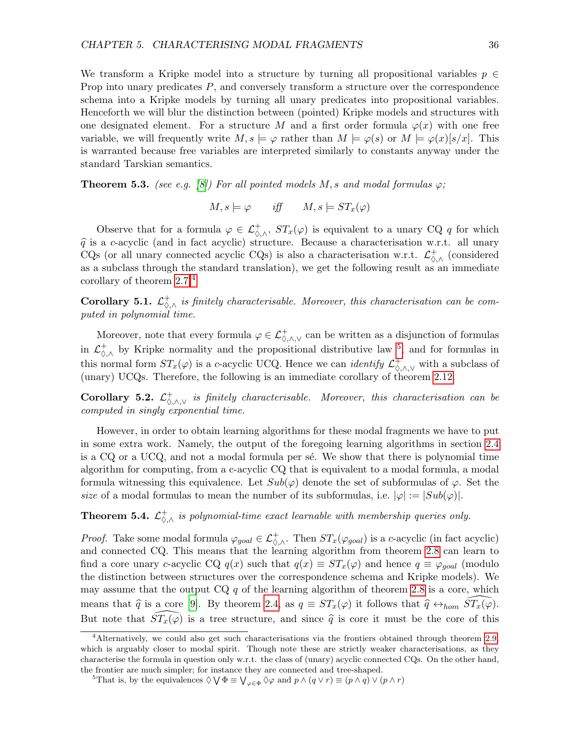We transform a Kripke model into a structure by turning all propositional variables $p \in$ Prop into unary predicates $P$, and conversely transform a structure over the correspondence schema into a Kripke models by turning all unary predicates into propositional variables. Henceforth we will blur the distinction between (pointed) Kripke models and structures with one designated element. For a structure $M$ and a first order formula $\varphi(x)$ with one free variable, we will frequently write $M, s \models \varphi$ rather than $M \models \varphi(s)$ or $M \models \varphi(x)[s/x]$. This is warranted because free variables are interpreted similarly to constants anyway under the standard Tarskian semantics.

**Theorem 5.3.** *(see e.g. [8]) For all pointed models $M, s$ and modal formulas $\varphi$;*

$$M, s \models \varphi \quad \textit{iff} \quad M, s \models ST_x(\varphi)$$

Observe that for a formula $\varphi \in \mathcal{L}^{+}_{\Diamond,\wedge}$, $ST_x(\varphi)$ is equivalent to a unary CQ $q$ for which $\widehat{q}$ is a $c$-acyclic (and in fact acyclic) structure. Because a characterisation w.r.t. all unary CQs (or all unary connected acyclic CQs) is also a characterisation w.r.t. $\mathcal{L}^{+}_{\Diamond,\wedge}$ (considered as a subclass through the standard translation), we get the following result as an immediate corollary of theorem 2.7.[4]

**Corollary 5.1.** *$\mathcal{L}^{+}_{\Diamond,\wedge}$ is finitely characterisable. Moreover, this characterisation can be computed in polynomial time.*

Moreover, note that every formula $\varphi \in \mathcal{L}^{+}_{\Diamond,\wedge,\vee}$ can be written as a disjunction of formulas in $\mathcal{L}^{+}_{\Diamond,\wedge}$ by Kripke normality and the propositional distributive law [5], and for formulas in this normal form $ST_x(\varphi)$ is a $c$-acyclic UCQ. Hence we can *identify* $\mathcal{L}^{+}_{\Diamond,\wedge,\vee}$ with a subclass of (unary) UCQs. Therefore, the following is an immediate corollary of theorem 2.12.

**Corollary 5.2.** *$\mathcal{L}^{+}_{\Diamond,\wedge,\vee}$ is finitely characterisable. Moreover, this characterisation can be computed in singly exponential time.*

However, in order to obtain learning algorithms for these modal fragments we have to put in some extra work. Namely, the output of the foregoing learning algorithms in section 2.4 is a CQ or a UCQ, and not a modal formula per sé. We show that there is polynomial time algorithm for computing, from a c-acyclic CQ that is equivalent to a modal formula, a modal formula witnessing this equivalence. Let $Sub(\varphi)$ denote the set of subformulas of $\varphi$. Set the *size* of a modal formulas to mean the number of its subformulas, i.e. $|\varphi| := |Sub(\varphi)|$.

**Theorem 5.4.** *$\mathcal{L}^{+}_{\Diamond,\wedge}$ is polynomial-time exact learnable with membership queries only.*

*Proof.* Take some modal formula $\varphi_{goal} \in \mathcal{L}^{+}_{\Diamond,\wedge}$. Then $ST_x(\varphi_{goal})$ is a $c$-acyclic (in fact acyclic) and connected CQ. This means that the learning algorithm from theorem 2.8 can learn to find a core unary $c$-acyclic CQ $q(x)$ such that $q(x) \equiv ST_x(\varphi)$ and hence $q \equiv \varphi_{goal}$ (modulo the distinction between structures over the correspondence schema and Kripke models). We may assume that the output CQ $q$ of the learning algorithm of theorem 2.8 is a core, which means that $\widehat{q}$ is a core [9]. By theorem 2.4, as $q \equiv ST_x(\varphi)$ it follows that $\widehat{q} \leftrightarrow_{hom} \widehat{ST_x(\varphi)}$. But note that $\widehat{ST_x(\varphi)}$ is a tree structure, and since $\widehat{q}$ is core it must be the core of this

[4] Alternatively, we could also get such characterisations via the frontiers obtained through theorem 2.9, which is arguably closer to modal spirit. Though note these are strictly weaker characterisations, as they characterise the formula in question only w.r.t. the class of (unary) acyclic connected CQs. On the other hand, the frontier are much simpler; for instance they are connected and tree-shaped.

[5] That is, by the equivalences $\Diamond \bigvee \Phi \equiv \bigvee_{\varphi \in \Phi} \Diamond\varphi$ and $p \wedge (q \vee r) \equiv (p \wedge q) \vee (p \wedge r)$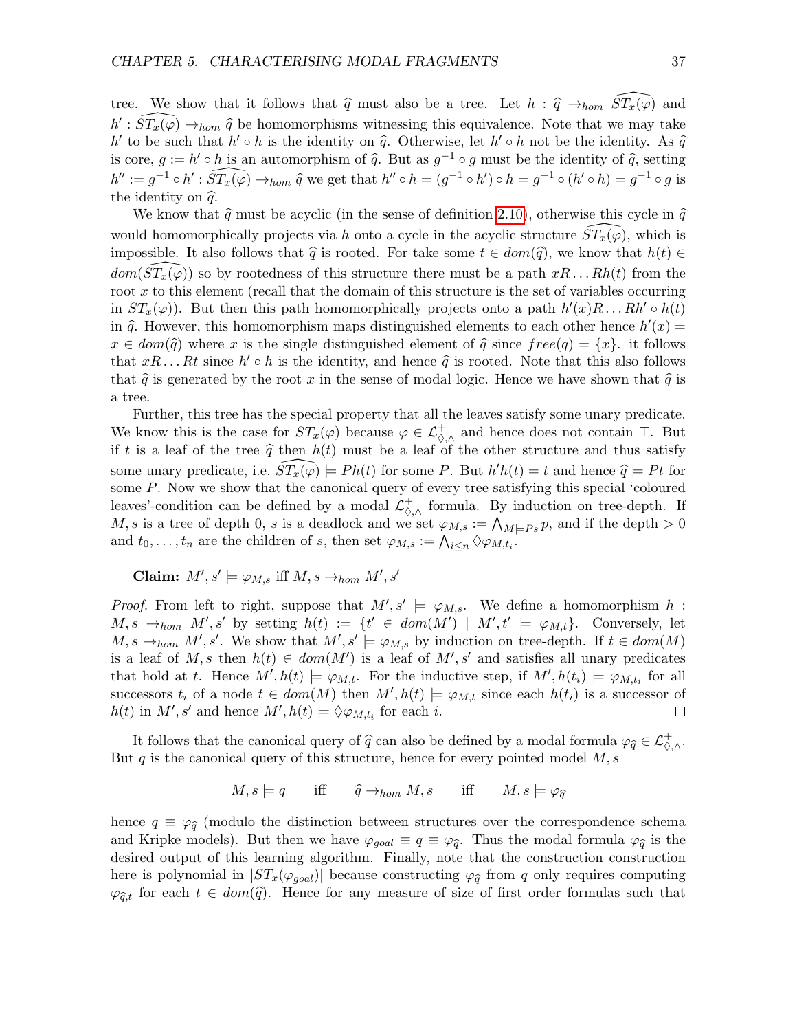tree. We show that it follows that $\widehat{q}$ must also be a tree. Let $h : \widehat{q} \to_{hom} \widehat{ST_x(\varphi)}$ and $h' : \widehat{ST_x(\varphi)} \to_{hom} \widehat{q}$ be homomorphisms witnessing this equivalence. Note that we may take $h'$ to be such that $h' \circ h$ is the identity on $\widehat{q}$. Otherwise, let $h' \circ h$ not be the identity. As $\widehat{q}$ is core, $g := h' \circ h$ is an automorphism of $\widehat{q}$. But as $g^{-1} \circ g$ must be the identity of $\widehat{q}$, setting $h'' := g^{-1} \circ h' : \widehat{ST_x(\varphi)} \to_{hom} \widehat{q}$ we get that $h'' \circ h = (g^{-1} \circ h') \circ h = g^{-1} \circ (h' \circ h) = g^{-1} \circ g$ is the identity on $\widehat{q}$.

We know that $\widehat{q}$ must be acyclic (in the sense of definition 2.10), otherwise this cycle in $\widehat{q}$ would homomorphically projects via $h$ onto a cycle in the acyclic structure $\widehat{ST_x(\varphi)}$, which is impossible. It also follows that $\widehat{q}$ is rooted. For take some $t \in dom(\widehat{q})$, we know that $h(t) \in dom(\widehat{ST_x(\varphi)})$ so by rootedness of this structure there must be a path $xR \dots Rh(t)$ from the root $x$ to this element (recall that the domain of this structure is the set of variables occurring in $ST_x(\varphi)$). But then this path homomorphically projects onto a path $h'(x)R \dots Rh' \circ h(t)$ in $\widehat{q}$. However, this homomorphism maps distinguished elements to each other hence $h'(x) = x \in dom(\widehat{q})$ where $x$ is the single distinguished element of $\widehat{q}$ since $free(q) = \{x\}$. it follows that $xR \dots Rt$ since $h' \circ h$ is the identity, and hence $\widehat{q}$ is rooted. Note that this also follows that $\widehat{q}$ is generated by the root $x$ in the sense of modal logic. Hence we have shown that $\widehat{q}$ is a tree.

Further, this tree has the special property that all the leaves satisfy some unary predicate. We know this is the case for $ST_x(\varphi)$ because $\varphi \in \mathcal{L}^+_{\Diamond,\wedge}$ and hence does not contain $\top$. But if $t$ is a leaf of the tree $\widehat{q}$ then $h(t)$ must be a leaf of the other structure and thus satisfy some unary predicate, i.e. $\widehat{ST_x(\varphi)} \models Ph(t)$ for some $P$. But $h'h(t) = t$ and hence $\widehat{q} \models Pt$ for some $P$. Now we show that the canonical query of every tree satisfying this special 'coloured leaves'-condition can be defined by a modal $\mathcal{L}^+_{\Diamond,\wedge}$ formula. By induction on tree-depth. If $M, s$ is a tree of depth 0, $s$ is a deadlock and we set $\varphi_{M,s} := \bigwedge_{M \models Ps} p$, and if the depth $> 0$ and $t_0, \dots, t_n$ are the children of $s$, then set $\varphi_{M,s} := \bigwedge_{i \leq n} \Diamond \varphi_{M,t_i}$.

**Claim:** $M', s' \models \varphi_{M,s}$ iff $M, s \to_{hom} M', s'$

*Proof.* From left to right, suppose that $M', s' \models \varphi_{M,s}$. We define a homomorphism $h : M, s \to_{hom} M', s'$ by setting $h(t) := \{t' \in dom(M') \mid M', t' \models \varphi_{M,t}\}$. Conversely, let $M, s \to_{hom} M', s'$. We show that $M', s' \models \varphi_{M,s}$ by induction on tree-depth. If $t \in dom(M)$ is a leaf of $M, s$ then $h(t) \in dom(M')$ is a leaf of $M', s'$ and satisfies all unary predicates that hold at $t$. Hence $M', h(t) \models \varphi_{M,t}$. For the inductive step, if $M', h(t_i) \models \varphi_{M,t_i}$ for all successors $t_i$ of a node $t \in dom(M)$ then $M', h(t) \models \varphi_{M,t}$ since each $h(t_i)$ is a successor of $h(t)$ in $M', s'$ and hence $M', h(t) \models \Diamond \varphi_{M,t_i}$ for each $i$. ☐

It follows that the canonical query of $\widehat{q}$ can also be defined by a modal formula $\varphi_{\widehat{q}} \in \mathcal{L}^+_{\Diamond,\wedge}$. But $q$ is the canonical query of this structure, hence for every pointed model $M, s$

$$M, s \models q \quad \text{iff} \quad \widehat{q} \to_{hom} M, s \quad \text{iff} \quad M, s \models \varphi_{\widehat{q}}$$

hence $q \equiv \varphi_{\widehat{q}}$ (modulo the distinction between structures over the correspondence schema and Kripke models). But then we have $\varphi_{goal} \equiv q \equiv \varphi_{\widehat{q}}$. Thus the modal formula $\varphi_{\widehat{q}}$ is the desired output of this learning algorithm. Finally, note that the construction construction here is polynomial in $|ST_x(\varphi_{goal})|$ because constructing $\varphi_{\widehat{q}}$ from $q$ only requires computing $\varphi_{\widehat{q},t}$ for each $t \in dom(\widehat{q})$. Hence for any measure of size of first order formulas such that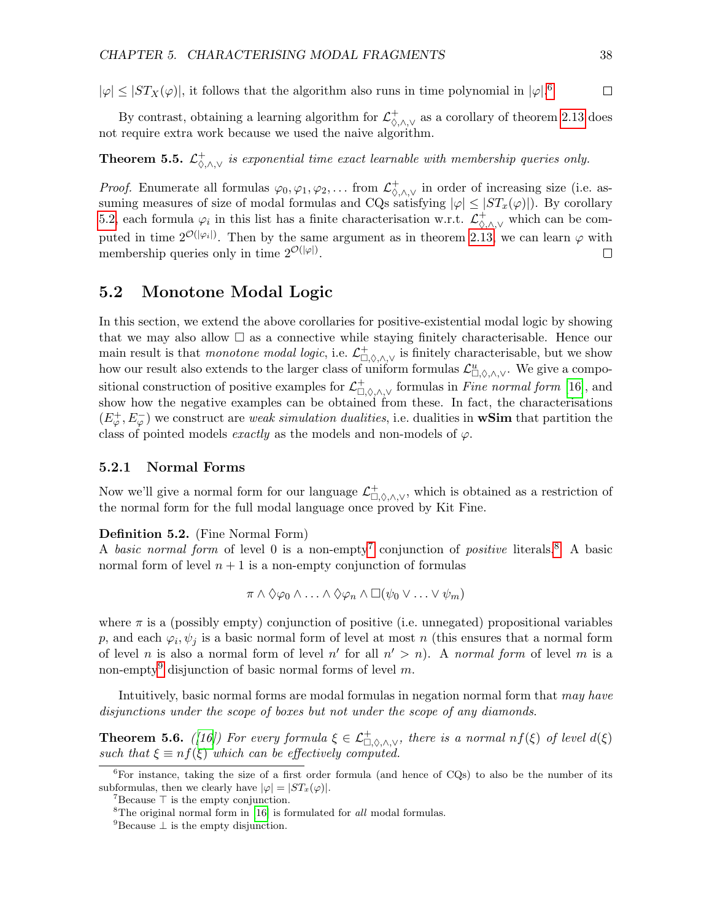$|\varphi| \leq |ST_X(\varphi)|$, it follows that the algorithm also runs in time polynomial in $|\varphi|$.[6] ☐

By contrast, obtaining a learning algorithm for $\mathcal{L}^+_{\Diamond,\wedge,\vee}$ as a corollary of theorem 2.13 does not require extra work because we used the naive algorithm.

**Theorem 5.5.** *$\mathcal{L}^+_{\Diamond,\wedge,\vee}$ is exponential time exact learnable with membership queries only.*

*Proof.* Enumerate all formulas $\varphi_0, \varphi_1, \varphi_2, \dots$ from $\mathcal{L}^+_{\Diamond,\wedge,\vee}$ in order of increasing size (i.e. assuming measures of size of modal formulas and CQs satisfying $|\varphi| \leq |ST_x(\varphi)|$). By corollary 5.2, each formula $\varphi_i$ in this list has a finite characterisation w.r.t. $\mathcal{L}^+_{\Diamond,\wedge,\vee}$ which can be computed in time $2^{\mathcal{O}(|\varphi_i|)}$. Then by the same argument as in theorem 2.13, we can learn $\varphi$ with membership queries only in time $2^{\mathcal{O}(|\varphi|)}$. ☐

## 5.2 Monotone Modal Logic

In this section, we extend the above corollaries for positive-existential modal logic by showing that we may also allow $\Box$ as a connective while staying finitely characterisable. Hence our main result is that *monotone modal logic*, i.e. $\mathcal{L}^+_{\Box,\Diamond,\wedge,\vee}$ is finitely characterisable, but we show how our result also extends to the larger class of uniform formulas $\mathcal{L}^u_{\Box,\Diamond,\wedge,\vee}$. We give a compositional construction of positive examples for $\mathcal{L}^+_{\Box,\Diamond,\wedge,\vee}$ formulas in *Fine normal form* [16], and show how the negative examples can be obtained from these. In fact, the characterisations $(E^+_\varphi, E^-_\varphi)$ we construct are *weak simulation dualities*, i.e. dualities in **wSim** that partition the class of pointed models *exactly* as the models and non-models of $\varphi$.

### 5.2.1 Normal Forms

Now we'll give a normal form for our language $\mathcal{L}^+_{\Box,\Diamond,\wedge,\vee}$, which is obtained as a restriction of the normal form for the full modal language once proved by Kit Fine.

**Definition 5.2.** (Fine Normal Form)
A *basic normal form* of level 0 is a non-empty[7] conjunction of *positive* literals.[8] A basic normal form of level $n+1$ is a non-empty conjunction of formulas

$$\pi \wedge \Diamond\varphi_0 \wedge \ldots \wedge \Diamond\varphi_n \wedge \Box(\psi_0 \vee \ldots \vee \psi_m)$$

where $\pi$ is a (possibly empty) conjunction of positive (i.e. unnegated) propositional variables $p$, and each $\varphi_i, \psi_j$ is a basic normal form of level at most $n$ (this ensures that a normal form of level $n$ is also a normal form of level $n'$ for all $n' > n$). A *normal form* of level $m$ is a non-empty[9] disjunction of basic normal forms of level $m$.

Intuitively, basic normal forms are modal formulas in negation normal form that *may have disjunctions under the scope of boxes but not under the scope of any diamonds.*

**Theorem 5.6.** *([16]) For every formula $\xi \in \mathcal{L}^+_{\Box,\Diamond,\wedge,\vee}$, there is a normal $nf(\xi)$ of level $d(\xi)$ such that $\xi \equiv nf(\xi)$ which can be effectively computed.*

---

[6] For instance, taking the size of a first order formula (and hence of CQs) to also be the number of its subformulas, then we clearly have $|\varphi| = |ST_x(\varphi)|$.

[7] Because $\top$ is the empty conjunction.

[8] The original normal form in [16] is formulated for *all* modal formulas.

[9] Because $\bot$ is the empty disjunction.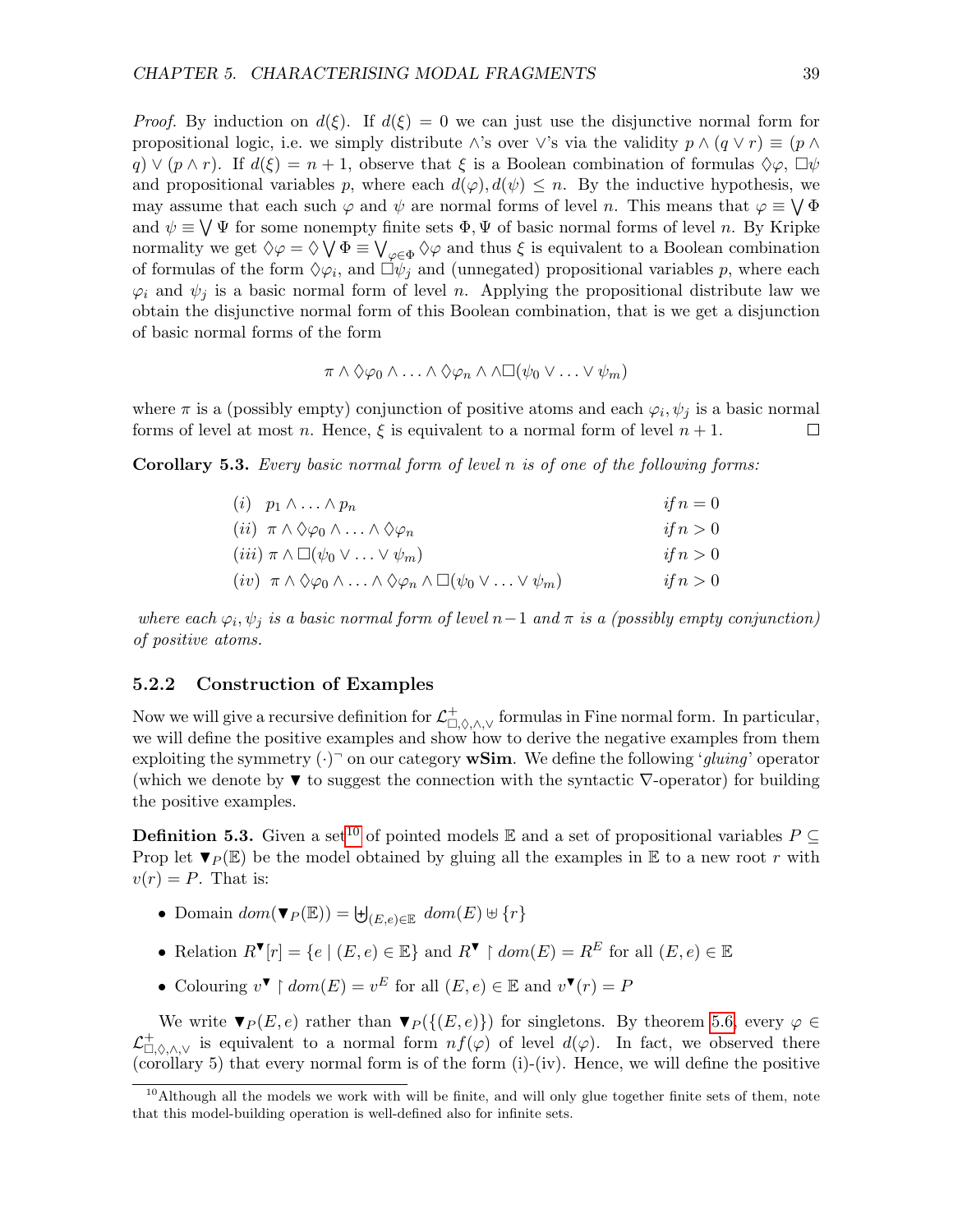*Proof.* By induction on $d(\xi)$. If $d(\xi) = 0$ we can just use the disjunctive normal form for propositional logic, i.e. we simply distribute $\wedge$'s over $\vee$'s via the validity $p \wedge (q \vee r) \equiv (p \wedge q) \vee (p \wedge r)$. If $d(\xi) = n + 1$, observe that $\xi$ is a Boolean combination of formulas $\Diamond\varphi$, $\Box\psi$ and propositional variables $p$, where each $d(\varphi), d(\psi) \leq n$. By the inductive hypothesis, we may assume that each such $\varphi$ and $\psi$ are normal forms of level $n$. This means that $\varphi \equiv \bigvee \Phi$ and $\psi \equiv \bigvee \Psi$ for some nonempty finite sets $\Phi, \Psi$ of basic normal forms of level $n$. By Kripke normality we get $\Diamond\varphi = \Diamond \bigvee \Phi \equiv \bigvee_{\varphi \in \Phi} \Diamond\varphi$ and thus $\xi$ is equivalent to a Boolean combination of formulas of the form $\Diamond\varphi_i$, and $\Box\psi_j$ and (unnegated) propositional variables $p$, where each $\varphi_i$ and $\psi_j$ is a basic normal form of level $n$. Applying the propositional distribute law we obtain the disjunctive normal form of this Boolean combination, that is we get a disjunction of basic normal forms of the form

$$\pi \wedge \Diamond\varphi_0 \wedge \ldots \wedge \Diamond\varphi_n \wedge \wedge\Box(\psi_0 \vee \ldots \vee \psi_m)$$

where $\pi$ is a (possibly empty) conjunction of positive atoms and each $\varphi_i, \psi_j$ is a basic normal forms of level at most $n$. Hence, $\xi$ is equivalent to a normal form of level $n + 1$. $\square$

**Corollary 5.3.** *Every basic normal form of level $n$ is of one of the following forms:*

| | |
|---|---|
| $(i)$ $p_1 \wedge \ldots \wedge p_n$ | *if* $n = 0$ |
| $(ii)$ $\pi \wedge \Diamond\varphi_0 \wedge \ldots \wedge \Diamond\varphi_n$ | *if* $n > 0$ |
| $(iii)$ $\pi \wedge \Box(\psi_0 \vee \ldots \vee \psi_m)$ | *if* $n > 0$ |
| $(iv)$ $\pi \wedge \Diamond\varphi_0 \wedge \ldots \wedge \Diamond\varphi_n \wedge \Box(\psi_0 \vee \ldots \vee \psi_m)$ | *if* $n > 0$ |

*where each $\varphi_i, \psi_j$ is a basic normal form of level $n-1$ and $\pi$ is a (possibly empty conjunction) of positive atoms.*

### 5.2.2 Construction of Examples

Now we will give a recursive definition for $\mathcal{L}^+_{\Box,\Diamond,\wedge,\vee}$ formulas in Fine normal form. In particular, we will define the positive examples and show how to derive the negative examples from them exploiting the symmetry $(\cdot)^\neg$ on our category **wSim**. We define the following '*gluing*' operator (which we denote by $\blacktriangledown$ to suggest the connection with the syntactic $\nabla$-operator) for building the positive examples.

**Definition 5.3.** Given a set[10] of pointed models $\mathbb{E}$ and a set of propositional variables $P \subseteq \text{Prop}$ let $\blacktriangledown_P(\mathbb{E})$ be the model obtained by gluing all the examples in $\mathbb{E}$ to a new root $r$ with $v(r) = P$. That is:

- Domain $dom(\blacktriangledown_P(\mathbb{E})) = \biguplus_{(E,e)\in\mathbb{E}} dom(E) \uplus \{r\}$
- Relation $R^\blacktriangledown[r] = \{e \mid (E, e) \in \mathbb{E}\}$ and $R^\blacktriangledown \restriction dom(E) = R^E$ for all $(E, e) \in \mathbb{E}$
- Colouring $v^\blacktriangledown \restriction dom(E) = v^E$ for all $(E, e) \in \mathbb{E}$ and $v^\blacktriangledown(r) = P$

We write $\blacktriangledown_P(E, e)$ rather than $\blacktriangledown_P(\{(E, e)\})$ for singletons. By theorem 5.6, every $\varphi \in \mathcal{L}^+_{\Box,\Diamond,\wedge,\vee}$ is equivalent to a normal form $nf(\varphi)$ of level $d(\varphi)$. In fact, we observed there (corollary 5) that every normal form is of the form (i)-(iv). Hence, we will define the positive

[10] Although all the models we work with will be finite, and will only glue together finite sets of them, note that this model-building operation is well-defined also for infinite sets.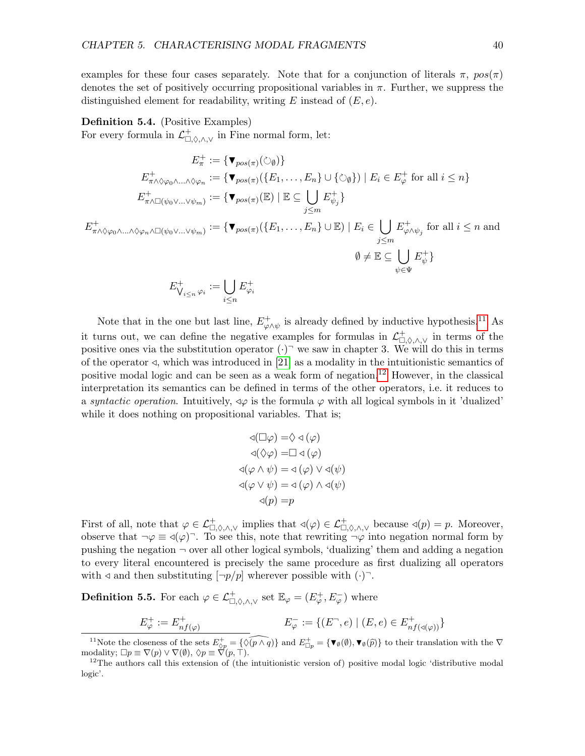examples for these four cases separately. Note that for a conjunction of literals $\pi$, $pos(\pi)$ denotes the set of positively occurring propositional variables in $\pi$. Further, we suppress the distinguished element for readability, writing $E$ instead of $(E, e)$.

**Definition 5.4.** (Positive Examples)
For every formula in $\mathcal{L}^+_{\Box,\Diamond,\wedge,\vee}$ in Fine normal form, let:

$$
\begin{aligned}
E^+_\pi &:= \{\blacktriangledown_{pos(\pi)}(\circlearrowright_\emptyset)\} \\
E^+_{\pi\wedge\Diamond\varphi_0\wedge\ldots\wedge\Diamond\varphi_n} &:= \{\blacktriangledown_{pos(\pi)}(\{E_1,\ldots,E_n\}\cup\{\circlearrowright_\emptyset\}) \mid E_i \in E^+_\varphi \text{ for all } i \le n\} \\
E^+_{\pi\wedge\Box(\psi_0\vee\ldots\vee\psi_m)} &:= \{\blacktriangledown_{pos(\pi)}(\mathbb{E}) \mid \mathbb{E} \subseteq \bigcup_{j\le m} E^+_{\psi_j}\} \\
E^+_{\pi\wedge\Diamond\varphi_0\wedge\ldots\wedge\Diamond\varphi_n\wedge\Box(\psi_0\vee\ldots\vee\psi_m)} &:= \{\blacktriangledown_{pos(\pi)}(\{E_1,\ldots,E_n\}\cup\mathbb{E}) \mid E_i \in \bigcup_{j\le m} E^+_{\varphi\wedge\psi_j} \text{ for all } i\le n \text{ and} \\
&\qquad\qquad \emptyset \neq \mathbb{E} \subseteq \bigcup_{\psi\in\Psi} E^+_\psi\} \\
E^+_{\bigvee_{i\le n}\varphi_i} &:= \bigcup_{i\le n} E^+_{\varphi_i}
\end{aligned}
$$

Note that in the one but last line, $E^+_{\varphi\wedge\psi}$ is already defined by inductive hypothesis.[11] As it turns out, we can define the negative examples for formulas in $\mathcal{L}^+_{\Box,\Diamond,\wedge,\vee}$ in terms of the positive ones via the substitution operator $(\cdot)^\neg$ we saw in chapter 3. We will do this in terms of the operator $\triangleleft$, which was introduced in [21] as a modality in the intuitionistic semantics of positive modal logic and can be seen as a weak form of negation.[12] However, in the classical interpretation its semantics can be defined in terms of the other operators, i.e. it reduces to a *syntactic operation*. Intuitively, $\triangleleft\varphi$ is the formula $\varphi$ with all logical symbols in it 'dualized' while it does nothing on propositional variables. That is;

$$
\begin{aligned}
\triangleleft(\Box\varphi) &= \Diamond \triangleleft(\varphi) \\
\triangleleft(\Diamond\varphi) &= \Box \triangleleft(\varphi) \\
\triangleleft(\varphi\wedge\psi) &= \triangleleft(\varphi)\vee\triangleleft(\psi) \\
\triangleleft(\varphi\vee\psi) &= \triangleleft(\varphi)\wedge\triangleleft(\psi) \\
\triangleleft(p) &= p
\end{aligned}
$$

First of all, note that $\varphi \in \mathcal{L}^+_{\Box,\Diamond,\wedge,\vee}$ implies that $\triangleleft(\varphi) \in \mathcal{L}^+_{\Box,\Diamond,\wedge,\vee}$ because $\triangleleft(p) = p$. Moreover, observe that $\neg\varphi \equiv \triangleleft(\varphi)^\neg$. To see this, note that rewriting $\neg\varphi$ into negation normal form by pushing the negation $\neg$ over all other logical symbols, 'dualizing' them and adding a negation to every literal encountered is precisely the same procedure as first dualizing all operators with $\triangleleft$ and then substituting $[\neg p/p]$ wherever possible with $(\cdot)^\neg$.

**Definition 5.5.** For each $\varphi \in \mathcal{L}^+_{\Box,\Diamond,\wedge,\vee}$ set $\mathbb{E}_\varphi = (E^+_\varphi, E^-_\varphi)$ where

$$
E^+_\varphi := E^+_{nf(\varphi)} \qquad\qquad E^-_\varphi := \{(E^\neg, e) \mid (E,e) \in E^+_{nf(\triangleleft(\varphi))}\}
$$

[11] Note the closeness of the sets $E^+_{\Diamond p} = \{\widehat{\Diamond(p\wedge q)}\}$ and $E^+_{\Box p} = \{\blacktriangledown_\emptyset(\emptyset), \blacktriangledown_\emptyset(\widehat{p})\}$ to their translation with the $\nabla$ modality; $\Box p \equiv \nabla(p)\vee\nabla(\emptyset)$, $\Diamond p \equiv \nabla(p,\top)$.

[12] The authors call this extension of (the intuitionistic version of) positive modal logic 'distributive modal logic'.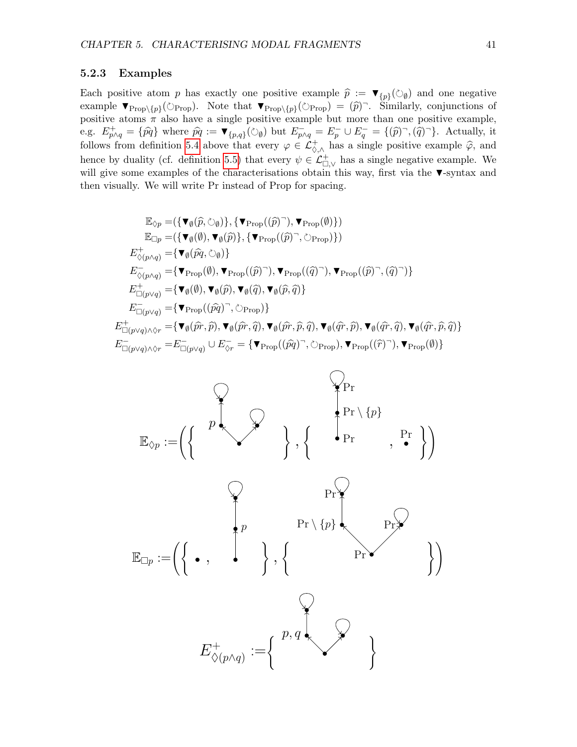### 5.2.3 Examples

Each positive atom $p$ has exactly one positive example $\widehat{p} := \blacktriangledown_{\{p\}}(\circlearrowleft_{\emptyset})$ and one negative example $\blacktriangledown_{\text{Prop}\setminus\{p\}}(\circlearrowleft_{\text{Prop}})$. Note that $\blacktriangledown_{\text{Prop}\setminus\{p\}}(\circlearrowleft_{\text{Prop}}) = (\widehat{p})^{\neg}$. Similarly, conjunctions of positive atoms $\pi$ also have a single positive example but more than one positive example, e.g. $E^{+}_{p\wedge q} = \{\widehat{pq}\}$ where $\widehat{pq} := \blacktriangledown_{\{p,q\}}(\circlearrowleft_{\emptyset})$ but $E^{-}_{p\wedge q} = E^{-}_{p} \cup E^{-}_{q} = \{(\widehat{p})^{\neg}, (\widehat{q})^{\neg}\}$. Actually, it follows from definition 5.4 above that every $\varphi \in \mathcal{L}^{+}_{\Diamond,\wedge}$ has a single positive example $\widehat{\varphi}$, and hence by duality (cf. definition 5.5) that every $\psi \in \mathcal{L}^{+}_{\Box,\vee}$ has a single negative example. We will give some examples of the characterisations obtain this way, first via the $\blacktriangledown$-syntax and then visually. We will write Pr instead of Prop for spacing.

$$
\begin{aligned}
\mathbb{E}_{\Diamond p} &= (\{\blacktriangledown_{\emptyset}(\widehat{p}, \circlearrowleft_{\emptyset})\}, \{\blacktriangledown_{\text{Prop}}((\widehat{p})^{\neg}), \blacktriangledown_{\text{Prop}}(\emptyset)\})\\
\mathbb{E}_{\Box p} &= (\{\blacktriangledown_{\emptyset}(\emptyset), \blacktriangledown_{\emptyset}(\widehat{p})\}, \{\blacktriangledown_{\text{Prop}}((\widehat{p})^{\neg}, \circlearrowleft_{\text{Prop}})\})\\
E^{+}_{\Diamond(p\wedge q)} &= \{\blacktriangledown_{\emptyset}(\widehat{pq}, \circlearrowleft_{\emptyset})\}\\
E^{-}_{\Diamond(p\wedge q)} &= \{\blacktriangledown_{\text{Prop}}(\emptyset), \blacktriangledown_{\text{Prop}}((\widehat{p})^{\neg}), \blacktriangledown_{\text{Prop}}((\widehat{q})^{\neg}), \blacktriangledown_{\text{Prop}}((\widehat{p})^{\neg}, (\widehat{q})^{\neg})\}\\
E^{+}_{\Box(p\vee q)} &= \{\blacktriangledown_{\emptyset}(\emptyset), \blacktriangledown_{\emptyset}(\widehat{p}), \blacktriangledown_{\emptyset}(\widehat{q}), \blacktriangledown_{\emptyset}(\widehat{p}, \widehat{q})\}\\
E^{-}_{\Box(p\vee q)} &= \{\blacktriangledown_{\text{Prop}}((\widehat{pq})^{\neg}, \circlearrowleft_{\text{Prop}})\}\\
E^{+}_{\Box(p\vee q)\wedge\Diamond r} &= \{\blacktriangledown_{\emptyset}(\widehat{pr}, \widehat{p}), \blacktriangledown_{\emptyset}(\widehat{pr}, \widehat{q}), \blacktriangledown_{\emptyset}(\widehat{pr}, \widehat{p}, \widehat{q}), \blacktriangledown_{\emptyset}(\widehat{qr}, \widehat{p}), \blacktriangledown_{\emptyset}(\widehat{qr}, \widehat{q}), \blacktriangledown_{\emptyset}(\widehat{qr}, \widehat{p}, \widehat{q})\}\\
E^{-}_{\Box(p\vee q)\wedge\Diamond r} &= E^{-}_{\Box(p\vee q)} \cup E^{-}_{\Diamond r} = \{\blacktriangledown_{\text{Prop}}((\widehat{pq})^{\neg}, \circlearrowleft_{\text{Prop}}), \blacktriangledown_{\text{Prop}}((\widehat{r})^{\neg}), \blacktriangledown_{\text{Prop}}(\emptyset)\}
\end{aligned}
$$

$\mathbb{E}_{\Diamond p} :=$ (diagram)

$\mathbb{E}_{\Box p} :=$ (diagram)

$E^{+}_{\Diamond(p\wedge q)} :=$ (diagram)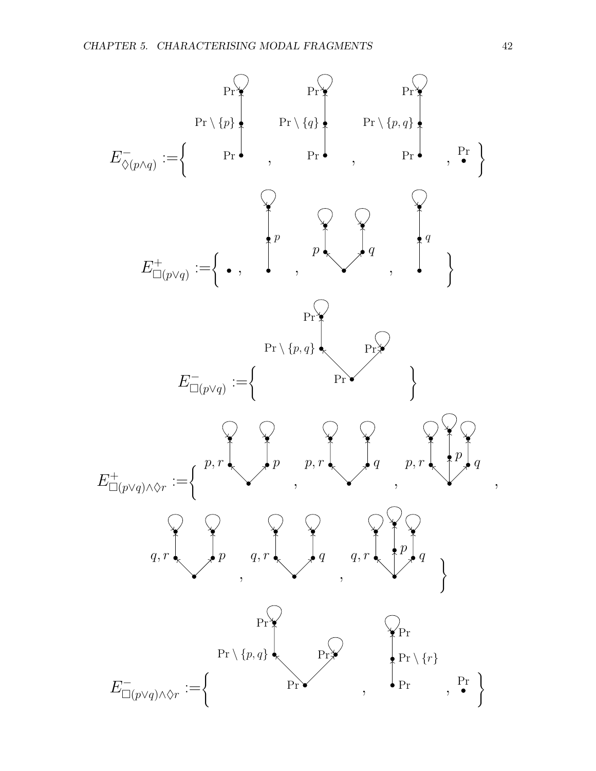$$E^-_{\Diamond(p\wedge q)} := \{ \quad , \quad , \quad , \quad \}$$

$$E^+_{\Box(p\vee q)} := \{ \bullet , \quad , \quad , \quad \}$$

$$E^-_{\Box(p\vee q)} := \{ \quad \}$$

$$E^+_{\Box(p\vee q)\wedge\Diamond r} := \{ \quad , \quad , \quad , \quad , \quad , \quad \}$$

$$E^-_{\Box(p\vee q)\wedge\Diamond r} := \{ \quad , \quad , \quad \}$$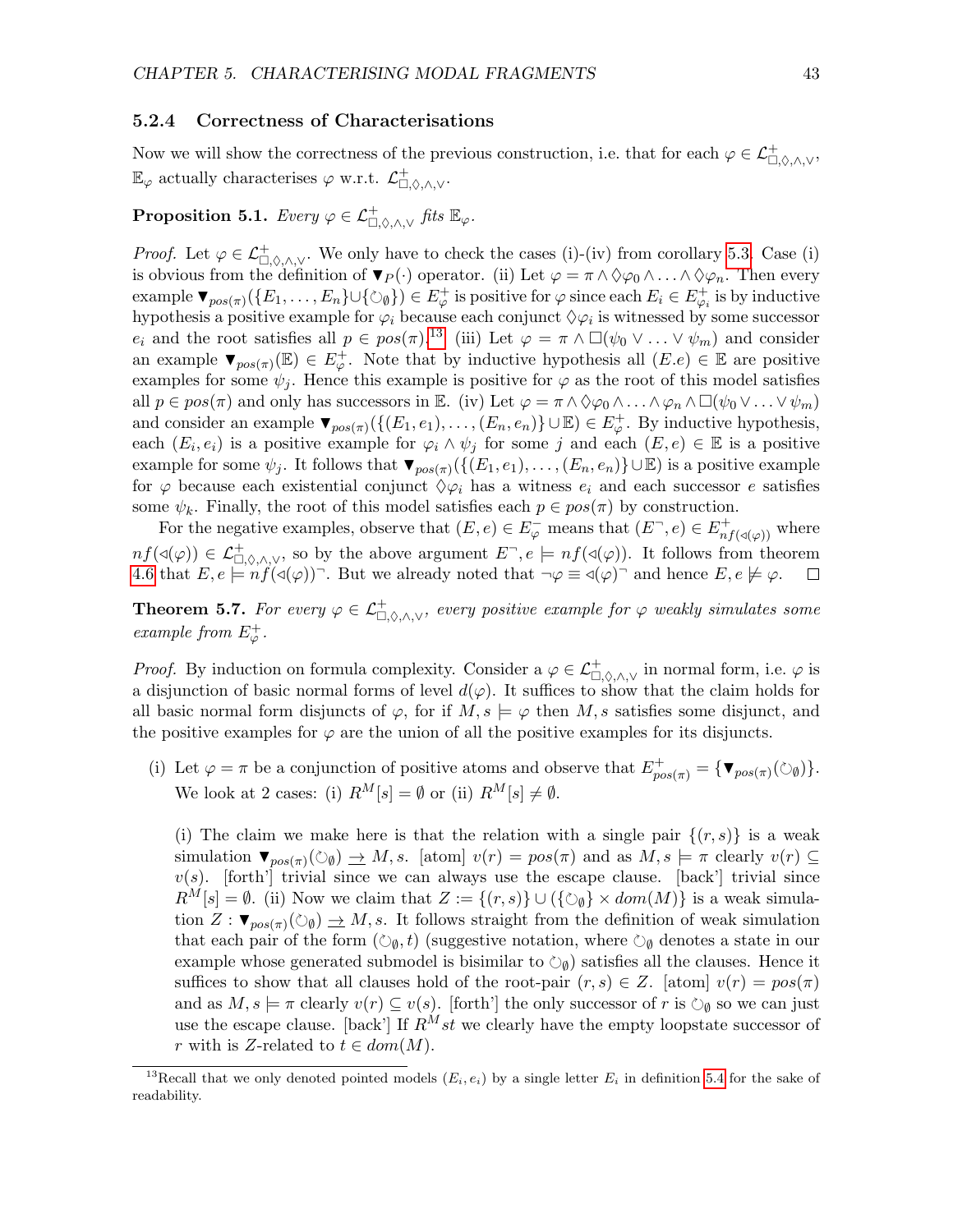### 5.2.4 Correctness of Characterisations

Now we will show the correctness of the previous construction, i.e. that for each $\varphi \in \mathcal{L}^+_{\Box,\Diamond,\wedge,\vee}$, $\mathbb{E}_\varphi$ actually characterises $\varphi$ w.r.t. $\mathcal{L}^+_{\Box,\Diamond,\wedge,\vee}$.

**Proposition 5.1.** *Every $\varphi \in \mathcal{L}^+_{\Box,\Diamond,\wedge,\vee}$ fits $\mathbb{E}_\varphi$.*

*Proof.* Let $\varphi \in \mathcal{L}^+_{\Box,\Diamond,\wedge,\vee}$. We only have to check the cases (i)-(iv) from corollary 5.3. Case (i) is obvious from the definition of $\blacktriangledown_P(\cdot)$ operator. (ii) Let $\varphi = \pi \wedge \Diamond\varphi_0 \wedge \ldots \wedge \Diamond\varphi_n$. Then every example $\blacktriangledown_{pos(\pi)}(\{E_1, \ldots, E_n\} \cup \{\circlearrowleft_\emptyset\}) \in E^+_\varphi$ is positive for $\varphi$ since each $E_i \in E^+_{\varphi_i}$ is by inductive hypothesis a positive example for $\varphi_i$ because each conjunct $\Diamond\varphi_i$ is witnessed by some successor $e_i$ and the root satisfies all $p \in pos(\pi)$.[13] (iii) Let $\varphi = \pi \wedge \Box(\psi_0 \vee \ldots \vee \psi_m)$ and consider an example $\blacktriangledown_{pos(\pi)}(\mathbb{E}) \in E^+_\varphi$. Note that by inductive hypothesis all $(E.e) \in \mathbb{E}$ are positive examples for some $\psi_j$. Hence this example is positive for $\varphi$ as the root of this model satisfies all $p \in pos(\pi)$ and only has successors in $\mathbb{E}$. (iv) Let $\varphi = \pi \wedge \Diamond\varphi_0 \wedge \ldots \wedge \varphi_n \wedge \Box(\psi_0 \vee \ldots \vee \psi_m)$ and consider an example $\blacktriangledown_{pos(\pi)}(\{(E_1, e_1), \ldots, (E_n, e_n)\} \cup \mathbb{E}) \in E^+_\varphi$. By inductive hypothesis, each $(E_i, e_i)$ is a positive example for $\varphi_i \wedge \psi_j$ for some $j$ and each $(E, e) \in \mathbb{E}$ is a positive example for some $\psi_j$. It follows that $\blacktriangledown_{pos(\pi)}(\{(E_1, e_1), \ldots, (E_n, e_n)\} \cup \mathbb{E})$ is a positive example for $\varphi$ because each existential conjunct $\Diamond\varphi_i$ has a witness $e_i$ and each successor $e$ satisfies some $\psi_k$. Finally, the root of this model satisfies each $p \in pos(\pi)$ by construction.

For the negative examples, observe that $(E, e) \in E^-_\varphi$ means that $(E^\neg, e) \in E^+_{nf(\lhd(\varphi))}$ where $nf(\lhd(\varphi)) \in \mathcal{L}^+_{\Box,\Diamond,\wedge,\vee}$, so by the above argument $E^\neg, e \models nf(\lhd(\varphi))$. It follows from theorem 4.6 that $E, e \models nf(\lhd(\varphi))^\neg$. But we already noted that $\neg\varphi \equiv \lhd(\varphi)^\neg$ and hence $E, e \not\models \varphi$. $\square$

**Theorem 5.7.** *For every $\varphi \in \mathcal{L}^+_{\Box,\Diamond,\wedge,\vee}$, every positive example for $\varphi$ weakly simulates some example from $E^+_\varphi$.*

*Proof.* By induction on formula complexity. Consider a $\varphi \in \mathcal{L}^+_{\Box,\Diamond,\wedge,\vee}$ in normal form, i.e. $\varphi$ is a disjunction of basic normal forms of level $d(\varphi)$. It suffices to show that the claim holds for all basic normal form disjuncts of $\varphi$, for if $M, s \models \varphi$ then $M, s$ satisfies some disjunct, and the positive examples for $\varphi$ are the union of all the positive examples for its disjuncts.

(i) Let $\varphi = \pi$ be a conjunction of positive atoms and observe that $E^+_{pos(\pi)} = \{\blacktriangledown_{pos(\pi)}(\circlearrowleft_\emptyset)\}$. We look at 2 cases: (i) $R^M[s] = \emptyset$ or (ii) $R^M[s] \neq \emptyset$.

(i) The claim we make here is that the relation with a single pair $\{(r, s)\}$ is a weak simulation $\blacktriangledown_{pos(\pi)}(\circlearrowleft_\emptyset) \xrightarrow{\rightarrow} M, s$. [atom] $v(r) = pos(\pi)$ and as $M, s \models \pi$ clearly $v(r) \subseteq v(s)$. [forth'] trivial since we can always use the escape clause. [back'] trivial since $R^M[s] = \emptyset$. (ii) Now we claim that $Z := \{(r, s)\} \cup (\{\circlearrowleft_\emptyset\} \times dom(M))$ is a weak simulation $Z : \blacktriangledown_{pos(\pi)}(\circlearrowleft_\emptyset) \xrightarrow{\rightarrow} M, s$. It follows straight from the definition of weak simulation that each pair of the form $(\circlearrowleft_\emptyset, t)$ (suggestive notation, where $\circlearrowleft_\emptyset$ denotes a state in our example whose generated submodel is bisimilar to $\circlearrowleft_\emptyset$) satisfies all the clauses. Hence it suffices to show that all clauses hold of the root-pair $(r, s) \in Z$. [atom] $v(r) = pos(\pi)$ and as $M, s \models \pi$ clearly $v(r) \subseteq v(s)$. [forth'] the only successor of $r$ is $\circlearrowleft_\emptyset$ so we can just use the escape clause. [back'] If $R^M st$ we clearly have the empty loopstate successor of $r$ with is $Z$-related to $t \in dom(M)$.

[13] Recall that we only denoted pointed models $(E_i, e_i)$ by a single letter $E_i$ in definition 5.4 for the sake of readability.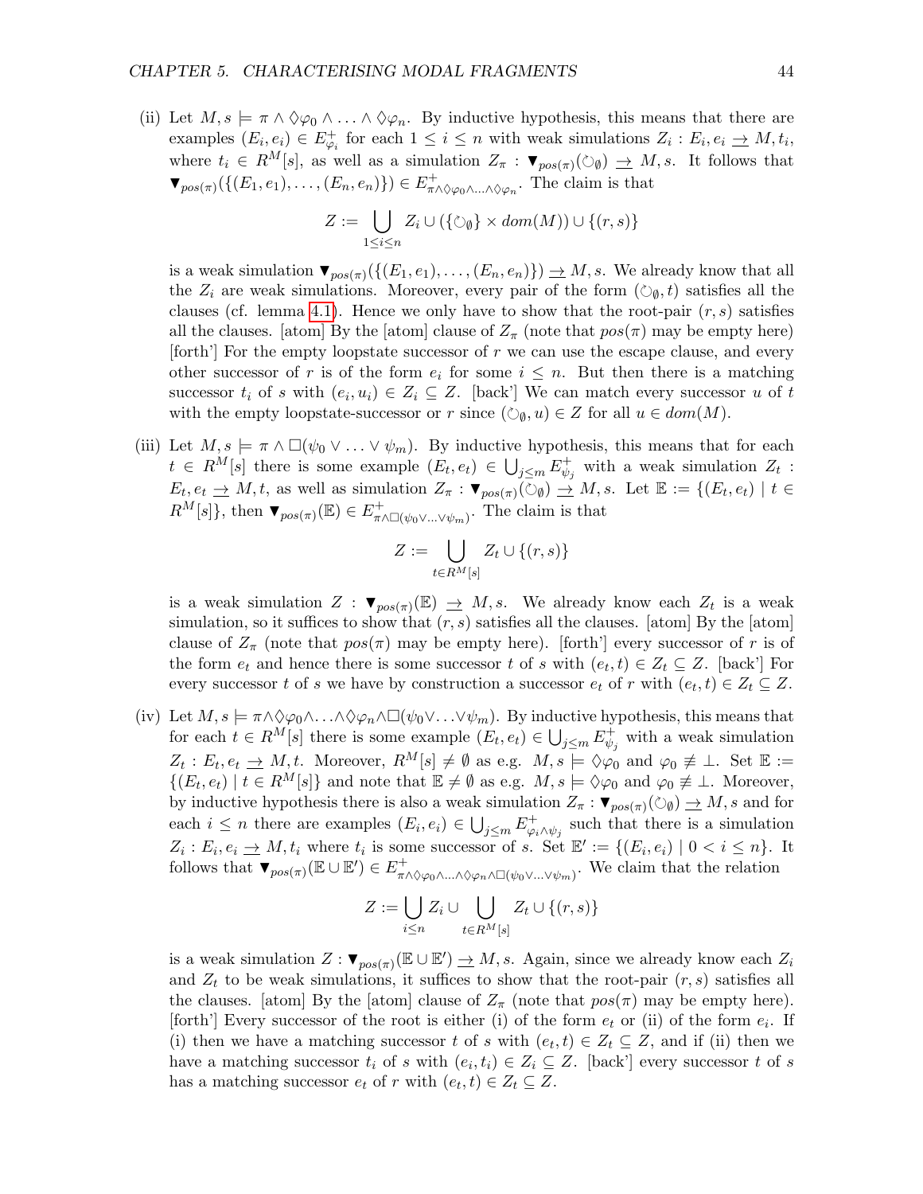(ii) Let $M, s \models \pi \wedge \Diamond\varphi_0 \wedge \ldots \wedge \Diamond\varphi_n$. By inductive hypothesis, this means that there are examples $(E_i, e_i) \in E^+_{\varphi_i}$ for each $1 \leq i \leq n$ with weak simulations $Z_i : E_i, e_i \underrightarrow{\rightarrow} M, t_i$, where $t_i \in R^M[s]$, as well as a simulation $Z_\pi : \blacktriangledown_{pos(\pi)}(\circlearrowleft_\emptyset) \underrightarrow{\rightarrow} M, s$. It follows that $\blacktriangledown_{pos(\pi)}(\{(E_1, e_1), \ldots, (E_n, e_n)\}) \in E^+_{\pi \wedge \Diamond\varphi_0 \wedge \ldots \wedge \Diamond\varphi_n}$. The claim is that

$$Z := \bigcup_{1 \leq i \leq n} Z_i \cup (\{\circlearrowleft_\emptyset\} \times dom(M)) \cup \{(r, s)\}$$

is a weak simulation $\blacktriangledown_{pos(\pi)}(\{(E_1, e_1), \ldots, (E_n, e_n)\}) \underrightarrow{\rightarrow} M, s$. We already know that all the $Z_i$ are weak simulations. Moreover, every pair of the form $(\circlearrowleft_\emptyset, t)$ satisfies all the clauses (cf. lemma 4.1). Hence we only have to show that the root-pair $(r, s)$ satisfies all the clauses. [atom] By the [atom] clause of $Z_\pi$ (note that $pos(\pi)$ may be empty here) [forth'] For the empty loopstate successor of $r$ we can use the escape clause, and every other successor of $r$ is of the form $e_i$ for some $i \leq n$. But then there is a matching successor $t_i$ of $s$ with $(e_i, u_i) \in Z_i \subseteq Z$. [back'] We can match every successor $u$ of $t$ with the empty loopstate-successor or $r$ since $(\circlearrowleft_\emptyset, u) \in Z$ for all $u \in dom(M)$.

(iii) Let $M, s \models \pi \wedge \Box(\psi_0 \vee \ldots \vee \psi_m)$. By inductive hypothesis, this means that for each $t \in R^M[s]$ there is some example $(E_t, e_t) \in \bigcup_{j \leq m} E^+_{\psi_j}$ with a weak simulation $Z_t : E_t, e_t \underrightarrow{\rightarrow} M, t$, as well as simulation $Z_\pi : \blacktriangledown_{pos(\pi)}(\circlearrowleft_\emptyset) \underrightarrow{\rightarrow} M, s$. Let $\mathbb{E} := \{(E_t, e_t) \mid t \in R^M[s]\}$, then $\blacktriangledown_{pos(\pi)}(\mathbb{E}) \in E^+_{\pi \wedge \Box(\psi_0 \vee \ldots \vee \psi_m)}$. The claim is that

$$Z := \bigcup_{t \in R^M[s]} Z_t \cup \{(r, s)\}$$

is a weak simulation $Z : \blacktriangledown_{pos(\pi)}(\mathbb{E}) \underrightarrow{\rightarrow} M, s$. We already know each $Z_t$ is a weak simulation, so it suffices to show that $(r, s)$ satisfies all the clauses. [atom] By the [atom] clause of $Z_\pi$ (note that $pos(\pi)$ may be empty here). [forth'] every successor of $r$ is of the form $e_t$ and hence there is some successor $t$ of $s$ with $(e_t, t) \in Z_t \subseteq Z$. [back'] For every successor $t$ of $s$ we have by construction a successor $e_t$ of $r$ with $(e_t, t) \in Z_t \subseteq Z$.

(iv) Let $M, s \models \pi \wedge \Diamond\varphi_0 \wedge \ldots \wedge \Diamond\varphi_n \wedge \Box(\psi_0 \vee \ldots \vee \psi_m)$. By inductive hypothesis, this means that for each $t \in R^M[s]$ there is some example $(E_t, e_t) \in \bigcup_{j \leq m} E^+_{\psi_j}$ with a weak simulation $Z_t : E_t, e_t \underrightarrow{\rightarrow} M, t$. Moreover, $R^M[s] \neq \emptyset$ as e.g. $M, s \models \Diamond\varphi_0$ and $\varphi_0 \not\equiv \bot$. Set $\mathbb{E} := \{(E_t, e_t) \mid t \in R^M[s]\}$ and note that $\mathbb{E} \neq \emptyset$ as e.g. $M, s \models \Diamond\varphi_0$ and $\varphi_0 \not\equiv \bot$. Moreover, by inductive hypothesis there is also a weak simulation $Z_\pi : \blacktriangledown_{pos(\pi)}(\circlearrowleft_\emptyset) \underrightarrow{\rightarrow} M, s$ and for each $i \leq n$ there are examples $(E_i, e_i) \in \bigcup_{j \leq m} E^+_{\varphi_i \wedge \psi_j}$ such that there is a simulation $Z_i : E_i, e_i \underrightarrow{\rightarrow} M, t_i$ where $t_i$ is some successor of $s$. Set $\mathbb{E}' := \{(E_i, e_i) \mid 0 < i \leq n\}$. It follows that $\blacktriangledown_{pos(\pi)}(\mathbb{E} \cup \mathbb{E}') \in E^+_{\pi \wedge \Diamond\varphi_0 \wedge \ldots \wedge \Diamond\varphi_n \wedge \Box(\psi_0 \vee \ldots \vee \psi_m)}$. We claim that the relation

$$Z := \bigcup_{i \leq n} Z_i \cup \bigcup_{t \in R^M[s]} Z_t \cup \{(r, s)\}$$

is a weak simulation $Z : \blacktriangledown_{pos(\pi)}(\mathbb{E} \cup \mathbb{E}') \underrightarrow{\rightarrow} M, s$. Again, since we already know each $Z_i$ and $Z_t$ to be weak simulations, it suffices to show that the root-pair $(r, s)$ satisfies all the clauses. [atom] By the [atom] clause of $Z_\pi$ (note that $pos(\pi)$ may be empty here). [forth'] Every successor of the root is either (i) of the form $e_t$ or (ii) of the form $e_i$. If (i) then we have a matching successor $t$ of $s$ with $(e_t, t) \in Z_t \subseteq Z$, and if (ii) then we have a matching successor $t_i$ of $s$ with $(e_i, t_i) \in Z_i \subseteq Z$. [back'] every successor $t$ of $s$ has a matching successor $e_t$ of $r$ with $(e_t, t) \in Z_t \subseteq Z$.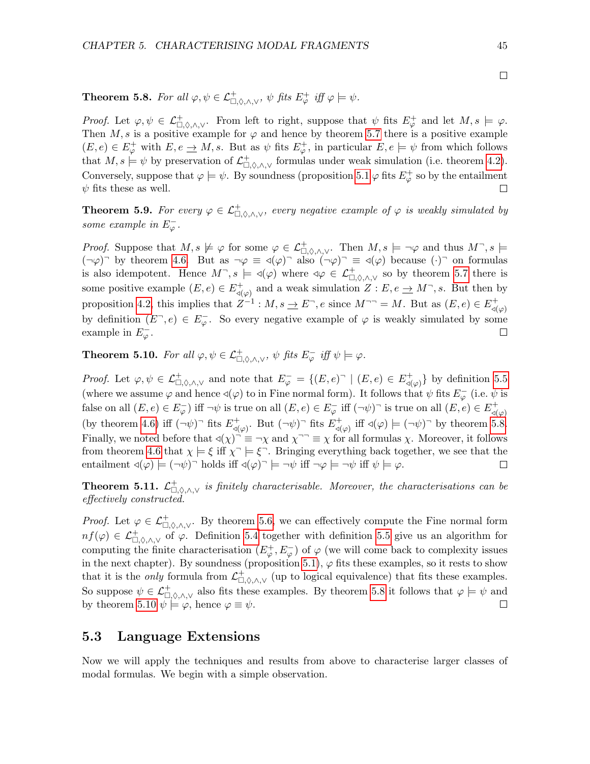□

**Theorem 5.8.** *For all $\varphi, \psi \in \mathcal{L}^+_{\Box,\Diamond,\wedge,\vee}$, $\psi$ fits $E^+_\varphi$ iff $\varphi \models \psi$.*

*Proof.* Let $\varphi, \psi \in \mathcal{L}^+_{\Box,\Diamond,\wedge,\vee}$. From left to right, suppose that $\psi$ fits $E^+_\varphi$ and let $M, s \models \varphi$. Then $M, s$ is a positive example for $\varphi$ and hence by theorem 5.7 there is a positive example $(E, e) \in E^+_\varphi$ with $E, e \rightarrow M, s$. But as $\psi$ fits $E^+_\varphi$, in particular $E, e \models \psi$ from which follows that $M, s \models \psi$ by preservation of $\mathcal{L}^+_{\Box,\Diamond,\wedge,\vee}$ formulas under weak simulation (i.e. theorem 4.2). Conversely, suppose that $\varphi \models \psi$. By soundness (proposition 5.1 $\varphi$ fits $E^+_\varphi$ so by the entailment $\psi$ fits these as well. □

**Theorem 5.9.** *For every $\varphi \in \mathcal{L}^+_{\Box,\Diamond,\wedge,\vee}$, every negative example of $\varphi$ is weakly simulated by some example in $E^-_\varphi$.*

*Proof.* Suppose that $M, s \not\models \varphi$ for some $\varphi \in \mathcal{L}^+_{\Box,\Diamond,\wedge,\vee}$. Then $M, s \models \neg\varphi$ and thus $M^\neg, s \models (\neg\varphi)^\neg$ by theorem 4.6. But as $\neg\varphi \equiv \triangleleft(\varphi)^\neg$ also $(\neg\varphi)^\neg \equiv \triangleleft(\varphi)$ because $(\cdot)^\neg$ on formulas is also idempotent. Hence $M^\neg, s \models \triangleleft(\varphi)$ where $\triangleleft\varphi \in \mathcal{L}^+_{\Box,\Diamond,\wedge,\vee}$ so by theorem 5.7 there is some positive example $(E, e) \in E^+_{\triangleleft(\varphi)}$ and a weak simulation $Z : E, e \rightarrow M^\neg, s$. But then by proposition 4.2, this implies that $Z^{-1} : M, s \rightarrow E^\neg, e$ since $M^{\neg\neg} = M$. But as $(E, e) \in E^+_{\triangleleft(\varphi)}$ by definition $(E^\neg, e) \in E^-_\varphi$. So every negative example of $\varphi$ is weakly simulated by some example in $E^-_\varphi$. □

**Theorem 5.10.** *For all $\varphi, \psi \in \mathcal{L}^+_{\Box,\Diamond,\wedge,\vee}$, $\psi$ fits $E^-_\varphi$ iff $\psi \models \varphi$.*

*Proof.* Let $\varphi, \psi \in \mathcal{L}^+_{\Box,\Diamond,\wedge,\vee}$ and note that $E^-_\varphi = \{(E, e)^\neg \mid (E, e) \in E^+_{\triangleleft(\varphi)}\}$ by definition 5.5 (where we assume $\varphi$ and hence $\triangleleft(\varphi)$ to in Fine normal form). It follows that $\psi$ fits $E^-_\varphi$ (i.e. $\psi$ is false on all $(E, e) \in E^-_\varphi$) iff $\neg\psi$ is true on all $(E, e) \in E^-_\varphi$ iff $(\neg\psi)^\neg$ is true on all $(E, e) \in E^+_{\triangleleft(\varphi)}$ (by theorem 4.6) iff $(\neg\psi)^\neg$ fits $E^+_{\triangleleft(\varphi)}$. But $(\neg\psi)^\neg$ fits $E^+_{\triangleleft(\varphi)}$ iff $\triangleleft(\varphi) \models (\neg\psi)^\neg$ by theorem 5.8. Finally, we noted before that $\triangleleft(\chi)^\neg \equiv \neg\chi$ and $\chi^{\neg\neg} \equiv \chi$ for all formulas $\chi$. Moreover, it follows from theorem 4.6 that $\chi \models \xi$ iff $\chi^\neg \models \xi^\neg$. Bringing everything back together, we see that the entailment $\triangleleft(\varphi) \models (\neg\psi)^\neg$ holds iff $\triangleleft(\varphi)^\neg \models \neg\psi$ iff $\neg\varphi \models \neg\psi$ iff $\psi \models \varphi$. □

**Theorem 5.11.** *$\mathcal{L}^+_{\Box,\Diamond,\wedge,\vee}$ is finitely characterisable. Moreover, the characterisations can be effectively constructed.*

*Proof.* Let $\varphi \in \mathcal{L}^+_{\Box,\Diamond,\wedge,\vee}$. By theorem 5.6, we can effectively compute the Fine normal form $nf(\varphi) \in \mathcal{L}^+_{\Box,\Diamond,\wedge,\vee}$ of $\varphi$. Definition 5.4 together with definition 5.5 give us an algorithm for computing the finite characterisation $(E^+_\varphi, E^-_\varphi)$ of $\varphi$ (we will come back to complexity issues in the next chapter). By soundness (proposition 5.1), $\varphi$ fits these examples, so it rests to show that it is the *only* formula from $\mathcal{L}^+_{\Box,\Diamond,\wedge,\vee}$ (up to logical equivalence) that fits these examples. So suppose $\psi \in \mathcal{L}^+_{\Box,\Diamond,\wedge,\vee}$ also fits these examples. By theorem 5.8 it follows that $\varphi \models \psi$ and by theorem 5.10 $\psi \models \varphi$, hence $\varphi \equiv \psi$. □

## 5.3 Language Extensions

Now we will apply the techniques and results from above to characterise larger classes of modal formulas. We begin with a simple observation.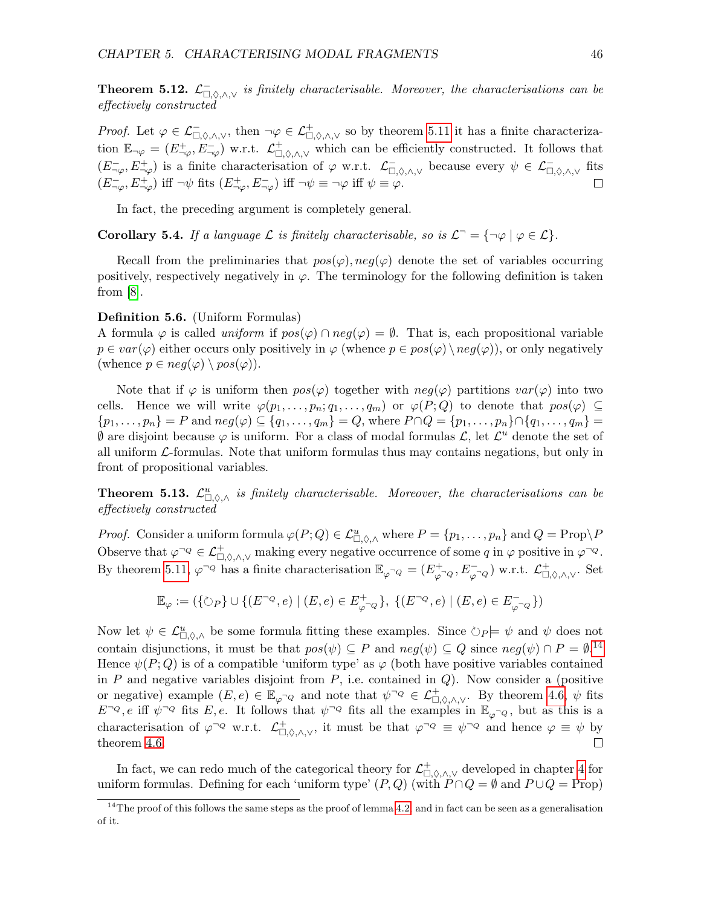**Theorem 5.12.** *$\mathcal{L}^-_{\Box,\Diamond,\wedge,\vee}$ is finitely characterisable. Moreover, the characterisations can be effectively constructed*

*Proof.* Let $\varphi \in \mathcal{L}^-_{\Box,\Diamond,\wedge,\vee}$, then $\neg\varphi \in \mathcal{L}^+_{\Box,\Diamond,\wedge,\vee}$ so by theorem 5.11 it has a finite characterization $\mathbb{E}_{\neg\varphi} = (E^+_{\neg\varphi}, E^-_{\neg\varphi})$ w.r.t. $\mathcal{L}^+_{\Box,\Diamond,\wedge,\vee}$ which can be efficiently constructed. It follows that $(E^-_{\neg\varphi}, E^+_{\neg\varphi})$ is a finite characterisation of $\varphi$ w.r.t. $\mathcal{L}^-_{\Box,\Diamond,\wedge,\vee}$ because every $\psi \in \mathcal{L}^-_{\Box,\Diamond,\wedge,\vee}$ fits $(E^-_{\neg\varphi}, E^+_{\neg\varphi})$ iff $\neg\psi$ fits $(E^+_{\neg\varphi}, E^-_{\neg\varphi})$ iff $\neg\psi \equiv \neg\varphi$ iff $\psi \equiv \varphi$. ◻

In fact, the preceding argument is completely general.

**Corollary 5.4.** *If a language $\mathcal{L}$ is finitely characterisable, so is $\mathcal{L}^\neg = \{\neg\varphi \mid \varphi \in \mathcal{L}\}$.*

Recall from the preliminaries that $pos(\varphi), neg(\varphi)$ denote the set of variables occurring positively, respectively negatively in $\varphi$. The terminology for the following definition is taken from [8].

**Definition 5.6.** (Uniform Formulas)
A formula $\varphi$ is called *uniform* if $pos(\varphi) \cap neg(\varphi) = \emptyset$. That is, each propositional variable $p \in var(\varphi)$ either occurs only positively in $\varphi$ (whence $p \in pos(\varphi) \setminus neg(\varphi)$), or only negatively (whence $p \in neg(\varphi) \setminus pos(\varphi)$).

Note that if $\varphi$ is uniform then $pos(\varphi)$ together with $neg(\varphi)$ partitions $var(\varphi)$ into two cells. Hence we will write $\varphi(p_1, \ldots, p_n; q_1, \ldots, q_m)$ or $\varphi(P;Q)$ to denote that $pos(\varphi) \subseteq \{p_1, \ldots, p_n\} = P$ and $neg(\varphi) \subseteq \{q_1, \ldots, q_m\} = Q$, where $P \cap Q = \{p_1, \ldots, p_n\} \cap \{q_1, \ldots, q_m\} = \emptyset$ are disjoint because $\varphi$ is uniform. For a class of modal formulas $\mathcal{L}$, let $\mathcal{L}^u$ denote the set of all uniform $\mathcal{L}$-formulas. Note that uniform formulas thus may contains negations, but only in front of propositional variables.

**Theorem 5.13.** *$\mathcal{L}^u_{\Box,\Diamond,\wedge}$ is finitely characterisable. Moreover, the characterisations can be effectively constructed*

*Proof.* Consider a uniform formula $\varphi(P;Q) \in \mathcal{L}^u_{\Box,\Diamond,\wedge}$ where $P = \{p_1, \ldots, p_n\}$ and $Q = \text{Prop}\setminus P$ Observe that $\varphi^{\neg Q} \in \mathcal{L}^+_{\Box,\Diamond,\wedge,\vee}$ making every negative occurrence of some $q$ in $\varphi$ positive in $\varphi^{\neg Q}$. By theorem 5.11, $\varphi^{\neg Q}$ has a finite characterisation $\mathbb{E}_{\varphi^{\neg Q}} = (E^+_{\varphi^{\neg Q}}, E^-_{\varphi^{\neg Q}})$ w.r.t. $\mathcal{L}^+_{\Box,\Diamond,\wedge,\vee}$. Set

$$\mathbb{E}_\varphi := (\{\circlearrowleft_P\} \cup \{(E^{\neg Q}, e) \mid (E, e) \in E^+_{\varphi^{\neg Q}}\},\ \{(E^{\neg Q}, e) \mid (E, e) \in E^-_{\varphi^{\neg Q}}\})$$

Now let $\psi \in \mathcal{L}^u_{\Box,\Diamond,\wedge}$ be some formula fitting these examples. Since $\circlearrowleft_P \models \psi$ and $\psi$ does not contain disjunctions, it must be that $pos(\psi) \subseteq P$ and $neg(\psi) \subseteq Q$ since $neg(\psi) \cap P = \emptyset$.[14] Hence $\psi(P;Q)$ is of a compatible 'uniform type' as $\varphi$ (both have positive variables contained in $P$ and negative variables disjoint from $P$, i.e. contained in $Q$). Now consider a (positive or negative) example $(E, e) \in \mathbb{E}_{\varphi^{\neg Q}}$ and note that $\psi^{\neg Q} \in \mathcal{L}^+_{\Box,\Diamond,\wedge,\vee}$. By theorem 4.6, $\psi$ fits $E^{\neg Q}, e$ iff $\psi^{\neg Q}$ fits $E, e$. It follows that $\psi^{\neg Q}$ fits all the examples in $\mathbb{E}_{\varphi^{\neg Q}}$, but as this is a characterisation of $\varphi^{\neg Q}$ w.r.t. $\mathcal{L}^+_{\Box,\Diamond,\wedge,\vee}$, it must be that $\varphi^{\neg Q} \equiv \psi^{\neg Q}$ and hence $\varphi \equiv \psi$ by theorem 4.6. ◻

In fact, we can redo much of the categorical theory for $\mathcal{L}^+_{\Box,\Diamond,\wedge,\vee}$ developed in chapter 4 for uniform formulas. Defining for each 'uniform type' $(P,Q)$ (with $P \cap Q = \emptyset$ and $P \cup Q = \text{Prop}$)

[14] The proof of this follows the same steps as the proof of lemma 4.2, and in fact can be seen as a generalisation of it.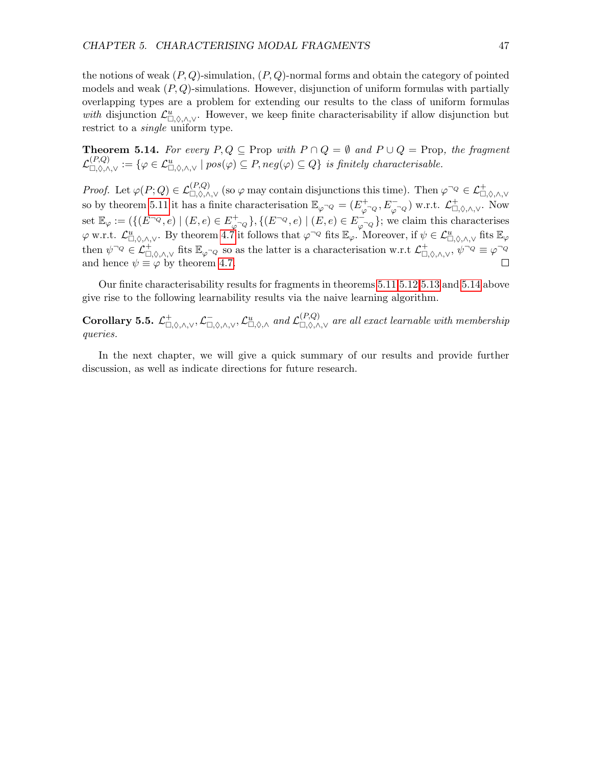the notions of weak $(P, Q)$-simulation, $(P, Q)$-normal forms and obtain the category of pointed models and weak $(P, Q)$-simulations. However, disjunction of uniform formulas with partially overlapping types are a problem for extending our results to the class of uniform formulas *with* disjunction $\mathcal{L}^u_{\Box,\Diamond,\wedge,\vee}$. However, we keep finite characterisability if allow disjunction but restrict to a *single* uniform type.

**Theorem 5.14.** *For every $P, Q \subseteq \text{Prop}$ with $P \cap Q = \emptyset$ and $P \cup Q = \text{Prop}$, the fragment $\mathcal{L}^{(P,Q)}_{\Box,\Diamond,\wedge,\vee} := \{\varphi \in \mathcal{L}^u_{\Box,\Diamond,\wedge,\vee} \mid pos(\varphi) \subseteq P, neg(\varphi) \subseteq Q\}$ is finitely characterisable.*

*Proof.* Let $\varphi(P; Q) \in \mathcal{L}^{(P,Q)}_{\Box,\Diamond,\wedge,\vee}$ (so $\varphi$ may contain disjunctions this time). Then $\varphi^{\neg Q} \in \mathcal{L}^+_{\Box,\Diamond,\wedge,\vee}$ so by theorem 5.11 it has a finite characterisation $\mathbb{E}_{\varphi^{\neg Q}} = (E^+_{\varphi^{\neg Q}}, E^-_{\varphi^{\neg Q}})$ w.r.t. $\mathcal{L}^+_{\Box,\Diamond,\wedge,\vee}$. Now set $\mathbb{E}_\varphi := (\{(E^{\neg Q}, e) \mid (E, e) \in E^+_{\varphi^{\neg Q}}\}, \{(E^{\neg Q}, e) \mid (E, e) \in E^-_{\varphi^{\neg Q}}\}$; we claim this characterises $\varphi$ w.r.t. $\mathcal{L}^u_{\Box,\Diamond,\wedge,\vee}$. By theorem 4.7 it follows that $\varphi^{\neg Q}$ fits $\mathbb{E}_\varphi$. Moreover, if $\psi \in \mathcal{L}^u_{\Box,\Diamond,\wedge,\vee}$ fits $\mathbb{E}_\varphi$ then $\psi^{\neg Q} \in \mathcal{L}^+_{\Box,\Diamond,\wedge,\vee}$ fits $\mathbb{E}_{\varphi^{\neg Q}}$ so as the latter is a characterisation w.r.t $\mathcal{L}^+_{\Box,\Diamond,\wedge,\vee}$, $\psi^{\neg Q} \equiv \varphi^{\neg Q}$ and hence $\psi \equiv \varphi$ by theorem 4.7. $\square$

Our finite characterisability results for fragments in theorems 5.11 5.12 5.13 and 5.14 above give rise to the following learnability results via the naive learning algorithm.

**Corollary 5.5.** *$\mathcal{L}^+_{\Box,\Diamond,\wedge,\vee}, \mathcal{L}^-_{\Box,\Diamond,\wedge,\vee}, \mathcal{L}^u_{\Box,\Diamond,\wedge}$ and $\mathcal{L}^{(P,Q)}_{\Box,\Diamond,\wedge,\vee}$ are all exact learnable with membership queries.*

In the next chapter, we will give a quick summary of our results and provide further discussion, as well as indicate directions for future research.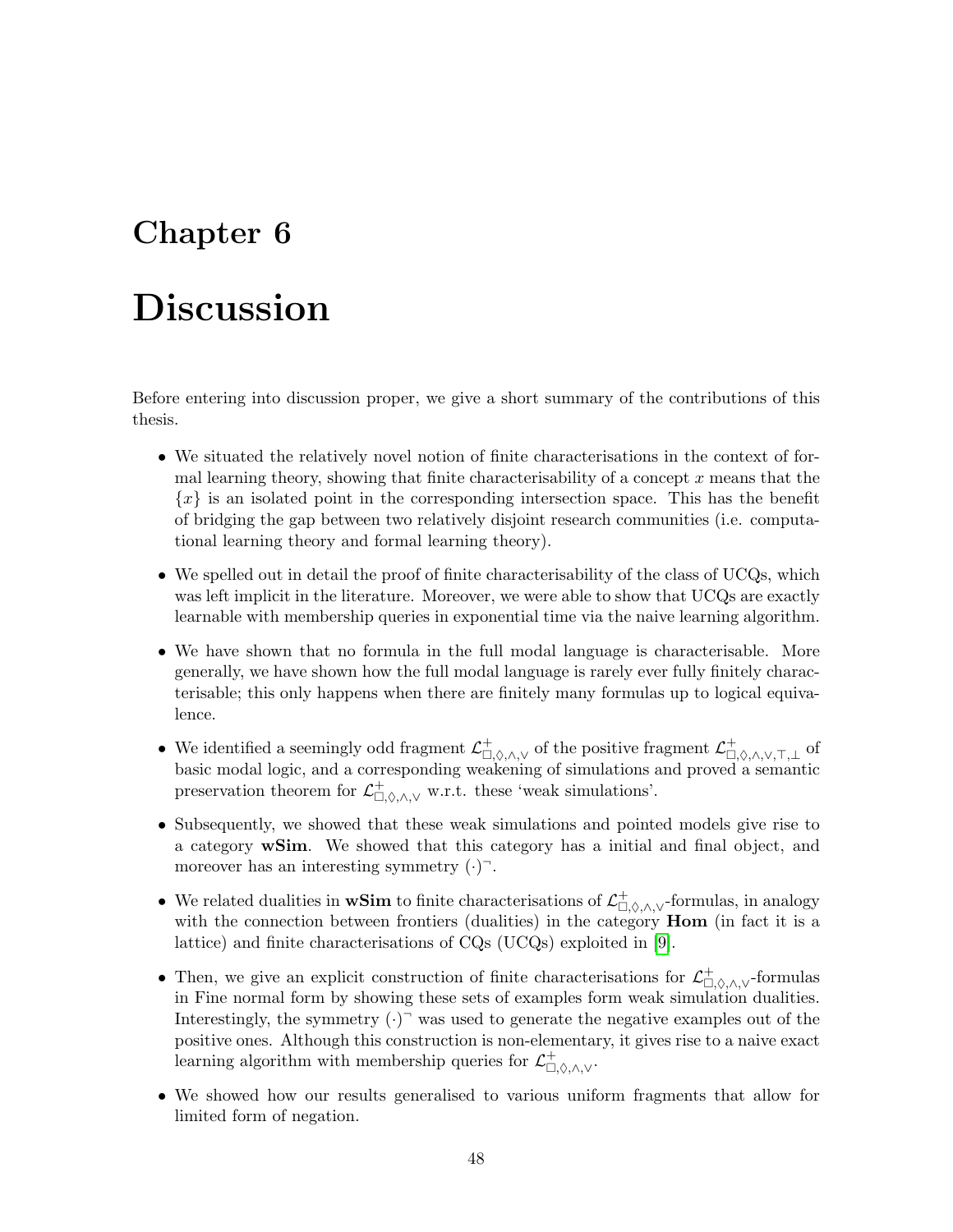# Chapter 6

# Discussion

Before entering into discussion proper, we give a short summary of the contributions of this thesis.

- We situated the relatively novel notion of finite characterisations in the context of formal learning theory, showing that finite characterisability of a concept $x$ means that the $\{x\}$ is an isolated point in the corresponding intersection space. This has the benefit of bridging the gap between two relatively disjoint research communities (i.e. computational learning theory and formal learning theory).
- We spelled out in detail the proof of finite characterisability of the class of UCQs, which was left implicit in the literature. Moreover, we were able to show that UCQs are exactly learnable with membership queries in exponential time via the naive learning algorithm.
- We have shown that no formula in the full modal language is characterisable. More generally, we have shown how the full modal language is rarely ever fully finitely characterisable; this only happens when there are finitely many formulas up to logical equivalence.
- We identified a seemingly odd fragment $\mathcal{L}^+_{\Box,\Diamond,\wedge,\vee}$ of the positive fragment $\mathcal{L}^+_{\Box,\Diamond,\wedge,\vee,\top,\bot}$ of basic modal logic, and a corresponding weakening of simulations and proved a semantic preservation theorem for $\mathcal{L}^+_{\Box,\Diamond,\wedge,\vee}$ w.r.t. these 'weak simulations'.
- Subsequently, we showed that these weak simulations and pointed models give rise to a category **wSim**. We showed that this category has a initial and final object, and moreover has an interesting symmetry $(\cdot)^\neg$.
- We related dualities in **wSim** to finite characterisations of $\mathcal{L}^+_{\Box,\Diamond,\wedge,\vee}$-formulas, in analogy with the connection between frontiers (dualities) in the category **Hom** (in fact it is a lattice) and finite characterisations of CQs (UCQs) exploited in [9].
- Then, we give an explicit construction of finite characterisations for $\mathcal{L}^+_{\Box,\Diamond,\wedge,\vee}$-formulas in Fine normal form by showing these sets of examples form weak simulation dualities. Interestingly, the symmetry $(\cdot)^\neg$ was used to generate the negative examples out of the positive ones. Although this construction is non-elementary, it gives rise to a naive exact learning algorithm with membership queries for $\mathcal{L}^+_{\Box,\Diamond,\wedge,\vee}$.
- We showed how our results generalised to various uniform fragments that allow for limited form of negation.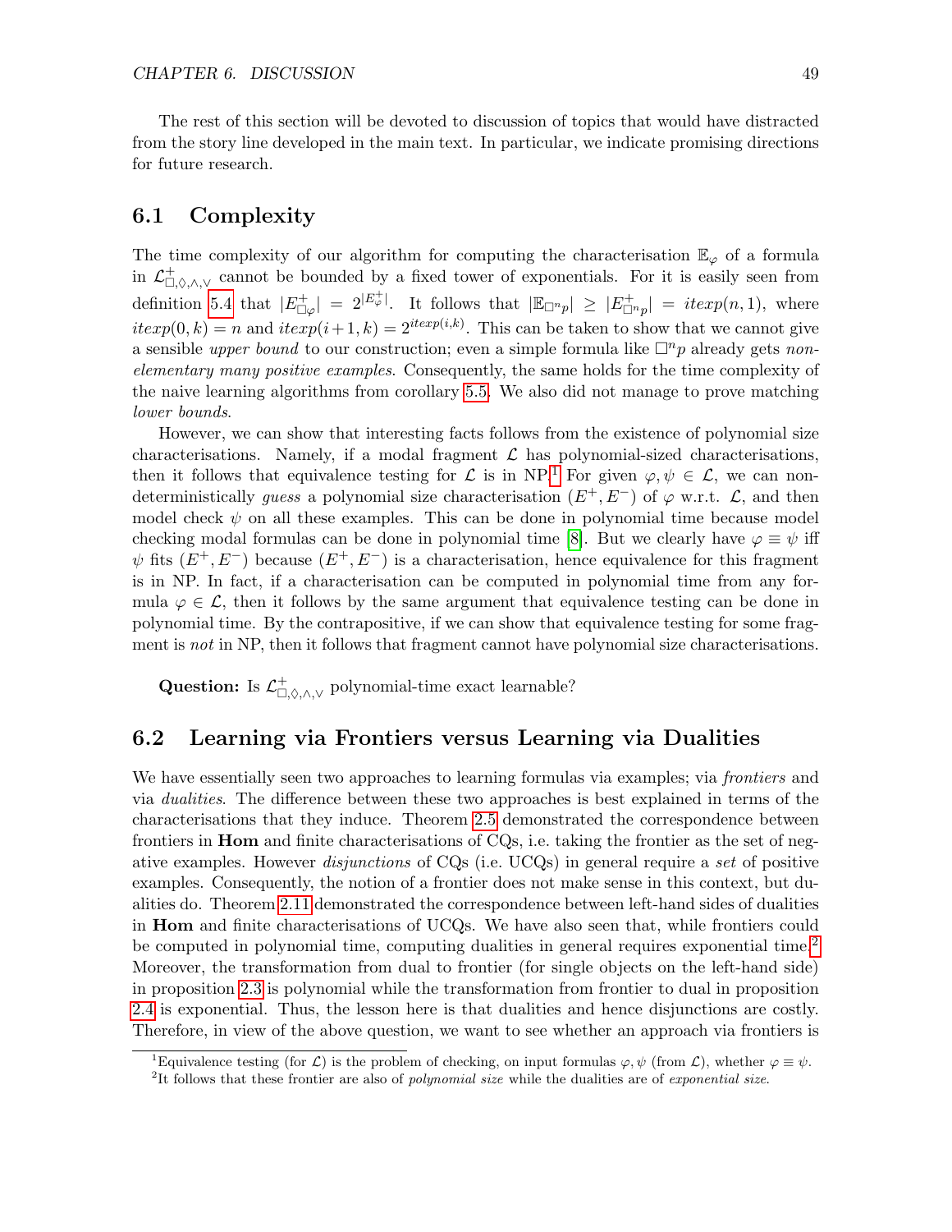The rest of this section will be devoted to discussion of topics that would have distracted from the story line developed in the main text. In particular, we indicate promising directions for future research.

## 6.1 Complexity

The time complexity of our algorithm for computing the characterisation $\mathbb{E}_\varphi$ of a formula in $\mathcal{L}^+_{\Box,\Diamond,\wedge,\vee}$ cannot be bounded by a fixed tower of exponentials. For it is easily seen from definition 5.4 that $|E^+_{\Box\varphi}| = 2^{|E^+_\varphi|}$. It follows that $|\mathbb{E}_{\Box^n p}| \geq |E^+_{\Box^n p}| = itexp(n, 1)$, where $itexp(0, k) = n$ and $itexp(i+1, k) = 2^{itexp(i,k)}$. This can be taken to show that we cannot give a sensible *upper bound* to our construction; even a simple formula like $\Box^n p$ already gets *non-elementary many positive examples*. Consequently, the same holds for the time complexity of the naive learning algorithms from corollary 5.5. We also did not manage to prove matching *lower bounds*.

However, we can show that interesting facts follows from the existence of polynomial size characterisations. Namely, if a modal fragment $\mathcal{L}$ has polynomial-sized characterisations, then it follows that equivalence testing for $\mathcal{L}$ is in NP.[1] For given $\varphi, \psi \in \mathcal{L}$, we can non-deterministically *guess* a polynomial size characterisation $(E^+, E^-)$ of $\varphi$ w.r.t. $\mathcal{L}$, and then model check $\psi$ on all these examples. This can be done in polynomial time because model checking modal formulas can be done in polynomial time [8]. But we clearly have $\varphi \equiv \psi$ iff $\psi$ fits $(E^+, E^-)$ because $(E^+, E^-)$ is a characterisation, hence equivalence for this fragment is in NP. In fact, if a characterisation can be computed in polynomial time from any formula $\varphi \in \mathcal{L}$, then it follows by the same argument that equivalence testing can be done in polynomial time. By the contrapositive, if we can show that equivalence testing for some fragment is *not* in NP, then it follows that fragment cannot have polynomial size characterisations.

**Question:** Is $\mathcal{L}^+_{\Box,\Diamond,\wedge,\vee}$ polynomial-time exact learnable?

## 6.2 Learning via Frontiers versus Learning via Dualities

We have essentially seen two approaches to learning formulas via examples; via *frontiers* and via *dualities*. The difference between these two approaches is best explained in terms of the characterisations that they induce. Theorem 2.5 demonstrated the correspondence between frontiers in **Hom** and finite characterisations of CQs, i.e. taking the frontier as the set of negative examples. However *disjunctions* of CQs (i.e. UCQs) in general require a *set* of positive examples. Consequently, the notion of a frontier does not make sense in this context, but dualities do. Theorem 2.11 demonstrated the correspondence between left-hand sides of dualities in **Hom** and finite characterisations of UCQs. We have also seen that, while frontiers could be computed in polynomial time, computing dualities in general requires exponential time.[2] Moreover, the transformation from dual to frontier (for single objects on the left-hand side) in proposition 2.3 is polynomial while the transformation from frontier to dual in proposition 2.4 is exponential. Thus, the lesson here is that dualities and hence disjunctions are costly. Therefore, in view of the above question, we want to see whether an approach via frontiers is

[1] Equivalence testing (for $\mathcal{L}$) is the problem of checking, on input formulas $\varphi, \psi$ (from $\mathcal{L}$), whether $\varphi \equiv \psi$.

[2] It follows that these frontier are also of *polynomial size* while the dualities are of *exponential size*.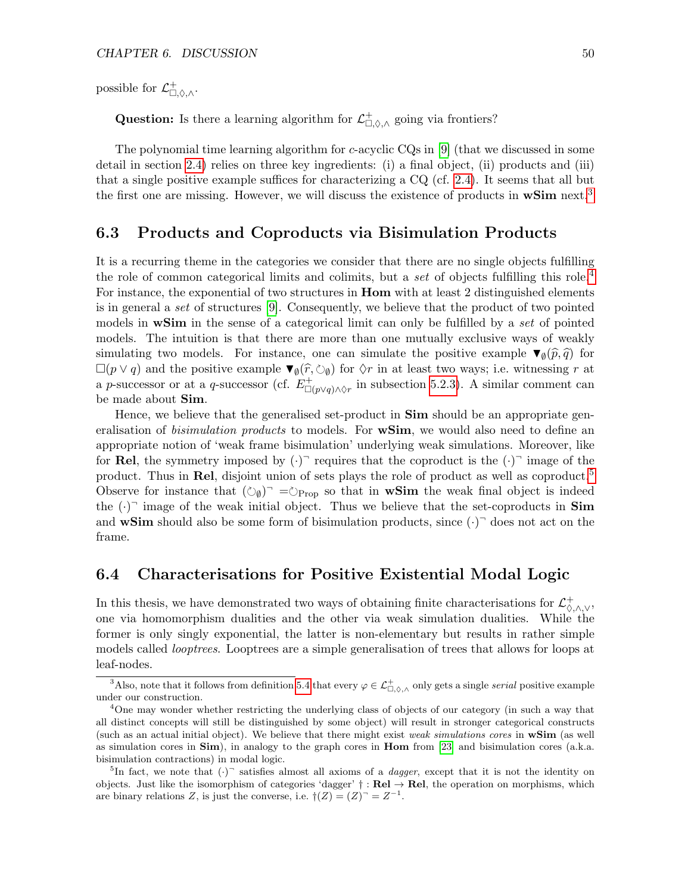possible for $\mathcal{L}^+_{\Box,\Diamond,\wedge}$.

**Question:** Is there a learning algorithm for $\mathcal{L}^+_{\Box,\Diamond,\wedge}$ going via frontiers?

The polynomial time learning algorithm for $c$-acyclic CQs in [9] (that we discussed in some detail in section 2.4) relies on three key ingredients: (i) a final object, (ii) products and (iii) that a single positive example suffices for characterizing a CQ (cf. 2.4). It seems that all but the first one are missing. However, we will discuss the existence of products in **wSim** next.[3]

## 6.3 Products and Coproducts via Bisimulation Products

It is a recurring theme in the categories we consider that there are no single objects fulfilling the role of common categorical limits and colimits, but a *set* of objects fulfilling this role.[4] For instance, the exponential of two structures in **Hom** with at least 2 distinguished elements is in general a *set* of structures [9]. Consequently, we believe that the product of two pointed models in **wSim** in the sense of a categorical limit can only be fulfilled by a *set* of pointed models. The intuition is that there are more than one mutually exclusive ways of weakly simulating two models. For instance, one can simulate the positive example $\blacktriangledown_\emptyset(\widehat{p},\widehat{q})$ for $\Box(p \vee q)$ and the positive example $\blacktriangledown_\emptyset(\widehat{r},\circlearrowleft_\emptyset)$ for $\Diamond r$ in at least two ways; i.e. witnessing $r$ at a $p$-successor or at a $q$-successor (cf. $E^+_{\Box(p\vee q)\wedge\Diamond r}$ in subsection 5.2.3). A similar comment can be made about **Sim**.

Hence, we believe that the generalised set-product in **Sim** should be an appropriate generalisation of *bisimulation products* to models. For **wSim**, we would also need to define an appropriate notion of 'weak frame bisimulation' underlying weak simulations. Moreover, like for **Rel**, the symmetry imposed by $(\cdot)^\neg$ requires that the coproduct is the $(\cdot)^\neg$ image of the product. Thus in **Rel**, disjoint union of sets plays the role of product as well as coproduct.[5] Observe for instance that $(\circlearrowleft_\emptyset)^\neg = \circlearrowleft_{\text{Prop}}$ so that in **wSim** the weak final object is indeed the $(\cdot)^\neg$ image of the weak initial object. Thus we believe that the set-coproducts in **Sim** and **wSim** should also be some form of bisimulation products, since $(\cdot)^\neg$ does not act on the frame.

## 6.4 Characterisations for Positive Existential Modal Logic

In this thesis, we have demonstrated two ways of obtaining finite characterisations for $\mathcal{L}^+_{\Diamond,\wedge,\vee}$, one via homomorphism dualities and the other via weak simulation dualities. While the former is only singly exponential, the latter is non-elementary but results in rather simple models called *looptrees*. Looptrees are a simple generalisation of trees that allows for loops at leaf-nodes.

---

[3] Also, note that it follows from definition 5.4 that every $\varphi \in \mathcal{L}^+_{\Box,\Diamond,\wedge}$ only gets a single *serial* positive example under our construction.

[4] One may wonder whether restricting the underlying class of objects of our category (in such a way that all distinct concepts will still be distinguished by some object) will result in stronger categorical constructs (such as an actual initial object). We believe that there might exist *weak simulations cores* in **wSim** (as well as simulation cores in **Sim**), in analogy to the graph cores in **Hom** from [23] and bisimulation cores (a.k.a. bisimulation contractions) in modal logic.

[5] In fact, we note that $(\cdot)^\neg$ satisfies almost all axioms of a *dagger*, except that it is not the identity on objects. Just like the isomorphism of categories 'dagger' $\dagger : \textbf{Rel} \to \textbf{Rel}$, the operation on morphisms, which are binary relations $Z$, is just the converse, i.e. $\dagger(Z) = (Z)^\neg = Z^{-1}$.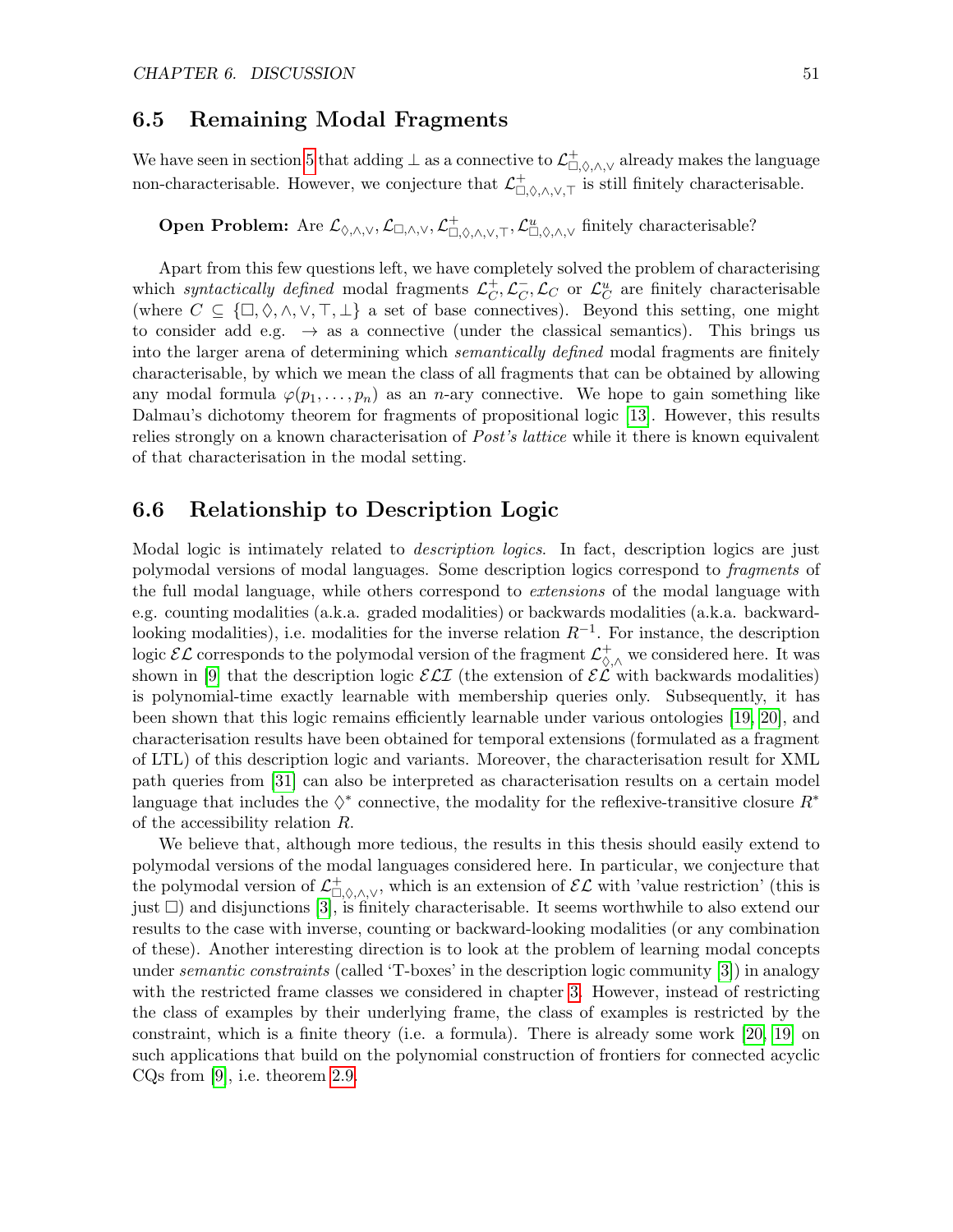## 6.5 Remaining Modal Fragments

We have seen in section 5 that adding $\bot$ as a connective to $\mathcal{L}^+_{\Box,\Diamond,\wedge,\vee}$ already makes the language non-characterisable. However, we conjecture that $\mathcal{L}^+_{\Box,\Diamond,\wedge,\vee,\top}$ is still finitely characterisable.

**Open Problem:** Are $\mathcal{L}_{\Diamond,\wedge,\vee}, \mathcal{L}_{\Box,\wedge,\vee}, \mathcal{L}^+_{\Box,\Diamond,\wedge,\vee,\top}, \mathcal{L}^u_{\Box,\Diamond,\wedge,\vee}$ finitely characterisable?

Apart from this few questions left, we have completely solved the problem of characterising which *syntactically defined* modal fragments $\mathcal{L}^+_C, \mathcal{L}^-_C, \mathcal{L}_C$ or $\mathcal{L}^u_C$ are finitely characterisable (where $C \subseteq \{\Box, \Diamond, \wedge, \vee, \top, \bot\}$ a set of base connectives). Beyond this setting, one might to consider add e.g. $\rightarrow$ as a connective (under the classical semantics). This brings us into the larger arena of determining which *semantically defined* modal fragments are finitely characterisable, by which we mean the class of all fragments that can be obtained by allowing any modal formula $\varphi(p_1, \ldots, p_n)$ as an $n$-ary connective. We hope to gain something like Dalmau's dichotomy theorem for fragments of propositional logic [13]. However, this results relies strongly on a known characterisation of *Post's lattice* while it there is known equivalent of that characterisation in the modal setting.

## 6.6 Relationship to Description Logic

Modal logic is intimately related to *description logics*. In fact, description logics are just polymodal versions of modal languages. Some description logics correspond to *fragments* of the full modal language, while others correspond to *extensions* of the modal language with e.g. counting modalities (a.k.a. graded modalities) or backwards modalities (a.k.a. backward-looking modalities), i.e. modalities for the inverse relation $R^{-1}$. For instance, the description logic $\mathcal{EL}$ corresponds to the polymodal version of the fragment $\mathcal{L}^+_{\Diamond,\wedge}$ we considered here. It was shown in [9] that the description logic $\mathcal{ELI}$ (the extension of $\mathcal{EL}$ with backwards modalities) is polynomial-time exactly learnable with membership queries only. Subsequently, it has been shown that this logic remains efficiently learnable under various ontologies [19, 20], and characterisation results have been obtained for temporal extensions (formulated as a fragment of LTL) of this description logic and variants. Moreover, the characterisation result for XML path queries from [31] can also be interpreted as characterisation results on a certain model language that includes the $\Diamond^*$ connective, the modality for the reflexive-transitive closure $R^*$ of the accessibility relation $R$.

We believe that, although more tedious, the results in this thesis should easily extend to polymodal versions of the modal languages considered here. In particular, we conjecture that the polymodal version of $\mathcal{L}^+_{\Box,\Diamond,\wedge,\vee}$, which is an extension of $\mathcal{EL}$ with 'value restriction' (this is just $\Box$) and disjunctions [3], is finitely characterisable. It seems worthwhile to also extend our results to the case with inverse, counting or backward-looking modalities (or any combination of these). Another interesting direction is to look at the problem of learning modal concepts under *semantic constraints* (called 'T-boxes' in the description logic community [3]) in analogy with the restricted frame classes we considered in chapter 3. However, instead of restricting the class of examples by their underlying frame, the class of examples is restricted by the constraint, which is a finite theory (i.e. a formula). There is already some work [20, 19] on such applications that build on the polynomial construction of frontiers for connected acyclic CQs from [9], i.e. theorem 2.9.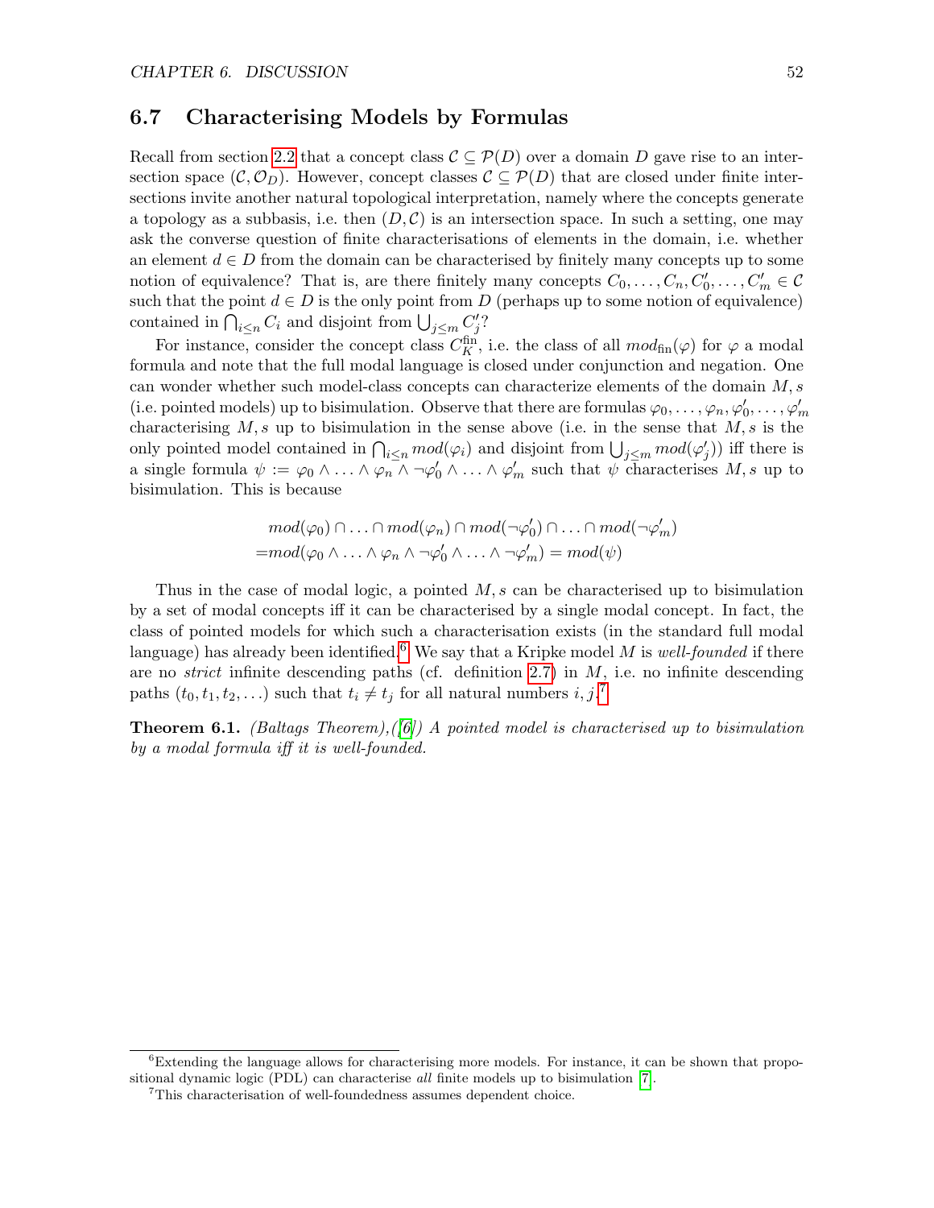## 6.7 Characterising Models by Formulas

Recall from section 2.2 that a concept class $\mathcal{C} \subseteq \mathcal{P}(D)$ over a domain $D$ gave rise to an intersection space $(\mathcal{C}, \mathcal{O}_D)$. However, concept classes $\mathcal{C} \subseteq \mathcal{P}(D)$ that are closed under finite intersections invite another natural topological interpretation, namely where the concepts generate a topology as a subbasis, i.e. then $(D, \mathcal{C})$ is an intersection space. In such a setting, one may ask the converse question of finite characterisations of elements in the domain, i.e. whether an element $d \in D$ from the domain can be characterised by finitely many concepts up to some notion of equivalence? That is, are there finitely many concepts $C_0, \ldots, C_n, C'_0, \ldots, C'_m \in \mathcal{C}$ such that the point $d \in D$ is the only point from $D$ (perhaps up to some notion of equivalence) contained in $\bigcap_{i \leq n} C_i$ and disjoint from $\bigcup_{j \leq m} C'_j$?

For instance, consider the concept class $C_K^{\text{fin}}$, i.e. the class of all $mod_{\text{fin}}(\varphi)$ for $\varphi$ a modal formula and note that the full modal language is closed under conjunction and negation. One can wonder whether such model-class concepts can characterize elements of the domain $M, s$ (i.e. pointed models) up to bisimulation. Observe that there are formulas $\varphi_0, \ldots, \varphi_n, \varphi'_0, \ldots, \varphi'_m$ characterising $M, s$ up to bisimulation in the sense above (i.e. in the sense that $M, s$ is the only pointed model contained in $\bigcap_{i \leq n} mod(\varphi_i)$ and disjoint from $\bigcup_{j \leq m} mod(\varphi'_j)$) iff there is a single formula $\psi := \varphi_0 \wedge \ldots \wedge \varphi_n \wedge \neg\varphi'_0 \wedge \ldots \wedge \varphi'_m$ such that $\psi$ characterises $M, s$ up to bisimulation. This is because

$$
\begin{aligned}
&mod(\varphi_0) \cap \ldots \cap mod(\varphi_n) \cap mod(\neg\varphi'_0) \cap \ldots \cap mod(\neg\varphi'_m) \\
=&mod(\varphi_0 \wedge \ldots \wedge \varphi_n \wedge \neg\varphi'_0 \wedge \ldots \wedge \neg\varphi'_m) = mod(\psi)
\end{aligned}
$$

Thus in the case of modal logic, a pointed $M, s$ can be characterised up to bisimulation by a set of modal concepts iff it can be characterised by a single modal concept. In fact, the class of pointed models for which such a characterisation exists (in the standard full modal language) has already been identified.[6] We say that a Kripke model $M$ is *well-founded* if there are no *strict* infinite descending paths (cf. definition 2.7) in $M$, i.e. no infinite descending paths $(t_0, t_1, t_2, \ldots)$ such that $t_i \neq t_j$ for all natural numbers $i, j$.[7]

**Theorem 6.1.** *(Baltags Theorem),([6]) A pointed model is characterised up to bisimulation by a modal formula iff it is well-founded.*

---

[6] Extending the language allows for characterising more models. For instance, it can be shown that propositional dynamic logic (PDL) can characterise *all* finite models up to bisimulation [7].

[7] This characterisation of well-foundedness assumes dependent choice.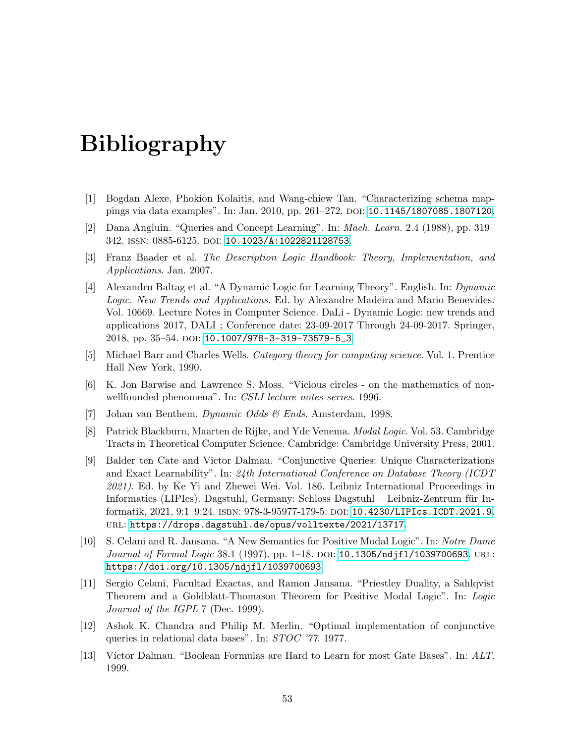# Bibliography

[1] Bogdan Alexe, Phokion Kolaitis, and Wang-chiew Tan. "Characterizing schema mappings via data examples". In: Jan. 2010, pp. 261–272. DOI: 10.1145/1807085.1807120.

[2] Dana Angluin. "Queries and Concept Learning". In: *Mach. Learn.* 2.4 (1988), pp. 319–342. ISSN: 0885-6125. DOI: 10.1023/A:1022821128753.

[3] Franz Baader et al. *The Description Logic Handbook: Theory, Implementation, and Applications*. Jan. 2007.

[4] Alexandru Baltag et al. "A Dynamic Logic for Learning Theory". English. In: *Dynamic Logic. New Trends and Applications.* Ed. by Alexandre Madeira and Mario Benevides. Vol. 10669. Lecture Notes in Computer Science. DaLi - Dynamic Logic: new trends and applications 2017, DALI ; Conference date: 23-09-2017 Through 24-09-2017. Springer, 2018, pp. 35–54. DOI: 10.1007/978-3-319-73579-5_3.

[5] Michael Barr and Charles Wells. *Category theory for computing science*. Vol. 1. Prentice Hall New York, 1990.

[6] K. Jon Barwise and Lawrence S. Moss. "Vicious circles - on the mathematics of non-wellfounded phenomena". In: *CSLI lecture notes series*. 1996.

[7] Johan van Benthem. *Dynamic Odds & Ends*. Amsterdam, 1998.

[8] Patrick Blackburn, Maarten de Rijke, and Yde Venema. *Modal Logic*. Vol. 53. Cambridge Tracts in Theoretical Computer Science. Cambridge: Cambridge University Press, 2001.

[9] Balder ten Cate and Victor Dalmau. "Conjunctive Queries: Unique Characterizations and Exact Learnability". In: *24th International Conference on Database Theory (ICDT 2021)*. Ed. by Ke Yi and Zhewei Wei. Vol. 186. Leibniz International Proceedings in Informatics (LIPIcs). Dagstuhl, Germany: Schloss Dagstuhl – Leibniz-Zentrum für Informatik, 2021, 9:1–9:24. ISBN: 978-3-95977-179-5. DOI: 10.4230/LIPIcs.ICDT.2021.9. URL: https://drops.dagstuhl.de/opus/volltexte/2021/13717.

[10] S. Celani and R. Jansana. "A New Semantics for Positive Modal Logic". In: *Notre Dame Journal of Formal Logic* 38.1 (1997), pp. 1–18. DOI: 10.1305/ndjfl/1039700693. URL: https://doi.org/10.1305/ndjfl/1039700693.

[11] Sergio Celani, Facultad Exactas, and Ramon Jansana. "Priestley Duality, a Sahlqvist Theorem and a Goldblatt-Thomason Theorem for Positive Modal Logic". In: *Logic Journal of the IGPL* 7 (Dec. 1999).

[12] Ashok K. Chandra and Philip M. Merlin. "Optimal implementation of conjunctive queries in relational data bases". In: *STOC '77*. 1977.

[13] Víctor Dalmau. "Boolean Formulas are Hard to Learn for most Gate Bases". In: *ALT*. 1999.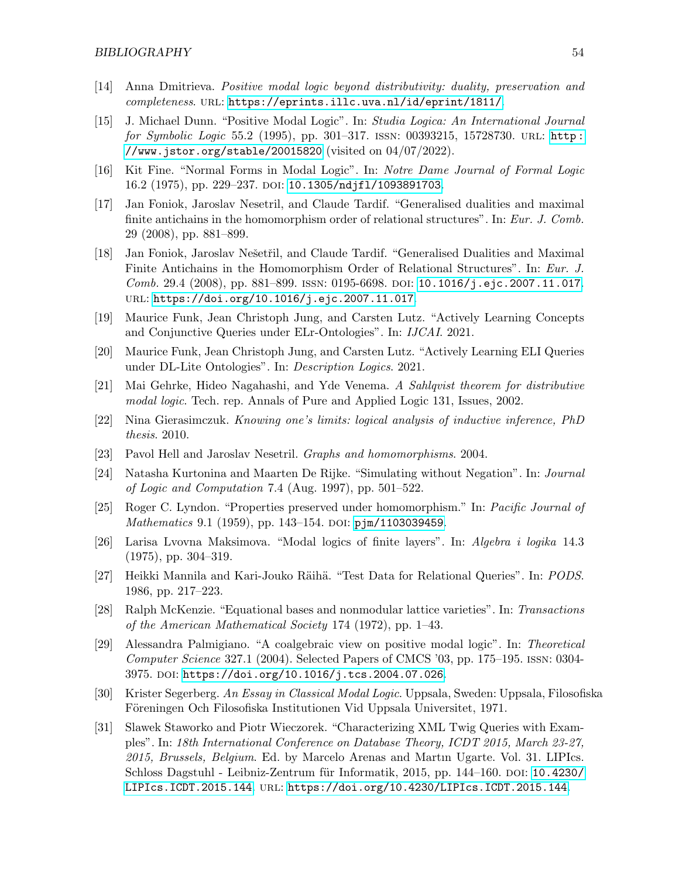[14] Anna Dmitrieva. *Positive modal logic beyond distributivity: duality, preservation and completeness*. URL: https://eprints.illc.uva.nl/id/eprint/1811/.

[15] J. Michael Dunn. "Positive Modal Logic". In: *Studia Logica: An International Journal for Symbolic Logic* 55.2 (1995), pp. 301–317. ISSN: 00393215, 15728730. URL: http://www.jstor.org/stable/20015820 (visited on 04/07/2022).

[16] Kit Fine. "Normal Forms in Modal Logic". In: *Notre Dame Journal of Formal Logic* 16.2 (1975), pp. 229–237. DOI: 10.1305/ndjfl/1093891703.

[17] Jan Foniok, Jaroslav Nesetril, and Claude Tardif. "Generalised dualities and maximal finite antichains in the homomorphism order of relational structures". In: *Eur. J. Comb.* 29 (2008), pp. 881–899.

[18] Jan Foniok, Jaroslav Nešetřil, and Claude Tardif. "Generalised Dualities and Maximal Finite Antichains in the Homomorphism Order of Relational Structures". In: *Eur. J. Comb.* 29.4 (2008), pp. 881–899. ISSN: 0195-6698. DOI: 10.1016/j.ejc.2007.11.017. URL: https://doi.org/10.1016/j.ejc.2007.11.017.

[19] Maurice Funk, Jean Christoph Jung, and Carsten Lutz. "Actively Learning Concepts and Conjunctive Queries under ELr-Ontologies". In: *IJCAI*. 2021.

[20] Maurice Funk, Jean Christoph Jung, and Carsten Lutz. "Actively Learning ELI Queries under DL-Lite Ontologies". In: *Description Logics*. 2021.

[21] Mai Gehrke, Hideo Nagahashi, and Yde Venema. *A Sahlqvist theorem for distributive modal logic*. Tech. rep. Annals of Pure and Applied Logic 131, Issues, 2002.

[22] Nina Gierasimczuk. *Knowing one's limits: logical analysis of inductive inference, PhD thesis*. 2010.

[23] Pavol Hell and Jaroslav Nesetril. *Graphs and homomorphisms*. 2004.

[24] Natasha Kurtonina and Maarten De Rijke. "Simulating without Negation". In: *Journal of Logic and Computation* 7.4 (Aug. 1997), pp. 501–522.

[25] Roger C. Lyndon. "Properties preserved under homomorphism." In: *Pacific Journal of Mathematics* 9.1 (1959), pp. 143–154. DOI: pjm/1103039459.

[26] Larisa Lvovna Maksimova. "Modal logics of finite layers". In: *Algebra i logika* 14.3 (1975), pp. 304–319.

[27] Heikki Mannila and Kari-Jouko Räihä. "Test Data for Relational Queries". In: *PODS*. 1986, pp. 217–223.

[28] Ralph McKenzie. "Equational bases and nonmodular lattice varieties". In: *Transactions of the American Mathematical Society* 174 (1972), pp. 1–43.

[29] Alessandra Palmigiano. "A coalgebraic view on positive modal logic". In: *Theoretical Computer Science* 327.1 (2004). Selected Papers of CMCS '03, pp. 175–195. ISSN: 0304-3975. DOI: https://doi.org/10.1016/j.tcs.2004.07.026.

[30] Krister Segerberg. *An Essay in Classical Modal Logic*. Uppsala, Sweden: Uppsala, Filosofiska Föreningen Och Filosofiska Institutionen Vid Uppsala Universitet, 1971.

[31] Slawek Staworko and Piotr Wieczorek. "Characterizing XML Twig Queries with Examples". In: *18th International Conference on Database Theory, ICDT 2015, March 23-27, 2015, Brussels, Belgium*. Ed. by Marcelo Arenas and Martın Ugarte. Vol. 31. LIPIcs. Schloss Dagstuhl - Leibniz-Zentrum für Informatik, 2015, pp. 144–160. DOI: 10.4230/LIPIcs.ICDT.2015.144. URL: https://doi.org/10.4230/LIPIcs.ICDT.2015.144.